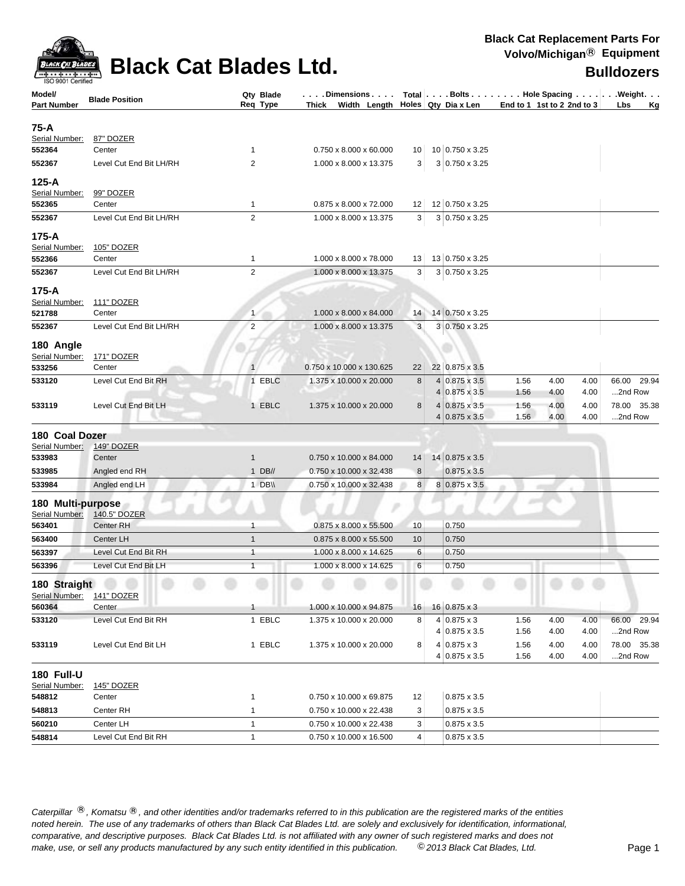# Black Cat Blades Ltd.

**Black Cat Replacement Parts For Volvo/Michigan® Equipment**

## Bulldozers

| Model/ Part Number | Blade Position | Qty Req | Blade Type | Dimensions Thick x Width x Length | Total Holes | Bolts Qty | Bolts Dia x Len | Hole Spacing End to 1 | 1st to 2 | 2nd to 3 | Weight Lbs | Weight Kg |
|---|---|---|---|---|---|---|---|---|---|---|---|---|
| **75-A** | | | | | | | | | | | | |
| Serial Number: | 87" DOZER | | | | | | | | | | | |
| 552364 | Center | 1 | | 0.750 x 8.000 x 60.000 | 10 | 10 | 0.750 x 3.25 | | | | | |
| 552367 | Level Cut End Bit LH/RH | 2 | | 1.000 x 8.000 x 13.375 | 3 | 3 | 0.750 x 3.25 | | | | | |
| **125-A** | | | | | | | | | | | | |
| Serial Number: | 99" DOZER | | | | | | | | | | | |
| 552365 | Center | 1 | | 0.875 x 8.000 x 72.000 | 12 | 12 | 0.750 x 3.25 | | | | | |
| 552367 | Level Cut End Bit LH/RH | 2 | | 1.000 x 8.000 x 13.375 | 3 | 3 | 0.750 x 3.25 | | | | | |
| **175-A** | | | | | | | | | | | | |
| Serial Number: | 105" DOZER | | | | | | | | | | | |
| 552366 | Center | 1 | | 1.000 x 8.000 x 78.000 | 13 | 13 | 0.750 x 3.25 | | | | | |
| 552367 | Level Cut End Bit LH/RH | 2 | | 1.000 x 8.000 x 13.375 | 3 | 3 | 0.750 x 3.25 | | | | | |
| **175-A** | | | | | | | | | | | | |
| Serial Number: | 111" DOZER | | | | | | | | | | | |
| 521788 | Center | 1 | | 1.000 x 8.000 x 84.000 | 14 | 14 | 0.750 x 3.25 | | | | | |
| 552367 | Level Cut End Bit LH/RH | 2 | | 1.000 x 8.000 x 13.375 | 3 | 3 | 0.750 x 3.25 | | | | | |
| **180 Angle** | | | | | | | | | | | | |
| Serial Number: | 171" DOZER | | | | | | | | | | | |
| 533256 | Center | 1 | | 0.750 x 10.000 x 130.625 | 22 | 22 | 0.875 x 3.5 | | | | | |
| 533120 | Level Cut End Bit RH | 1 | EBLC | 1.375 x 10.000 x 20.000 | 8 | 4 | 0.875 x 3.5 | 1.56 | 4.00 | 4.00 | 66.00 | 29.94 |
| | | | | | | 4 | 0.875 x 3.5 | 1.56 | 4.00 | 4.00 | ...2nd Row | |
| 533119 | Level Cut End Bit LH | 1 | EBLC | 1.375 x 10.000 x 20.000 | 8 | 4 | 0.875 x 3.5 | 1.56 | 4.00 | 4.00 | 78.00 | 35.38 |
| | | | | | | 4 | 0.875 x 3.5 | 1.56 | 4.00 | 4.00 | ...2nd Row | |
| **180 Coal Dozer** | | | | | | | | | | | | |
| Serial Number: | 149" DOZER | | | | | | | | | | | |
| 533983 | Center | 1 | | 0.750 x 10.000 x 84.000 | 14 | 14 | 0.875 x 3.5 | | | | | |
| 533985 | Angled end RH | 1 | DB// | 0.750 x 10.000 x 32.438 | 8 | | 0.875 x 3.5 | | | | | |
| 533984 | Angled end LH | 1 | DB\\ | 0.750 x 10.000 x 32.438 | 8 | 8 | 0.875 x 3.5 | | | | | |
| **180 Multi-purpose** | | | | | | | | | | | | |
| Serial Number: | 140.5" DOZER | | | | | | | | | | | |
| 563401 | Center RH | 1 | | 0.875 x 8.000 x 55.500 | 10 | | 0.750 | | | | | |
| 563400 | Center LH | 1 | | 0.875 x 8.000 x 55.500 | 10 | | 0.750 | | | | | |
| 563397 | Level Cut End Bit RH | 1 | | 1.000 x 8.000 x 14.625 | 6 | | 0.750 | | | | | |
| 563396 | Level Cut End Bit LH | 1 | | 1.000 x 8.000 x 14.625 | 6 | | 0.750 | | | | | |
| **180 Straight** | | | | | | | | | | | | |
| Serial Number: | 141" DOZER | | | | | | | | | | | |
| 560364 | Center | 1 | | 1.000 x 10.000 x 94.875 | 16 | 16 | 0.875 x 3 | | | | | |
| 533120 | Level Cut End Bit RH | 1 | EBLC | 1.375 x 10.000 x 20.000 | 8 | 4 | 0.875 x 3 | 1.56 | 4.00 | 4.00 | 66.00 | 29.94 |
| | | | | | | 4 | 0.875 x 3.5 | 1.56 | 4.00 | 4.00 | ...2nd Row | |
| 533119 | Level Cut End Bit LH | 1 | EBLC | 1.375 x 10.000 x 20.000 | 8 | 4 | 0.875 x 3 | 1.56 | 4.00 | 4.00 | 78.00 | 35.38 |
| | | | | | | 4 | 0.875 x 3.5 | 1.56 | 4.00 | 4.00 | ...2nd Row | |
| **180 Full-U** | | | | | | | | | | | | |
| Serial Number: | 145" DOZER | | | | | | | | | | | |
| 548812 | Center | 1 | | 0.750 x 10.000 x 69.875 | 12 | | 0.875 x 3.5 | | | | | |
| 548813 | Center RH | 1 | | 0.750 x 10.000 x 22.438 | 3 | | 0.875 x 3.5 | | | | | |
| 560210 | Center LH | 1 | | 0.750 x 10.000 x 22.438 | 3 | | 0.875 x 3.5 | | | | | |
| 548814 | Level Cut End Bit RH | 1 | | 0.750 x 10.000 x 16.500 | 4 | | 0.875 x 3.5 | | | | | |

*Caterpillar ®, Komatsu ®, and other identities and/or trademarks referred to in this publication are the registered marks of the entities noted herein. The use of any trademarks of others than Black Cat Blades Ltd. are solely and exclusively for identification, informational, comparative, and descriptive purposes. Black Cat Blades Ltd. is not affiliated with any owner of such registered marks and does not make, use, or sell any products manufactured by any such entity identified in this publication. © 2013 Black Cat Blades, Ltd.*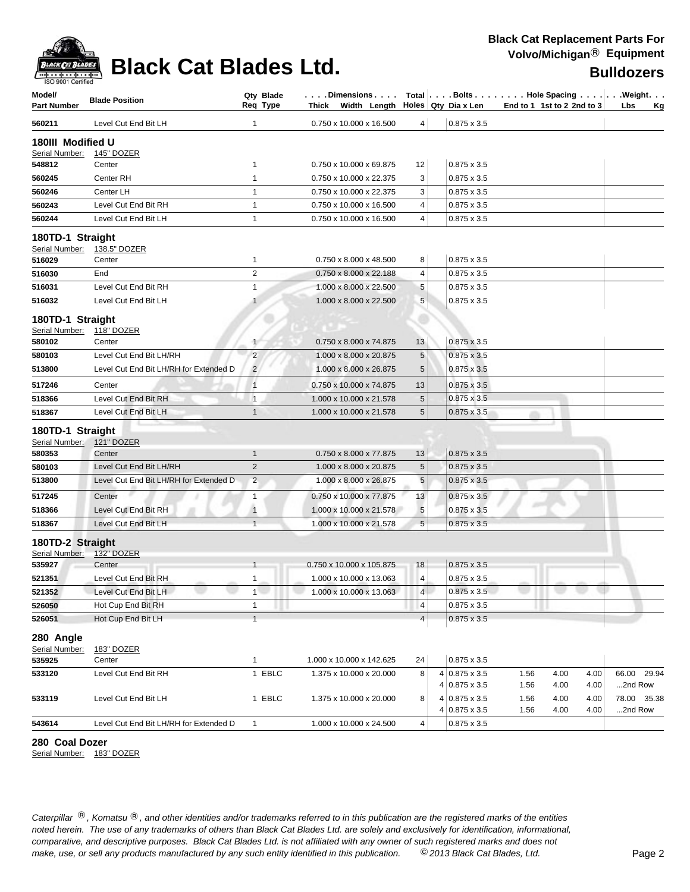| Model/ Part Number | Blade Position | Qty Req | Blade Type | Dimensions Thick Width Length | Total Holes | Bolts Qty | Dia x Len | Hole Spacing End to 1 | 1st to 2 | 2nd to 3 | Weight Lbs | Kg |
|---|---|---|---|---|---|---|---|---|---|---|---|---|
| 560211 | Level Cut End Bit LH | 1 | | 0.750 x 10.000 x 16.500 | 4 | | 0.875 x 3.5 | | | | | |
| **180III Modified U** | | | | | | | | | | | | |
| Serial Number: | 145" DOZER | | | | | | | | | | | |
| 548812 | Center | 1 | | 0.750 x 10.000 x 69.875 | 12 | | 0.875 x 3.5 | | | | | |
| 560245 | Center RH | 1 | | 0.750 x 10.000 x 22.375 | 3 | | 0.875 x 3.5 | | | | | |
| 560246 | Center LH | 1 | | 0.750 x 10.000 x 22.375 | 3 | | 0.875 x 3.5 | | | | | |
| 560243 | Level Cut End Bit RH | 1 | | 0.750 x 10.000 x 16.500 | 4 | | 0.875 x 3.5 | | | | | |
| 560244 | Level Cut End Bit LH | 1 | | 0.750 x 10.000 x 16.500 | 4 | | 0.875 x 3.5 | | | | | |
| **180TD-1 Straight** | | | | | | | | | | | | |
| Serial Number: | 138.5" DOZER | | | | | | | | | | | |
| 516029 | Center | 1 | | 0.750 x 8.000 x 48.500 | 8 | | 0.875 x 3.5 | | | | | |
| 516030 | End | 2 | | 0.750 x 8.000 x 22.188 | 4 | | 0.875 x 3.5 | | | | | |
| 516031 | Level Cut End Bit RH | 1 | | 1.000 x 8.000 x 22.500 | 5 | | 0.875 x 3.5 | | | | | |
| 516032 | Level Cut End Bit LH | 1 | | 1.000 x 8.000 x 22.500 | 5 | | 0.875 x 3.5 | | | | | |
| **180TD-1 Straight** | | | | | | | | | | | | |
| Serial Number: | 118" DOZER | | | | | | | | | | | |
| 580102 | Center | 1 | | 0.750 x 8.000 x 74.875 | 13 | | 0.875 x 3.5 | | | | | |
| 580103 | Level Cut End Bit LH/RH | 2 | | 1.000 x 8.000 x 20.875 | 5 | | 0.875 x 3.5 | | | | | |
| 513800 | Level Cut End Bit LH/RH for Extended D | 2 | | 1.000 x 8.000 x 26.875 | 5 | | 0.875 x 3.5 | | | | | |
| 517246 | Center | 1 | | 0.750 x 10.000 x 74.875 | 13 | | 0.875 x 3.5 | | | | | |
| 518366 | Level Cut End Bit RH | 1 | | 1.000 x 10.000 x 21.578 | 5 | | 0.875 x 3.5 | | | | | |
| 518367 | Level Cut End Bit LH | 1 | | 1.000 x 10.000 x 21.578 | 5 | | 0.875 x 3.5 | | | | | |
| **180TD-1 Straight** | | | | | | | | | | | | |
| Serial Number: | 121" DOZER | | | | | | | | | | | |
| 580353 | Center | 1 | | 0.750 x 8.000 x 77.875 | 13 | | 0.875 x 3.5 | | | | | |
| 580103 | Level Cut End Bit LH/RH | 2 | | 1.000 x 8.000 x 20.875 | 5 | | 0.875 x 3.5 | | | | | |
| 513800 | Level Cut End Bit LH/RH for Extended D | 2 | | 1.000 x 8.000 x 26.875 | 5 | | 0.875 x 3.5 | | | | | |
| 517245 | Center | 1 | | 0.750 x 10.000 x 77.875 | 13 | | 0.875 x 3.5 | | | | | |
| 518366 | Level Cut End Bit RH | 1 | | 1.000 x 10.000 x 21.578 | 5 | | 0.875 x 3.5 | | | | | |
| 518367 | Level Cut End Bit LH | 1 | | 1.000 x 10.000 x 21.578 | 5 | | 0.875 x 3.5 | | | | | |
| **180TD-2 Straight** | | | | | | | | | | | | |
| Serial Number: | 132" DOZER | | | | | | | | | | | |
| 535927 | Center | 1 | | 0.750 x 10.000 x 105.875 | 18 | | 0.875 x 3.5 | | | | | |
| 521351 | Level Cut End Bit RH | 1 | | 1.000 x 10.000 x 13.063 | 4 | | 0.875 x 3.5 | | | | | |
| 521352 | Level Cut End Bit LH | 1 | | 1.000 x 10.000 x 13.063 | 4 | | 0.875 x 3.5 | | | | | |
| 526050 | Hot Cup End Bit RH | 1 | | | 4 | | 0.875 x 3.5 | | | | | |
| 526051 | Hot Cup End Bit LH | 1 | | | 4 | | 0.875 x 3.5 | | | | | |
| **280 Angle** | | | | | | | | | | | | |
| Serial Number: | 183" DOZER | | | | | | | | | | | |
| 535925 | Center | 1 | | 1.000 x 10.000 x 142.625 | 24 | | 0.875 x 3.5 | | | | | |
| 533120 | Level Cut End Bit RH | 1 | EBLC | 1.375 x 10.000 x 20.000 | 8 | 4 | 0.875 x 3.5 | 1.56 | 4.00 | 4.00 | 66.00 | 29.94 |
| | | | | | | 4 | 0.875 x 3.5 | 1.56 | 4.00 | 4.00 | ...2nd Row | |
| 533119 | Level Cut End Bit LH | 1 | EBLC | 1.375 x 10.000 x 20.000 | 8 | 4 | 0.875 x 3.5 | 1.56 | 4.00 | 4.00 | 78.00 | 35.38 |
| | | | | | | 4 | 0.875 x 3.5 | 1.56 | 4.00 | 4.00 | ...2nd Row | |
| 543614 | Level Cut End Bit LH/RH for Extended D | 1 | | 1.000 x 10.000 x 24.500 | 4 | | 0.875 x 3.5 | | | | | |

**280 Coal Dozer**

Serial Number: 183" DOZER

*Caterpillar ®, Komatsu ®, and other identities and/or trademarks referred to in this publication are the registered marks of the entities noted herein. The use of any trademarks of others than Black Cat Blades Ltd. are solely and exclusively for identification, informational, comparative, and descriptive purposes. Black Cat Blades Ltd. is not affiliated with any owner of such registered marks and does not make, use, or sell any products manufactured by any such entity identified in this publication.* *© 2013 Black Cat Blades, Ltd.*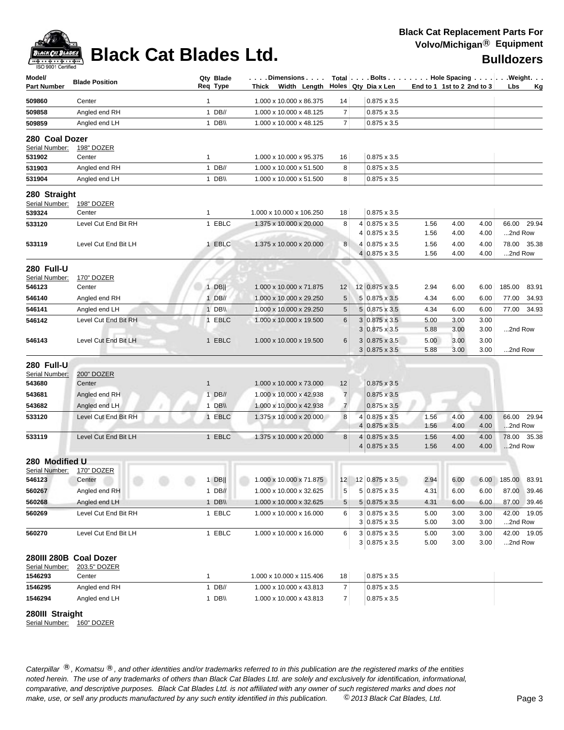**Black Cat Blades Ltd.**

**Black Cat Replacement Parts For Volvo/Michigan® Equipment**

**Bulldozers**

| Model/ Part Number | Blade Position | Qty Req | Blade Type | Dimensions Thick x Width x Length | Total Holes | Bolts Qty | Bolts Dia x Len | Hole Spacing End to 1 | 1st to 2 | 2nd to 3 | Weight Lbs | Kg |
|---|---|---|---|---|---|---|---|---|---|---|---|---|
| 509860 | Center | 1 | | 1.000 x 10.000 x 86.375 | 14 | | 0.875 x 3.5 | | | | | |
| 509858 | Angled end RH | 1 | DB// | 1.000 x 10.000 x 48.125 | 7 | | 0.875 x 3.5 | | | | | |
| 509859 | Angled end LH | 1 | DB\\ | 1.000 x 10.000 x 48.125 | 7 | | 0.875 x 3.5 | | | | | |

## 280 Coal Dozer

Serial Number: 198" DOZER

| Part Number | Blade Position | Qty Req | Blade Type | Dimensions Thick x Width x Length | Total Holes | Bolts Qty | Bolts Dia x Len | End to 1 | 1st to 2 | 2nd to 3 | Lbs | Kg |
|---|---|---|---|---|---|---|---|---|---|---|---|---|
| 531902 | Center | 1 | | 1.000 x 10.000 x 95.375 | 16 | | 0.875 x 3.5 | | | | | |
| 531903 | Angled end RH | 1 | DB// | 1.000 x 10.000 x 51.500 | 8 | | 0.875 x 3.5 | | | | | |
| 531904 | Angled end LH | 1 | DB\\ | 1.000 x 10.000 x 51.500 | 8 | | 0.875 x 3.5 | | | | | |

## 280 Straight

Serial Number: 198" DOZER

| Part Number | Blade Position | Qty Req | Blade Type | Dimensions Thick x Width x Length | Total Holes | Bolts Qty | Bolts Dia x Len | End to 1 | 1st to 2 | 2nd to 3 | Lbs | Kg |
|---|---|---|---|---|---|---|---|---|---|---|---|---|
| 539324 | Center | 1 | | 1.000 x 10.000 x 106.250 | 18 | | 0.875 x 3.5 | | | | | |
| 533120 | Level Cut End Bit RH | 1 | EBLC | 1.375 x 10.000 x 20.000 | 8 | 4 | 0.875 x 3.5 | 1.56 | 4.00 | 4.00 | 66.00 | 29.94 |
| | | | | | | 4 | 0.875 x 3.5 | 1.56 | 4.00 | 4.00 | ...2nd Row | |
| 533119 | Level Cut End Bit LH | 1 | EBLC | 1.375 x 10.000 x 20.000 | 8 | 4 | 0.875 x 3.5 | 1.56 | 4.00 | 4.00 | 78.00 | 35.38 |
| | | | | | | 4 | 0.875 x 3.5 | 1.56 | 4.00 | 4.00 | ...2nd Row | |

## 280 Full-U

Serial Number: 170" DOZER

| Part Number | Blade Position | Qty Req | Blade Type | Dimensions Thick x Width x Length | Total Holes | Bolts Qty | Bolts Dia x Len | End to 1 | 1st to 2 | 2nd to 3 | Lbs | Kg |
|---|---|---|---|---|---|---|---|---|---|---|---|---|
| 546123 | Center | 1 | DB\|\| | 1.000 x 10.000 x 71.875 | 12 | 12 | 0.875 x 3.5 | 2.94 | 6.00 | 6.00 | 185.00 | 83.91 |
| 546140 | Angled end RH | 1 | DB// | 1.000 x 10.000 x 29.250 | 5 | 5 | 0.875 x 3.5 | 4.34 | 6.00 | 6.00 | 77.00 | 34.93 |
| 546141 | Angled end LH | 1 | DB\\ | 1.000 x 10.000 x 29.250 | 5 | 5 | 0.875 x 3.5 | 4.34 | 6.00 | 6.00 | 77.00 | 34.93 |
| 546142 | Level Cut End Bit RH | 1 | EBLC | 1.000 x 10.000 x 19.500 | 6 | 3 | 0.875 x 3.5 | 5.00 | 3.00 | 3.00 | | |
| | | | | | | 3 | 0.875 x 3.5 | 5.88 | 3.00 | 3.00 | ...2nd Row | |
| 546143 | Level Cut End Bit LH | 1 | EBLC | 1.000 x 10.000 x 19.500 | 6 | 3 | 0.875 x 3.5 | 5.00 | 3.00 | 3.00 | | |
| | | | | | | 3 | 0.875 x 3.5 | 5.88 | 3.00 | 3.00 | ...2nd Row | |

## 280 Full-U

Serial Number: 200" DOZER

| Part Number | Blade Position | Qty Req | Blade Type | Dimensions Thick x Width x Length | Total Holes | Bolts Qty | Bolts Dia x Len | End to 1 | 1st to 2 | 2nd to 3 | Lbs | Kg |
|---|---|---|---|---|---|---|---|---|---|---|---|---|
| 543680 | Center | 1 | | 1.000 x 10.000 x 73.000 | 12 | | 0.875 x 3.5 | | | | | |
| 543681 | Angled end RH | 1 | DB// | 1.000 x 10.000 x 42.938 | 7 | | 0.875 x 3.5 | | | | | |
| 543682 | Angled end LH | 1 | DB\\ | 1.000 x 10.000 x 42.938 | 7 | | 0.875 x 3.5 | | | | | |
| 533120 | Level Cut End Bit RH | 1 | EBLC | 1.375 x 10.000 x 20.000 | 8 | 4 | 0.875 x 3.5 | 1.56 | 4.00 | 4.00 | 66.00 | 29.94 |
| | | | | | | 4 | 0.875 x 3.5 | 1.56 | 4.00 | 4.00 | ...2nd Row | |
| 533119 | Level Cut End Bit LH | 1 | EBLC | 1.375 x 10.000 x 20.000 | 8 | 4 | 0.875 x 3.5 | 1.56 | 4.00 | 4.00 | 78.00 | 35.38 |
| | | | | | | 4 | 0.875 x 3.5 | 1.56 | 4.00 | 4.00 | ...2nd Row | |

## 280 Modified U

Serial Number: 170" DOZER

| Part Number | Blade Position | Qty Req | Blade Type | Dimensions Thick x Width x Length | Total Holes | Bolts Qty | Bolts Dia x Len | End to 1 | 1st to 2 | 2nd to 3 | Lbs | Kg |
|---|---|---|---|---|---|---|---|---|---|---|---|---|
| 546123 | Center | 1 | DB\|\| | 1.000 x 10.000 x 71.875 | 12 | 12 | 0.875 x 3.5 | 2.94 | 6.00 | 6.00 | 185.00 | 83.91 |
| 560267 | Angled end RH | 1 | DB// | 1.000 x 10.000 x 32.625 | 5 | 5 | 0.875 x 3.5 | 4.31 | 6.00 | 6.00 | 87.00 | 39.46 |
| 560268 | Angled end LH | 1 | DB\\ | 1.000 x 10.000 x 32.625 | 5 | 5 | 0.875 x 3.5 | 4.31 | 6.00 | 6.00 | 87.00 | 39.46 |
| 560269 | Level Cut End Bit RH | 1 | EBLC | 1.000 x 10.000 x 16.000 | 6 | 3 | 0.875 x 3.5 | 5.00 | 3.00 | 3.00 | 42.00 | 19.05 |
| | | | | | | 3 | 0.875 x 3.5 | 5.00 | 3.00 | 3.00 | ...2nd Row | |
| 560270 | Level Cut End Bit LH | 1 | EBLC | 1.000 x 10.000 x 16.000 | 6 | 3 | 0.875 x 3.5 | 5.00 | 3.00 | 3.00 | 42.00 | 19.05 |
| | | | | | | 3 | 0.875 x 3.5 | 5.00 | 3.00 | 3.00 | ...2nd Row | |

## 280III 280B Coal Dozer

Serial Number: 203.5" DOZER

| Part Number | Blade Position | Qty Req | Blade Type | Dimensions Thick x Width x Length | Total Holes | Bolts Qty | Bolts Dia x Len | End to 1 | 1st to 2 | 2nd to 3 | Lbs | Kg |
|---|---|---|---|---|---|---|---|---|---|---|---|---|
| 1546293 | Center | 1 | | 1.000 x 10.000 x 115.406 | 18 | | 0.875 x 3.5 | | | | | |
| 1546295 | Angled end RH | 1 | DB// | 1.000 x 10.000 x 43.813 | 7 | | 0.875 x 3.5 | | | | | |
| 1546294 | Angled end LH | 1 | DB\\ | 1.000 x 10.000 x 43.813 | 7 | | 0.875 x 3.5 | | | | | |

## 280III Straight

Serial Number: 160" DOZER

*Caterpillar ®, Komatsu ®, and other identities and/or trademarks referred to in this publication are the registered marks of the entities noted herein. The use of any trademarks of others than Black Cat Blades Ltd. are solely and exclusively for identification, informational, comparative, and descriptive purposes. Black Cat Blades Ltd. is not affiliated with any owner of such registered marks and does not make, use, or sell any products manufactured by any such entity identified in this publication. © 2013 Black Cat Blades, Ltd.*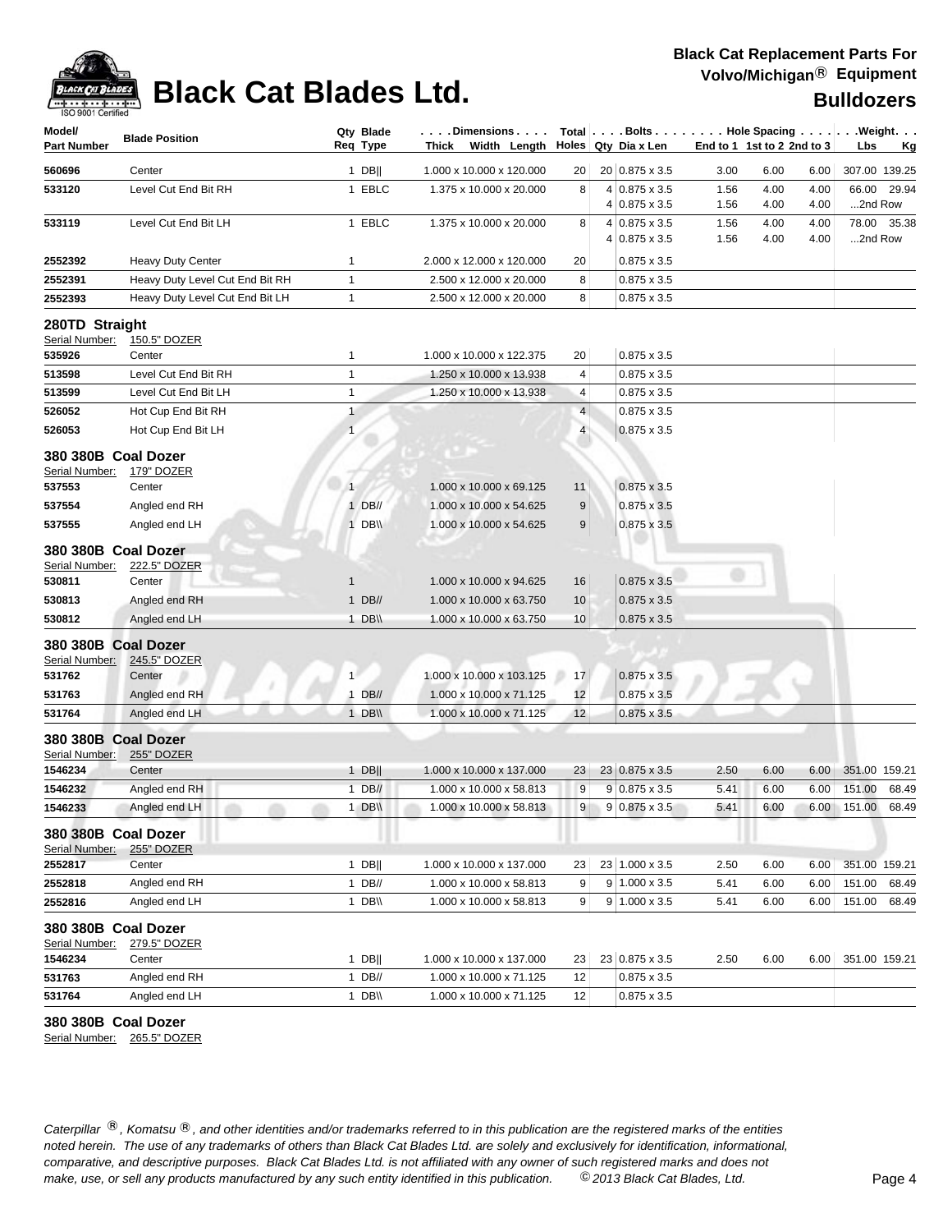# Black Cat Blades Ltd.

**Black Cat Replacement Parts For Volvo/Michigan® Equipment**

**Bulldozers**

| Model/ Part Number | Blade Position | Qty Req | Blade Type | Dimensions Thick x Width x Length | Total Holes | Bolts Qty | Dia x Len | Hole Spacing End to 1 | 1st to 2 | 2nd to 3 | Weight Lbs | Kg |
|---|---|---|---|---|---|---|---|---|---|---|---|---|
| 560696 | Center | 1 | DB‖ | 1.000 x 10.000 x 120.000 | 20 | 20 | 0.875 x 3.5 | 3.00 | 6.00 | 6.00 | 307.00 | 139.25 |
| 533120 | Level Cut End Bit RH | 1 | EBLC | 1.375 x 10.000 x 20.000 | 8 | 4 | 0.875 x 3.5 | 1.56 | 4.00 | 4.00 | 66.00 | 29.94 |
| | | | | | | 4 | 0.875 x 3.5 | 1.56 | 4.00 | 4.00 | ...2nd Row | |
| 533119 | Level Cut End Bit LH | 1 | EBLC | 1.375 x 10.000 x 20.000 | 8 | 4 | 0.875 x 3.5 | 1.56 | 4.00 | 4.00 | 78.00 | 35.38 |
| | | | | | | 4 | 0.875 x 3.5 | 1.56 | 4.00 | 4.00 | ...2nd Row | |
| 2552392 | Heavy Duty Center | 1 | | 2.000 x 12.000 x 120.000 | 20 | | 0.875 x 3.5 | | | | | |
| 2552391 | Heavy Duty Level Cut End Bit RH | 1 | | 2.500 x 12.000 x 20.000 | 8 | | 0.875 x 3.5 | | | | | |
| 2552393 | Heavy Duty Level Cut End Bit LH | 1 | | 2.500 x 12.000 x 20.000 | 8 | | 0.875 x 3.5 | | | | | |

## 280TD Straight

Serial Number: 150.5" DOZER

| Model/ Part Number | Blade Position | Qty Req | Blade Type | Dimensions Thick x Width x Length | Total Holes | Bolts Qty | Dia x Len | Hole Spacing End to 1 | 1st to 2 | 2nd to 3 | Weight Lbs | Kg |
|---|---|---|---|---|---|---|---|---|---|---|---|---|
| 535926 | Center | 1 | | 1.000 x 10.000 x 122.375 | 20 | | 0.875 x 3.5 | | | | | |
| 513598 | Level Cut End Bit RH | 1 | | 1.250 x 10.000 x 13.938 | 4 | | 0.875 x 3.5 | | | | | |
| 513599 | Level Cut End Bit LH | 1 | | 1.250 x 10.000 x 13.938 | 4 | | 0.875 x 3.5 | | | | | |
| 526052 | Hot Cup End Bit RH | 1 | | | 4 | | 0.875 x 3.5 | | | | | |
| 526053 | Hot Cup End Bit LH | 1 | | | 4 | | 0.875 x 3.5 | | | | | |

## 380 380B Coal Dozer

Serial Number: 179" DOZER

| Model/ Part Number | Blade Position | Qty Req | Blade Type | Dimensions Thick x Width x Length | Total Holes | Bolts Qty | Dia x Len | Hole Spacing End to 1 | 1st to 2 | 2nd to 3 | Weight Lbs | Kg |
|---|---|---|---|---|---|---|---|---|---|---|---|---|
| 537553 | Center | 1 | | 1.000 x 10.000 x 69.125 | 11 | | 0.875 x 3.5 | | | | | |
| 537554 | Angled end RH | 1 | DB// | 1.000 x 10.000 x 54.625 | 9 | | 0.875 x 3.5 | | | | | |
| 537555 | Angled end LH | 1 | DB\\ | 1.000 x 10.000 x 54.625 | 9 | | 0.875 x 3.5 | | | | | |

## 380 380B Coal Dozer

Serial Number: 222.5" DOZER

| Model/ Part Number | Blade Position | Qty Req | Blade Type | Dimensions Thick x Width x Length | Total Holes | Bolts Qty | Dia x Len | Hole Spacing End to 1 | 1st to 2 | 2nd to 3 | Weight Lbs | Kg |
|---|---|---|---|---|---|---|---|---|---|---|---|---|
| 530811 | Center | 1 | | 1.000 x 10.000 x 94.625 | 16 | | 0.875 x 3.5 | | | | | |
| 530813 | Angled end RH | 1 | DB// | 1.000 x 10.000 x 63.750 | 10 | | 0.875 x 3.5 | | | | | |
| 530812 | Angled end LH | 1 | DB\\ | 1.000 x 10.000 x 63.750 | 10 | | 0.875 x 3.5 | | | | | |

## 380 380B Coal Dozer

Serial Number: 245.5" DOZER

| Model/ Part Number | Blade Position | Qty Req | Blade Type | Dimensions Thick x Width x Length | Total Holes | Bolts Qty | Dia x Len | Hole Spacing End to 1 | 1st to 2 | 2nd to 3 | Weight Lbs | Kg |
|---|---|---|---|---|---|---|---|---|---|---|---|---|
| 531762 | Center | 1 | | 1.000 x 10.000 x 103.125 | 17 | | 0.875 x 3.5 | | | | | |
| 531763 | Angled end RH | 1 | DB// | 1.000 x 10.000 x 71.125 | 12 | | 0.875 x 3.5 | | | | | |
| 531764 | Angled end LH | 1 | DB\\ | 1.000 x 10.000 x 71.125 | 12 | | 0.875 x 3.5 | | | | | |

## 380 380B Coal Dozer

Serial Number: 255" DOZER

| Model/ Part Number | Blade Position | Qty Req | Blade Type | Dimensions Thick x Width x Length | Total Holes | Bolts Qty | Dia x Len | Hole Spacing End to 1 | 1st to 2 | 2nd to 3 | Weight Lbs | Kg |
|---|---|---|---|---|---|---|---|---|---|---|---|---|
| 1546234 | Center | 1 | DB‖ | 1.000 x 10.000 x 137.000 | 23 | 23 | 0.875 x 3.5 | 2.50 | 6.00 | 6.00 | 351.00 | 159.21 |
| 1546232 | Angled end RH | 1 | DB// | 1.000 x 10.000 x 58.813 | 9 | 9 | 0.875 x 3.5 | 5.41 | 6.00 | 6.00 | 151.00 | 68.49 |
| 1546233 | Angled end LH | 1 | DB\\ | 1.000 x 10.000 x 58.813 | 9 | 9 | 0.875 x 3.5 | 5.41 | 6.00 | 6.00 | 151.00 | 68.49 |

## 380 380B Coal Dozer

Serial Number: 255" DOZER

| Model/ Part Number | Blade Position | Qty Req | Blade Type | Dimensions Thick x Width x Length | Total Holes | Bolts Qty | Dia x Len | Hole Spacing End to 1 | 1st to 2 | 2nd to 3 | Weight Lbs | Kg |
|---|---|---|---|---|---|---|---|---|---|---|---|---|
| 2552817 | Center | 1 | DB‖ | 1.000 x 10.000 x 137.000 | 23 | 23 | 1.000 x 3.5 | 2.50 | 6.00 | 6.00 | 351.00 | 159.21 |
| 2552818 | Angled end RH | 1 | DB// | 1.000 x 10.000 x 58.813 | 9 | 9 | 1.000 x 3.5 | 5.41 | 6.00 | 6.00 | 151.00 | 68.49 |
| 2552816 | Angled end LH | 1 | DB\\ | 1.000 x 10.000 x 58.813 | 9 | 9 | 1.000 x 3.5 | 5.41 | 6.00 | 6.00 | 151.00 | 68.49 |

## 380 380B Coal Dozer

Serial Number: 279.5" DOZER

| Model/ Part Number | Blade Position | Qty Req | Blade Type | Dimensions Thick x Width x Length | Total Holes | Bolts Qty | Dia x Len | Hole Spacing End to 1 | 1st to 2 | 2nd to 3 | Weight Lbs | Kg |
|---|---|---|---|---|---|---|---|---|---|---|---|---|
| 1546234 | Center | 1 | DB‖ | 1.000 x 10.000 x 137.000 | 23 | 23 | 0.875 x 3.5 | 2.50 | 6.00 | 6.00 | 351.00 | 159.21 |
| 531763 | Angled end RH | 1 | DB// | 1.000 x 10.000 x 71.125 | 12 | | 0.875 x 3.5 | | | | | |
| 531764 | Angled end LH | 1 | DB\\ | 1.000 x 10.000 x 71.125 | 12 | | 0.875 x 3.5 | | | | | |

## 380 380B Coal Dozer

Serial Number: 265.5" DOZER

*Caterpillar ®, Komatsu ®, and other identities and/or trademarks referred to in this publication are the registered marks of the entities noted herein. The use of any trademarks of others than Black Cat Blades Ltd. are solely and exclusively for identification, informational, comparative, and descriptive purposes. Black Cat Blades Ltd. is not affiliated with any owner of such registered marks and does not make, use, or sell any products manufactured by any such entity identified in this publication. © 2013 Black Cat Blades, Ltd.*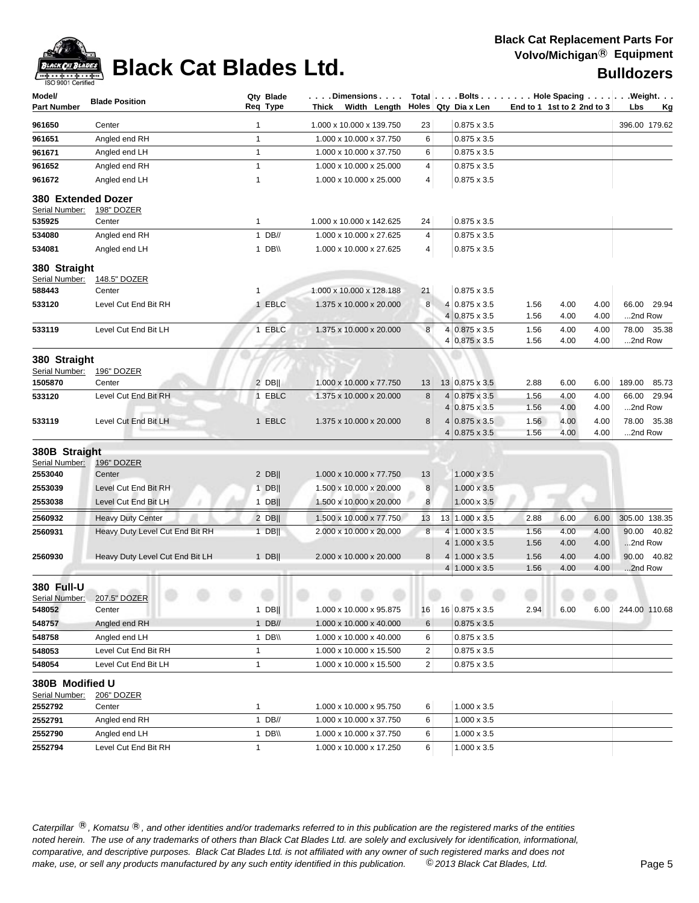# Black Cat Blades Ltd.

**Black Cat Replacement Parts For Volvo/Michigan® Equipment**

**Bulldozers**

| Model/ Part Number | Blade Position | Qty Req | Blade Type | Dimensions Thick x Width x Length | Total Holes | Bolts Qty | Bolts Dia x Len | Hole Spacing End to 1 | 1st to 2 | 2nd to 3 | Weight Lbs | Kg |
|---|---|---|---|---|---|---|---|---|---|---|---|---|
| 961650 | Center | 1 | | 1.000 x 10.000 x 139.750 | 23 | | 0.875 x 3.5 | | | | 396.00 | 179.62 |
| 961651 | Angled end RH | 1 | | 1.000 x 10.000 x 37.750 | 6 | | 0.875 x 3.5 | | | | | |
| 961671 | Angled end LH | 1 | | 1.000 x 10.000 x 37.750 | 6 | | 0.875 x 3.5 | | | | | |
| 961652 | Angled end RH | 1 | | 1.000 x 10.000 x 25.000 | 4 | | 0.875 x 3.5 | | | | | |
| 961672 | Angled end LH | 1 | | 1.000 x 10.000 x 25.000 | 4 | | 0.875 x 3.5 | | | | | |
| **380 Extended Dozer** | | | | | | | | | | | | |
| Serial Number: | 198" DOZER | | | | | | | | | | | |
| 535925 | Center | 1 | | 1.000 x 10.000 x 142.625 | 24 | | 0.875 x 3.5 | | | | | |
| 534080 | Angled end RH | 1 | DB// | 1.000 x 10.000 x 27.625 | 4 | | 0.875 x 3.5 | | | | | |
| 534081 | Angled end LH | 1 | DB\\ | 1.000 x 10.000 x 27.625 | 4 | | 0.875 x 3.5 | | | | | |
| **380 Straight** | | | | | | | | | | | | |
| Serial Number: | 148.5" DOZER | | | | | | | | | | | |
| 588443 | Center | 1 | | 1.000 x 10.000 x 128.188 | 21 | | 0.875 x 3.5 | | | | | |
| 533120 | Level Cut End Bit RH | 1 | EBLC | 1.375 x 10.000 x 20.000 | 8 | 4 | 0.875 x 3.5 | 1.56 | 4.00 | 4.00 | 66.00 | 29.94 |
| | | | | | | 4 | 0.875 x 3.5 | 1.56 | 4.00 | 4.00 | ...2nd Row | |
| 533119 | Level Cut End Bit LH | 1 | EBLC | 1.375 x 10.000 x 20.000 | 8 | 4 | 0.875 x 3.5 | 1.56 | 4.00 | 4.00 | 78.00 | 35.38 |
| | | | | | | 4 | 0.875 x 3.5 | 1.56 | 4.00 | 4.00 | ...2nd Row | |
| **380 Straight** | | | | | | | | | | | | |
| Serial Number: | 196" DOZER | | | | | | | | | | | |
| 1505870 | Center | 2 | DB\|\| | 1.000 x 10.000 x 77.750 | 13 | 13 | 0.875 x 3.5 | 2.88 | 6.00 | 6.00 | 189.00 | 85.73 |
| 533120 | Level Cut End Bit RH | 1 | EBLC | 1.375 x 10.000 x 20.000 | 8 | 4 | 0.875 x 3.5 | 1.56 | 4.00 | 4.00 | 66.00 | 29.94 |
| | | | | | | 4 | 0.875 x 3.5 | 1.56 | 4.00 | 4.00 | ...2nd Row | |
| 533119 | Level Cut End Bit LH | 1 | EBLC | 1.375 x 10.000 x 20.000 | 8 | 4 | 0.875 x 3.5 | 1.56 | 4.00 | 4.00 | 78.00 | 35.38 |
| | | | | | | 4 | 0.875 x 3.5 | 1.56 | 4.00 | 4.00 | ...2nd Row | |
| **380B Straight** | | | | | | | | | | | | |
| Serial Number: | 196" DOZER | | | | | | | | | | | |
| 2553040 | Center | 2 | DB\|\| | 1.000 x 10.000 x 77.750 | 13 | | 1.000 x 3.5 | | | | | |
| 2553039 | Level Cut End Bit RH | 1 | DB\|\| | 1.500 x 10.000 x 20.000 | 8 | | 1.000 x 3.5 | | | | | |
| 2553038 | Level Cut End Bit LH | 1 | DB\|\| | 1.500 x 10.000 x 20.000 | 8 | | 1.000 x 3.5 | | | | | |
| 2560932 | Heavy Duty Center | 2 | DB\|\| | 1.500 x 10.000 x 77.750 | 13 | 13 | 1.000 x 3.5 | 2.88 | 6.00 | 6.00 | 305.00 | 138.35 |
| 2560931 | Heavy Duty Level Cut End Bit RH | 1 | DB\|\| | 2.000 x 10.000 x 20.000 | 8 | 4 | 1.000 x 3.5 | 1.56 | 4.00 | 4.00 | 90.00 | 40.82 |
| | | | | | | 4 | 1.000 x 3.5 | 1.56 | 4.00 | 4.00 | ...2nd Row | |
| 2560930 | Heavy Duty Level Cut End Bit LH | 1 | DB\|\| | 2.000 x 10.000 x 20.000 | 8 | 4 | 1.000 x 3.5 | 1.56 | 4.00 | 4.00 | 90.00 | 40.82 |
| | | | | | | 4 | 1.000 x 3.5 | 1.56 | 4.00 | 4.00 | ...2nd Row | |
| **380 Full-U** | | | | | | | | | | | | |
| Serial Number: | 207.5" DOZER | | | | | | | | | | | |
| 548052 | Center | 1 | DB\|\| | 1.000 x 10.000 x 95.875 | 16 | 16 | 0.875 x 3.5 | 2.94 | 6.00 | 6.00 | 244.00 | 110.68 |
| 548757 | Angled end RH | 1 | DB// | 1.000 x 10.000 x 40.000 | 6 | | 0.875 x 3.5 | | | | | |
| 548758 | Angled end LH | 1 | DB\\ | 1.000 x 10.000 x 40.000 | 6 | | 0.875 x 3.5 | | | | | |
| 548053 | Level Cut End Bit RH | 1 | | 1.000 x 10.000 x 15.500 | 2 | | 0.875 x 3.5 | | | | | |
| 548054 | Level Cut End Bit LH | 1 | | 1.000 x 10.000 x 15.500 | 2 | | 0.875 x 3.5 | | | | | |
| **380B Modified U** | | | | | | | | | | | | |
| Serial Number: | 206" DOZER | | | | | | | | | | | |
| 2552792 | Center | 1 | | 1.000 x 10.000 x 95.750 | 6 | | 1.000 x 3.5 | | | | | |
| 2552791 | Angled end RH | 1 | DB// | 1.000 x 10.000 x 37.750 | 6 | | 1.000 x 3.5 | | | | | |
| 2552790 | Angled end LH | 1 | DB\\ | 1.000 x 10.000 x 37.750 | 6 | | 1.000 x 3.5 | | | | | |
| 2552794 | Level Cut End Bit RH | 1 | | 1.000 x 10.000 x 17.250 | 6 | | 1.000 x 3.5 | | | | | |

*Caterpillar ®, Komatsu ®, and other identities and/or trademarks referred to in this publication are the registered marks of the entities noted herein. The use of any trademarks of others than Black Cat Blades Ltd. are solely and exclusively for identification, informational, comparative, and descriptive purposes. Black Cat Blades Ltd. is not affiliated with any owner of such registered marks and does not make, use, or sell any products manufactured by any such entity identified in this publication.* © *2013 Black Cat Blades, Ltd.*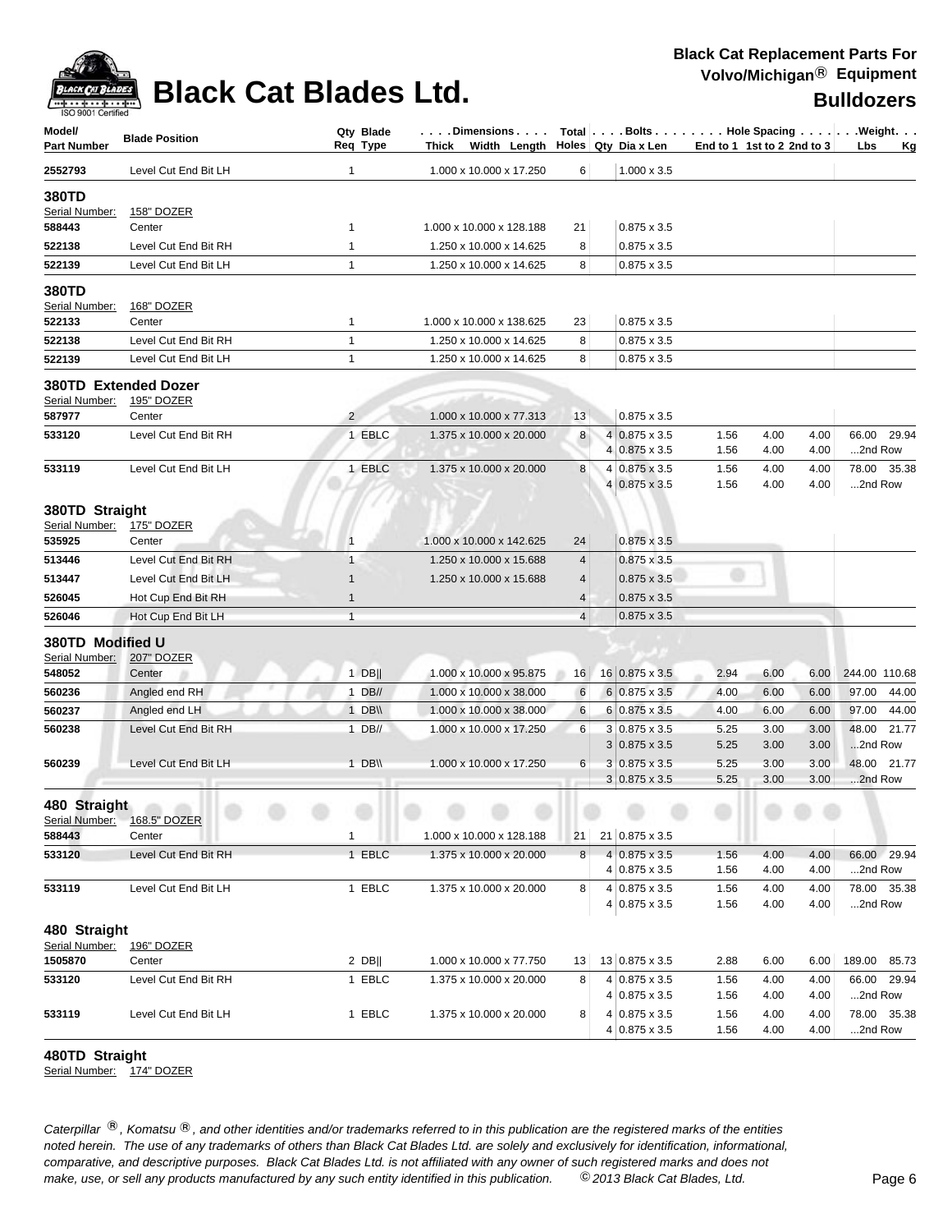# Black Cat Blades Ltd.

**Black Cat Replacement Parts For Volvo/Michigan® Equipment**

**Bulldozers**

| Model/ Part Number | Blade Position | Qty Req | Blade Type | Thick x Width x Length | Total Holes | Bolts Qty | Dia x Len | End to 1 | 1st to 2 | 2nd to 3 | Lbs | Kg |
|---|---|---|---|---|---|---|---|---|---|---|---|---|
| 2552793 | Level Cut End Bit LH | 1 | | 1.000 x 10.000 x 17.250 | 6 | | 1.000 x 3.5 | | | | | |
| **380TD** | | | | | | | | | | | | |
| Serial Number: | 158" DOZER | | | | | | | | | | | |
| 588443 | Center | 1 | | 1.000 x 10.000 x 128.188 | 21 | | 0.875 x 3.5 | | | | | |
| 522138 | Level Cut End Bit RH | 1 | | 1.250 x 10.000 x 14.625 | 8 | | 0.875 x 3.5 | | | | | |
| 522139 | Level Cut End Bit LH | 1 | | 1.250 x 10.000 x 14.625 | 8 | | 0.875 x 3.5 | | | | | |
| **380TD** | | | | | | | | | | | | |
| Serial Number: | 168" DOZER | | | | | | | | | | | |
| 522133 | Center | 1 | | 1.000 x 10.000 x 138.625 | 23 | | 0.875 x 3.5 | | | | | |
| 522138 | Level Cut End Bit RH | 1 | | 1.250 x 10.000 x 14.625 | 8 | | 0.875 x 3.5 | | | | | |
| 522139 | Level Cut End Bit LH | 1 | | 1.250 x 10.000 x 14.625 | 8 | | 0.875 x 3.5 | | | | | |
| **380TD Extended Dozer** | | | | | | | | | | | | |
| Serial Number: | 195" DOZER | | | | | | | | | | | |
| 587977 | Center | 2 | | 1.000 x 10.000 x 77.313 | 13 | | 0.875 x 3.5 | | | | | |
| 533120 | Level Cut End Bit RH | 1 | EBLC | 1.375 x 10.000 x 20.000 | 8 | 4 | 0.875 x 3.5 | 1.56 | 4.00 | 4.00 | 66.00 | 29.94 |
| | | | | | | 4 | 0.875 x 3.5 | 1.56 | 4.00 | 4.00 | ...2nd Row | |
| 533119 | Level Cut End Bit LH | 1 | EBLC | 1.375 x 10.000 x 20.000 | 8 | 4 | 0.875 x 3.5 | 1.56 | 4.00 | 4.00 | 78.00 | 35.38 |
| | | | | | | 4 | 0.875 x 3.5 | 1.56 | 4.00 | 4.00 | ...2nd Row | |
| **380TD Straight** | | | | | | | | | | | | |
| Serial Number: | 175" DOZER | | | | | | | | | | | |
| 535925 | Center | 1 | | 1.000 x 10.000 x 142.625 | 24 | | 0.875 x 3.5 | | | | | |
| 513446 | Level Cut End Bit RH | 1 | | 1.250 x 10.000 x 15.688 | 4 | | 0.875 x 3.5 | | | | | |
| 513447 | Level Cut End Bit LH | 1 | | 1.250 x 10.000 x 15.688 | 4 | | 0.875 x 3.5 | | | | | |
| 526045 | Hot Cup End Bit RH | 1 | | | 4 | | 0.875 x 3.5 | | | | | |
| 526046 | Hot Cup End Bit LH | 1 | | | 4 | | 0.875 x 3.5 | | | | | |
| **380TD Modified U** | | | | | | | | | | | | |
| Serial Number: | 207" DOZER | | | | | | | | | | | |
| 548052 | Center | 1 | DB‖ | 1.000 x 10.000 x 95.875 | 16 | 16 | 0.875 x 3.5 | 2.94 | 6.00 | 6.00 | 244.00 | 110.68 |
| 560236 | Angled end RH | 1 | DB// | 1.000 x 10.000 x 38.000 | 6 | 6 | 0.875 x 3.5 | 4.00 | 6.00 | 6.00 | 97.00 | 44.00 |
| 560237 | Angled end LH | 1 | DB\\ | 1.000 x 10.000 x 38.000 | 6 | 6 | 0.875 x 3.5 | 4.00 | 6.00 | 6.00 | 97.00 | 44.00 |
| 560238 | Level Cut End Bit RH | 1 | DB// | 1.000 x 10.000 x 17.250 | 6 | 3 | 0.875 x 3.5 | 5.25 | 3.00 | 3.00 | 48.00 | 21.77 |
| | | | | | | 3 | 0.875 x 3.5 | 5.25 | 3.00 | 3.00 | ...2nd Row | |
| 560239 | Level Cut End Bit LH | 1 | DB\\ | 1.000 x 10.000 x 17.250 | 6 | 3 | 0.875 x 3.5 | 5.25 | 3.00 | 3.00 | 48.00 | 21.77 |
| | | | | | | 3 | 0.875 x 3.5 | 5.25 | 3.00 | 3.00 | ...2nd Row | |
| **480 Straight** | | | | | | | | | | | | |
| Serial Number: | 168.5" DOZER | | | | | | | | | | | |
| 588443 | Center | 1 | | 1.000 x 10.000 x 128.188 | 21 | 21 | 0.875 x 3.5 | | | | | |
| 533120 | Level Cut End Bit RH | 1 | EBLC | 1.375 x 10.000 x 20.000 | 8 | 4 | 0.875 x 3.5 | 1.56 | 4.00 | 4.00 | 66.00 | 29.94 |
| | | | | | | 4 | 0.875 x 3.5 | 1.56 | 4.00 | 4.00 | ...2nd Row | |
| 533119 | Level Cut End Bit LH | 1 | EBLC | 1.375 x 10.000 x 20.000 | 8 | 4 | 0.875 x 3.5 | 1.56 | 4.00 | 4.00 | 78.00 | 35.38 |
| | | | | | | 4 | 0.875 x 3.5 | 1.56 | 4.00 | 4.00 | ...2nd Row | |
| **480 Straight** | | | | | | | | | | | | |
| Serial Number: | 196" DOZER | | | | | | | | | | | |
| 1505870 | Center | 2 | DB‖ | 1.000 x 10.000 x 77.750 | 13 | 13 | 0.875 x 3.5 | 2.88 | 6.00 | 6.00 | 189.00 | 85.73 |
| 533120 | Level Cut End Bit RH | 1 | EBLC | 1.375 x 10.000 x 20.000 | 8 | 4 | 0.875 x 3.5 | 1.56 | 4.00 | 4.00 | 66.00 | 29.94 |
| | | | | | | 4 | 0.875 x 3.5 | 1.56 | 4.00 | 4.00 | ...2nd Row | |
| 533119 | Level Cut End Bit LH | 1 | EBLC | 1.375 x 10.000 x 20.000 | 8 | 4 | 0.875 x 3.5 | 1.56 | 4.00 | 4.00 | 78.00 | 35.38 |
| | | | | | | 4 | 0.875 x 3.5 | 1.56 | 4.00 | 4.00 | ...2nd Row | |

**480TD Straight**

Serial Number: 174" DOZER

*Caterpillar ®, Komatsu ®, and other identities and/or trademarks referred to in this publication are the registered marks of the entities noted herein. The use of any trademarks of others than Black Cat Blades Ltd. are solely and exclusively for identification, informational, comparative, and descriptive purposes. Black Cat Blades Ltd. is not affiliated with any owner of such registered marks and does not make, use, or sell any products manufactured by any such entity identified in this publication. © 2013 Black Cat Blades, Ltd.*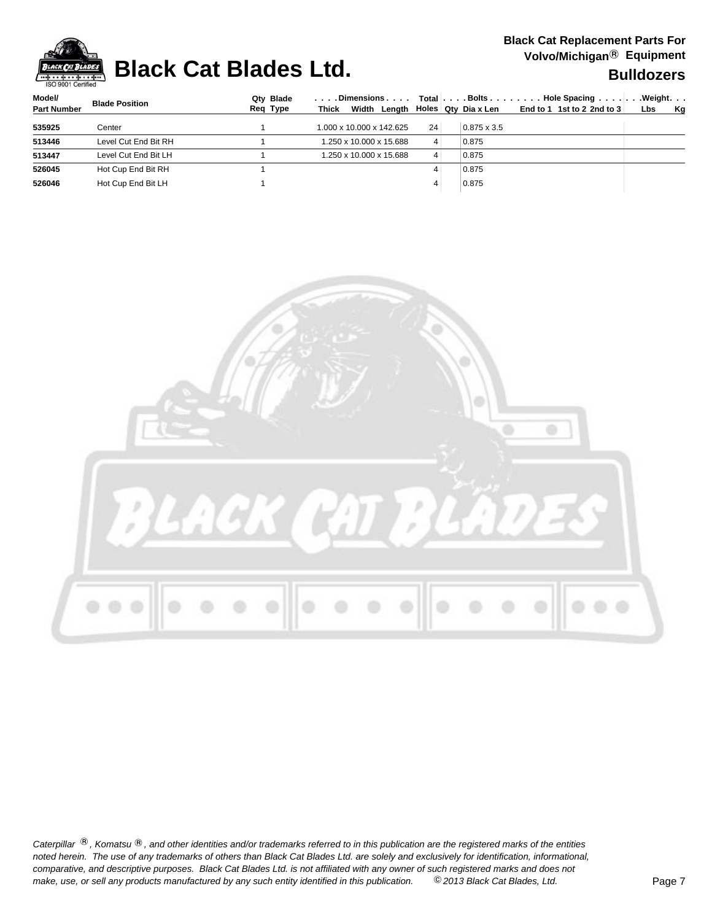# Black Cat Blades Ltd.

**Black Cat Replacement Parts For Volvo/Michigan® Equipment**

**Bulldozers**

| Model/ Part Number | Blade Position | Qty Req | Blade Type | Dimensions Thick x Width x Length | Total Holes | Bolts Qty | Bolts Dia x Len | Hole Spacing End to 1 | 1st to 2 | 2nd to 3 | Weight Lbs | Kg |
|---|---|---|---|---|---|---|---|---|---|---|---|---|
| 535925 | Center | 1 | | 1.000 x 10.000 x 142.625 | 24 | | 0.875 x 3.5 | | | | | |
| 513446 | Level Cut End Bit RH | 1 | | 1.250 x 10.000 x 15.688 | 4 | | 0.875 | | | | | |
| 513447 | Level Cut End Bit LH | 1 | | 1.250 x 10.000 x 15.688 | 4 | | 0.875 | | | | | |
| 526045 | Hot Cup End Bit RH | 1 | | | 4 | | 0.875 | | | | | |
| 526046 | Hot Cup End Bit LH | 1 | | | 4 | | 0.875 | | | | | |

*Caterpillar ®, Komatsu ®, and other identities and/or trademarks referred to in this publication are the registered marks of the entities noted herein. The use of any trademarks of others than Black Cat Blades Ltd. are solely and exclusively for identification, informational, comparative, and descriptive purposes. Black Cat Blades Ltd. is not affiliated with any owner of such registered marks and does not make, use, or sell any products manufactured by any such entity identified in this publication. © 2013 Black Cat Blades, Ltd.*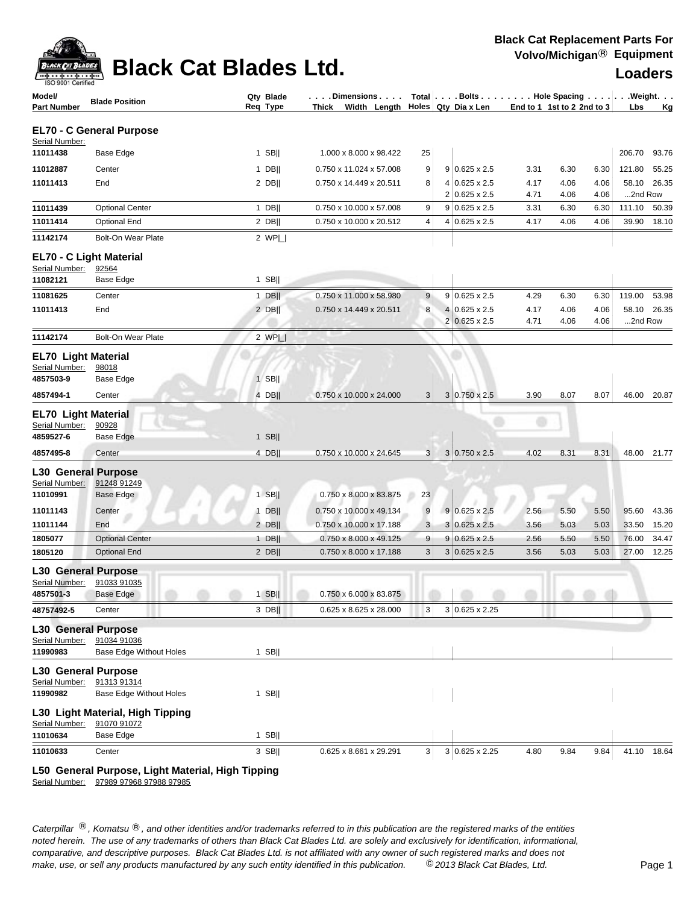**Black Cat Blades Ltd.**

**Black Cat Replacement Parts For Volvo/Michigan® Equipment**

**Loaders**

| Model/ Part Number | Blade Position | Qty Req | Blade Type | Dimensions Thick x Width x Length | Total Holes | Bolts Qty | Bolts Dia x Len | Hole Spacing End to 1 | 1st to 2 | 2nd to 3 | Weight Lbs | Weight Kg |
|---|---|---|---|---|---|---|---|---|---|---|---|---|
| **EL70 - C General Purpose** | | | | | | | | | | | | |
| Serial Number: | | | | | | | | | | | | |
| 11011438 | Base Edge | 1 | SB‖ | 1.000 x 8.000 x 98.422 | 25 | | | | | | 206.70 | 93.76 |
| 11012887 | Center | 1 | DB‖ | 0.750 x 11.024 x 57.008 | 9 | 9 | 0.625 x 2.5 | 3.31 | 6.30 | 6.30 | 121.80 | 55.25 |
| 11011413 | End | 2 | DB‖ | 0.750 x 14.449 x 20.511 | 8 | 4 | 0.625 x 2.5 | 4.17 | 4.06 | 4.06 | 58.10 | 26.35 |
| | | | | | | 2 | 0.625 x 2.5 | 4.71 | 4.06 | 4.06 | ...2nd Row | |
| 11011439 | Optional Center | 1 | DB‖ | 0.750 x 10.000 x 57.008 | 9 | 9 | 0.625 x 2.5 | 3.31 | 6.30 | 6.30 | 111.10 | 50.39 |
| 11011414 | Optional End | 2 | DB‖ | 0.750 x 10.000 x 20.512 | 4 | 4 | 0.625 x 2.5 | 4.17 | 4.06 | 4.06 | 39.90 | 18.10 |
| 11142174 | Bolt-On Wear Plate | 2 | WP|_| | | | | | | | | | |
| **EL70 - C Light Material** | | | | | | | | | | | | |
| Serial Number: 92564 | | | | | | | | | | | | |
| 11082121 | Base Edge | 1 | SB‖ | | | | | | | | | |
| 11081625 | Center | 1 | DB‖ | 0.750 x 11.000 x 58.980 | 9 | 9 | 0.625 x 2.5 | 4.29 | 6.30 | 6.30 | 119.00 | 53.98 |
| 11011413 | End | 2 | DB‖ | 0.750 x 14.449 x 20.511 | 8 | 4 | 0.625 x 2.5 | 4.17 | 4.06 | 4.06 | 58.10 | 26.35 |
| | | | | | | 2 | 0.625 x 2.5 | 4.71 | 4.06 | 4.06 | ...2nd Row | |
| 11142174 | Bolt-On Wear Plate | 2 | WP|_| | | | | | | | | | |
| **EL70 Light Material** | | | | | | | | | | | | |
| Serial Number: 98018 | | | | | | | | | | | | |
| 4857503-9 | Base Edge | 1 | SB‖ | | | | | | | | | |
| 4857494-1 | Center | 4 | DB‖ | 0.750 x 10.000 x 24.000 | 3 | 3 | 0.750 x 2.5 | 3.90 | 8.07 | 8.07 | 46.00 | 20.87 |
| **EL70 Light Material** | | | | | | | | | | | | |
| Serial Number: 90928 | | | | | | | | | | | | |
| 4859527-6 | Base Edge | 1 | SB‖ | | | | | | | | | |
| 4857495-8 | Center | 4 | DB‖ | 0.750 x 10.000 x 24.645 | 3 | 3 | 0.750 x 2.5 | 4.02 | 8.31 | 8.31 | 48.00 | 21.77 |
| **L30 General Purpose** | | | | | | | | | | | | |
| Serial Number: 91248 91249 | | | | | | | | | | | | |
| 11010991 | Base Edge | 1 | SB‖ | 0.750 x 8.000 x 83.875 | 23 | | | | | | | |
| 11011143 | Center | 1 | DB‖ | 0.750 x 10.000 x 49.134 | 9 | 9 | 0.625 x 2.5 | 2.56 | 5.50 | 5.50 | 95.60 | 43.36 |
| 11011144 | End | 2 | DB‖ | 0.750 x 10.000 x 17.188 | 3 | 3 | 0.625 x 2.5 | 3.56 | 5.03 | 5.03 | 33.50 | 15.20 |
| 1805077 | Optional Center | 1 | DB‖ | 0.750 x 8.000 x 49.125 | 9 | 9 | 0.625 x 2.5 | 2.56 | 5.50 | 5.50 | 76.00 | 34.47 |
| 1805120 | Optional End | 2 | DB‖ | 0.750 x 8.000 x 17.188 | 3 | 3 | 0.625 x 2.5 | 3.56 | 5.03 | 5.03 | 27.00 | 12.25 |
| **L30 General Purpose** | | | | | | | | | | | | |
| Serial Number: 91033 91035 | | | | | | | | | | | | |
| 4857501-3 | Base Edge | 1 | SB‖ | 0.750 x 6.000 x 83.875 | | | | | | | | |
| 48757492-5 | Center | 3 | DB‖ | 0.625 x 8.625 x 28.000 | 3 | 3 | 0.625 x 2.25 | | | | | |
| **L30 General Purpose** | | | | | | | | | | | | |
| Serial Number: 91034 91036 | | | | | | | | | | | | |
| 11990983 | Base Edge Without Holes | 1 | SB‖ | | | | | | | | | |
| **L30 General Purpose** | | | | | | | | | | | | |
| Serial Number: 91313 91314 | | | | | | | | | | | | |
| 11990982 | Base Edge Without Holes | 1 | SB‖ | | | | | | | | | |
| **L30 Light Material, High Tipping** | | | | | | | | | | | | |
| Serial Number: 91070 91072 | | | | | | | | | | | | |
| 11010634 | Base Edge | 1 | SB‖ | | | | | | | | | |
| 11010633 | Center | 3 | SB‖ | 0.625 x 8.661 x 29.291 | 3 | 3 | 0.625 x 2.25 | 4.80 | 9.84 | 9.84 | 41.10 | 18.64 |
| **L50 General Purpose, Light Material, High Tipping** | | | | | | | | | | | | |
| Serial Number: 97989 97968 97988 97985 | | | | | | | | | | | | |

*Caterpillar ®, Komatsu ®, and other identities and/or trademarks referred to in this publication are the registered marks of the entities noted herein. The use of any trademarks of others than Black Cat Blades Ltd. are solely and exclusively for identification, informational, comparative, and descriptive purposes. Black Cat Blades Ltd. is not affiliated with any owner of such registered marks and does not make, use, or sell any products manufactured by any such entity identified in this publication. © 2013 Black Cat Blades, Ltd.*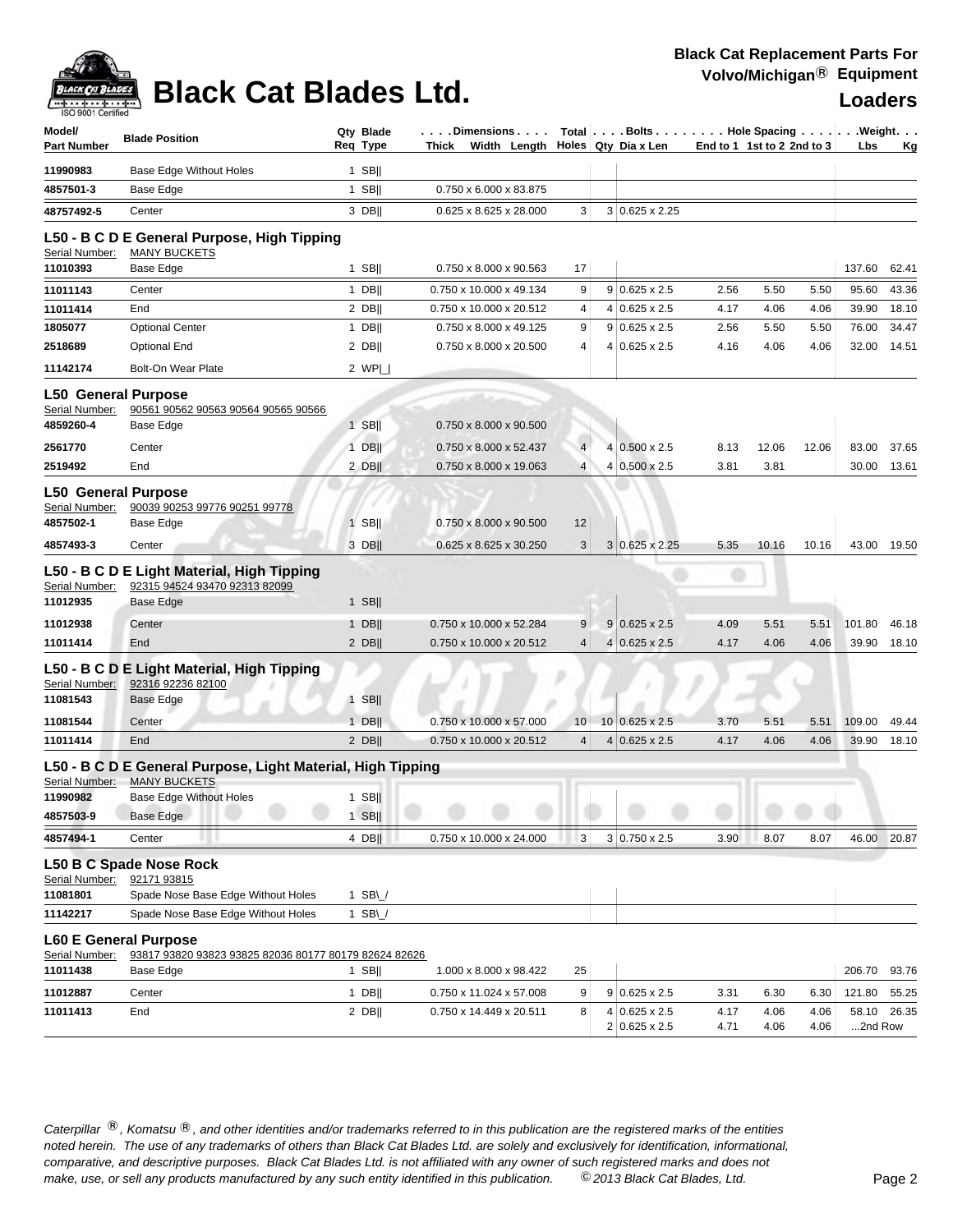# Black Cat Blades Ltd.

**Black Cat Replacement Parts For Volvo/Michigan® Equipment**

**Loaders**

| Model/ Part Number | Blade Position | Qty Req | Blade Type | Dimensions Thick x Width x Length | Total Holes | Bolts Qty | Dia x Len | Hole Spacing End to 1 | 1st to 2 | 2nd to 3 | Weight Lbs | Kg |
|---|---|---|---|---|---|---|---|---|---|---|---|---|
| 11990983 | Base Edge Without Holes | 1 | SB‖ | | | | | | | | | |
| 4857501-3 | Base Edge | 1 | SB‖ | 0.750 x 6.000 x 83.875 | | | | | | | | |
| 48757492-5 | Center | 3 | DB‖ | 0.625 x 8.625 x 28.000 | 3 | 3 | 0.625 x 2.25 | | | | | |

## L50 - B C D E General Purpose, High Tipping

Serial Number: MANY BUCKETS

| Part Number | Blade Position | Qty Req | Blade Type | Dimensions | Total Holes | Bolts Qty | Dia x Len | End to 1 | 1st to 2 | 2nd to 3 | Lbs | Kg |
|---|---|---|---|---|---|---|---|---|---|---|---|---|
| 11010393 | Base Edge | 1 | SB‖ | 0.750 x 8.000 x 90.563 | 17 | | | | | | 137.60 | 62.41 |
| 11011143 | Center | 1 | DB‖ | 0.750 x 10.000 x 49.134 | 9 | 9 | 0.625 x 2.5 | 2.56 | 5.50 | 5.50 | 95.60 | 43.36 |
| 11011414 | End | 2 | DB‖ | 0.750 x 10.000 x 20.512 | 4 | 4 | 0.625 x 2.5 | 4.17 | 4.06 | 4.06 | 39.90 | 18.10 |
| 1805077 | Optional Center | 1 | DB‖ | 0.750 x 8.000 x 49.125 | 9 | 9 | 0.625 x 2.5 | 2.56 | 5.50 | 5.50 | 76.00 | 34.47 |
| 2518689 | Optional End | 2 | DB‖ | 0.750 x 8.000 x 20.500 | 4 | 4 | 0.625 x 2.5 | 4.16 | 4.06 | 4.06 | 32.00 | 14.51 |
| 11142174 | Bolt-On Wear Plate | 2 | WP\|_\| | | | | | | | | | |

## L50 General Purpose

Serial Number: 90561 90562 90563 90564 90565 90566

| Part Number | Blade Position | Qty Req | Blade Type | Dimensions | Total Holes | Bolts Qty | Dia x Len | End to 1 | 1st to 2 | 2nd to 3 | Lbs | Kg |
|---|---|---|---|---|---|---|---|---|---|---|---|---|
| 4859260-4 | Base Edge | 1 | SB‖ | 0.750 x 8.000 x 90.500 | | | | | | | | |
| 2561770 | Center | 1 | DB‖ | 0.750 x 8.000 x 52.437 | 4 | 4 | 0.500 x 2.5 | 8.13 | 12.06 | 12.06 | 83.00 | 37.65 |
| 2519492 | End | 2 | DB‖ | 0.750 x 8.000 x 19.063 | 4 | 4 | 0.500 x 2.5 | 3.81 | 3.81 | | 30.00 | 13.61 |

## L50 General Purpose

Serial Number: 90039 90253 99776 90251 99778

| Part Number | Blade Position | Qty Req | Blade Type | Dimensions | Total Holes | Bolts Qty | Dia x Len | End to 1 | 1st to 2 | 2nd to 3 | Lbs | Kg |
|---|---|---|---|---|---|---|---|---|---|---|---|---|
| 4857502-1 | Base Edge | 1 | SB‖ | 0.750 x 8.000 x 90.500 | 12 | | | | | | | |
| 4857493-3 | Center | 3 | DB‖ | 0.625 x 8.625 x 30.250 | 3 | 3 | 0.625 x 2.25 | 5.35 | 10.16 | 10.16 | 43.00 | 19.50 |

## L50 - B C D E Light Material, High Tipping

Serial Number: 92315 94524 93470 92313 82099

| Part Number | Blade Position | Qty Req | Blade Type | Dimensions | Total Holes | Bolts Qty | Dia x Len | End to 1 | 1st to 2 | 2nd to 3 | Lbs | Kg |
|---|---|---|---|---|---|---|---|---|---|---|---|---|
| 11012935 | Base Edge | 1 | SB‖ | | | | | | | | | |
| 11012938 | Center | 1 | DB‖ | 0.750 x 10.000 x 52.284 | 9 | 9 | 0.625 x 2.5 | 4.09 | 5.51 | 5.51 | 101.80 | 46.18 |
| 11011414 | End | 2 | DB‖ | 0.750 x 10.000 x 20.512 | 4 | 4 | 0.625 x 2.5 | 4.17 | 4.06 | 4.06 | 39.90 | 18.10 |

## L50 - B C D E Light Material, High Tipping

Serial Number: 92316 92236 82100

| Part Number | Blade Position | Qty Req | Blade Type | Dimensions | Total Holes | Bolts Qty | Dia x Len | End to 1 | 1st to 2 | 2nd to 3 | Lbs | Kg |
|---|---|---|---|---|---|---|---|---|---|---|---|---|
| 11081543 | Base Edge | 1 | SB‖ | | | | | | | | | |
| 11081544 | Center | 1 | DB‖ | 0.750 x 10.000 x 57.000 | 10 | 10 | 0.625 x 2.5 | 3.70 | 5.51 | 5.51 | 109.00 | 49.44 |
| 11011414 | End | 2 | DB‖ | 0.750 x 10.000 x 20.512 | 4 | 4 | 0.625 x 2.5 | 4.17 | 4.06 | 4.06 | 39.90 | 18.10 |

## L50 - B C D E General Purpose, Light Material, High Tipping

Serial Number: MANY BUCKETS

| Part Number | Blade Position | Qty Req | Blade Type | Dimensions | Total Holes | Bolts Qty | Dia x Len | End to 1 | 1st to 2 | 2nd to 3 | Lbs | Kg |
|---|---|---|---|---|---|---|---|---|---|---|---|---|
| 11990982 | Base Edge Without Holes | 1 | SB‖ | | | | | | | | | |
| 4857503-9 | Base Edge | 1 | SB‖ | | | | | | | | | |
| 4857494-1 | Center | 4 | DB‖ | 0.750 x 10.000 x 24.000 | 3 | 3 | 0.750 x 2.5 | 3.90 | 8.07 | 8.07 | 46.00 | 20.87 |

## L50 B C Spade Nose Rock

Serial Number: 92171 93815

| Part Number | Blade Position | Qty Req | Blade Type | Dimensions | Total Holes | Bolts Qty | Dia x Len | End to 1 | 1st to 2 | 2nd to 3 | Lbs | Kg |
|---|---|---|---|---|---|---|---|---|---|---|---|---|
| 11081801 | Spade Nose Base Edge Without Holes | 1 | SB\_/ | | | | | | | | | |
| 11142217 | Spade Nose Base Edge Without Holes | 1 | SB\_/ | | | | | | | | | |

## L60 E General Purpose

Serial Number: 93817 93820 93823 93825 82036 80177 80179 82624 82626

| Part Number | Blade Position | Qty Req | Blade Type | Dimensions | Total Holes | Bolts Qty | Dia x Len | End to 1 | 1st to 2 | 2nd to 3 | Lbs | Kg |
|---|---|---|---|---|---|---|---|---|---|---|---|---|
| 11011438 | Base Edge | 1 | SB‖ | 1.000 x 8.000 x 98.422 | 25 | | | | | | 206.70 | 93.76 |
| 11012887 | Center | 1 | DB‖ | 0.750 x 11.024 x 57.008 | 9 | 9 | 0.625 x 2.5 | 3.31 | 6.30 | 6.30 | 121.80 | 55.25 |
| 11011413 | End | 2 | DB‖ | 0.750 x 14.449 x 20.511 | 8 | 4 | 0.625 x 2.5 | 4.17 | 4.06 | 4.06 | 58.10 | 26.35 |
| | | | | | | 2 | 0.625 x 2.5 | 4.71 | 4.06 | 4.06 | ...2nd Row | |

*Caterpillar ®, Komatsu ®, and other identities and/or trademarks referred to in this publication are the registered marks of the entities noted herein. The use of any trademarks of others than Black Cat Blades Ltd. are solely and exclusively for identification, informational, comparative, and descriptive purposes. Black Cat Blades Ltd. is not affiliated with any owner of such registered marks and does not make, use, or sell any products manufactured by any such entity identified in this publication. © 2013 Black Cat Blades, Ltd.*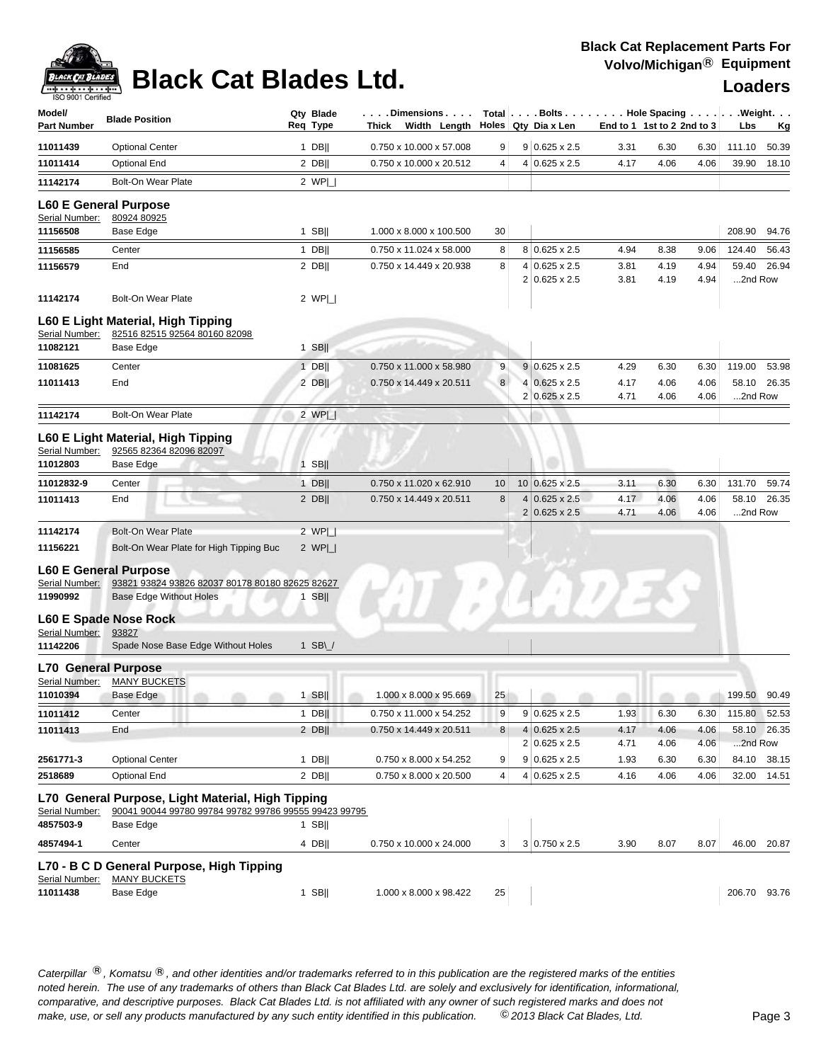# Black Cat Blades Ltd.

**Black Cat Replacement Parts For Volvo/Michigan® Equipment**

**Loaders**

| Model/ Part Number | Blade Position | Qty Req | Blade Type | Thick x Width x Length | Total Holes | Qty | Dia x Len | End to 1 | 1st to 2 | 2nd to 3 | Lbs | Kg |
|---|---|---|---|---|---|---|---|---|---|---|---|---|
| 11011439 | Optional Center | 1 | DB‖ | 0.750 x 10.000 x 57.008 | 9 | 9 | 0.625 x 2.5 | 3.31 | 6.30 | 6.30 | 111.10 | 50.39 |
| 11011414 | Optional End | 2 | DB‖ | 0.750 x 10.000 x 20.512 | 4 | 4 | 0.625 x 2.5 | 4.17 | 4.06 | 4.06 | 39.90 | 18.10 |
| 11142174 | Bolt-On Wear Plate | 2 | WP\|_\| | | | | | | | | | |

## L60 E General Purpose

Serial Number: 80924 80925

| Model/ Part Number | Blade Position | Qty Req | Blade Type | Thick x Width x Length | Total Holes | Qty | Dia x Len | End to 1 | 1st to 2 | 2nd to 3 | Lbs | Kg |
|---|---|---|---|---|---|---|---|---|---|---|---|---|
| 11156508 | Base Edge | 1 | SB‖ | 1.000 x 8.000 x 100.500 | 30 | | | | | | 208.90 | 94.76 |
| 11156585 | Center | 1 | DB‖ | 0.750 x 11.024 x 58.000 | 8 | 8 | 0.625 x 2.5 | 4.94 | 8.38 | 9.06 | 124.40 | 56.43 |
| 11156579 | End | 2 | DB‖ | 0.750 x 14.449 x 20.938 | 8 | 4 | 0.625 x 2.5 | 3.81 | 4.19 | 4.94 | 59.40 | 26.94 |
| | | | | | | 2 | 0.625 x 2.5 | 3.81 | 4.19 | 4.94 | ...2nd Row | |
| 11142174 | Bolt-On Wear Plate | 2 | WP\|_\| | | | | | | | | | |

## L60 E Light Material, High Tipping

Serial Number: 82516 82515 92564 80160 82098

| Model/ Part Number | Blade Position | Qty Req | Blade Type | Thick x Width x Length | Total Holes | Qty | Dia x Len | End to 1 | 1st to 2 | 2nd to 3 | Lbs | Kg |
|---|---|---|---|---|---|---|---|---|---|---|---|---|
| 11082121 | Base Edge | 1 | SB‖ | | | | | | | | | |
| 11081625 | Center | 1 | DB‖ | 0.750 x 11.000 x 58.980 | 9 | 9 | 0.625 x 2.5 | 4.29 | 6.30 | 6.30 | 119.00 | 53.98 |
| 11011413 | End | 2 | DB‖ | 0.750 x 14.449 x 20.511 | 8 | 4 | 0.625 x 2.5 | 4.17 | 4.06 | 4.06 | 58.10 | 26.35 |
| | | | | | | 2 | 0.625 x 2.5 | 4.71 | 4.06 | 4.06 | ...2nd Row | |
| 11142174 | Bolt-On Wear Plate | 2 | WP\|_\| | | | | | | | | | |

## L60 E Light Material, High Tipping

Serial Number: 92565 82364 82096 82097

| Model/ Part Number | Blade Position | Qty Req | Blade Type | Thick x Width x Length | Total Holes | Qty | Dia x Len | End to 1 | 1st to 2 | 2nd to 3 | Lbs | Kg |
|---|---|---|---|---|---|---|---|---|---|---|---|---|
| 11012803 | Base Edge | 1 | SB‖ | | | | | | | | | |
| 11012832-9 | Center | 1 | DB‖ | 0.750 x 11.020 x 62.910 | 10 | 10 | 0.625 x 2.5 | 3.11 | 6.30 | 6.30 | 131.70 | 59.74 |
| 11011413 | End | 2 | DB‖ | 0.750 x 14.449 x 20.511 | 8 | 4 | 0.625 x 2.5 | 4.17 | 4.06 | 4.06 | 58.10 | 26.35 |
| | | | | | | 2 | 0.625 x 2.5 | 4.71 | 4.06 | 4.06 | ...2nd Row | |
| 11142174 | Bolt-On Wear Plate | 2 | WP\|_\| | | | | | | | | | |
| 11156221 | Bolt-On Wear Plate for High Tipping Buc | 2 | WP\|_\| | | | | | | | | | |

## L60 E General Purpose

Serial Number: 93821 93824 93826 82037 80178 80180 82625 82627

| Model/ Part Number | Blade Position | Qty Req | Blade Type | Thick x Width x Length | Total Holes | Qty | Dia x Len | End to 1 | 1st to 2 | 2nd to 3 | Lbs | Kg |
|---|---|---|---|---|---|---|---|---|---|---|---|---|
| 11990992 | Base Edge Without Holes | 1 | SB‖ | | | | | | | | | |

## L60 E Spade Nose Rock

Serial Number: 93827

| Model/ Part Number | Blade Position | Qty Req | Blade Type | Thick x Width x Length | Total Holes | Qty | Dia x Len | End to 1 | 1st to 2 | 2nd to 3 | Lbs | Kg |
|---|---|---|---|---|---|---|---|---|---|---|---|---|
| 11142206 | Spade Nose Base Edge Without Holes | 1 | SB\_/ | | | | | | | | | |

## L70 General Purpose

Serial Number: MANY BUCKETS

| Model/ Part Number | Blade Position | Qty Req | Blade Type | Thick x Width x Length | Total Holes | Qty | Dia x Len | End to 1 | 1st to 2 | 2nd to 3 | Lbs | Kg |
|---|---|---|---|---|---|---|---|---|---|---|---|---|
| 11010394 | Base Edge | 1 | SB‖ | 1.000 x 8.000 x 95.669 | 25 | | | | | | 199.50 | 90.49 |
| 11011412 | Center | 1 | DB‖ | 0.750 x 11.000 x 54.252 | 9 | 9 | 0.625 x 2.5 | 1.93 | 6.30 | 6.30 | 115.80 | 52.53 |
| 11011413 | End | 2 | DB‖ | 0.750 x 14.449 x 20.511 | 8 | 4 | 0.625 x 2.5 | 4.17 | 4.06 | 4.06 | 58.10 | 26.35 |
| | | | | | | 2 | 0.625 x 2.5 | 4.71 | 4.06 | 4.06 | ...2nd Row | |
| 2561771-3 | Optional Center | 1 | DB‖ | 0.750 x 8.000 x 54.252 | 9 | 9 | 0.625 x 2.5 | 1.93 | 6.30 | 6.30 | 84.10 | 38.15 |
| 2518689 | Optional End | 2 | DB‖ | 0.750 x 8.000 x 20.500 | 4 | 4 | 0.625 x 2.5 | 4.16 | 4.06 | 4.06 | 32.00 | 14.51 |

## L70 General Purpose, Light Material, High Tipping

Serial Number: 90041 90044 99780 99784 99782 99786 99555 99423 99795

| Model/ Part Number | Blade Position | Qty Req | Blade Type | Thick x Width x Length | Total Holes | Qty | Dia x Len | End to 1 | 1st to 2 | 2nd to 3 | Lbs | Kg |
|---|---|---|---|---|---|---|---|---|---|---|---|---|
| 4857503-9 | Base Edge | 1 | SB‖ | | | | | | | | | |
| 4857494-1 | Center | 4 | DB‖ | 0.750 x 10.000 x 24.000 | 3 | 3 | 0.750 x 2.5 | 3.90 | 8.07 | 8.07 | 46.00 | 20.87 |

## L70 - B C D General Purpose, High Tipping

Serial Number: MANY BUCKETS

| Model/ Part Number | Blade Position | Qty Req | Blade Type | Thick x Width x Length | Total Holes | Qty | Dia x Len | End to 1 | 1st to 2 | 2nd to 3 | Lbs | Kg |
|---|---|---|---|---|---|---|---|---|---|---|---|---|
| 11011438 | Base Edge | 1 | SB‖ | 1.000 x 8.000 x 98.422 | 25 | | | | | | 206.70 | 93.76 |

*Caterpillar ®, Komatsu ®, and other identities and/or trademarks referred to in this publication are the registered marks of the entities noted herein. The use of any trademarks of others than Black Cat Blades Ltd. are solely and exclusively for identification, informational, comparative, and descriptive purposes. Black Cat Blades Ltd. is not affiliated with any owner of such registered marks and does not make, use, or sell any products manufactured by any such entity identified in this publication.* *© 2013 Black Cat Blades, Ltd.*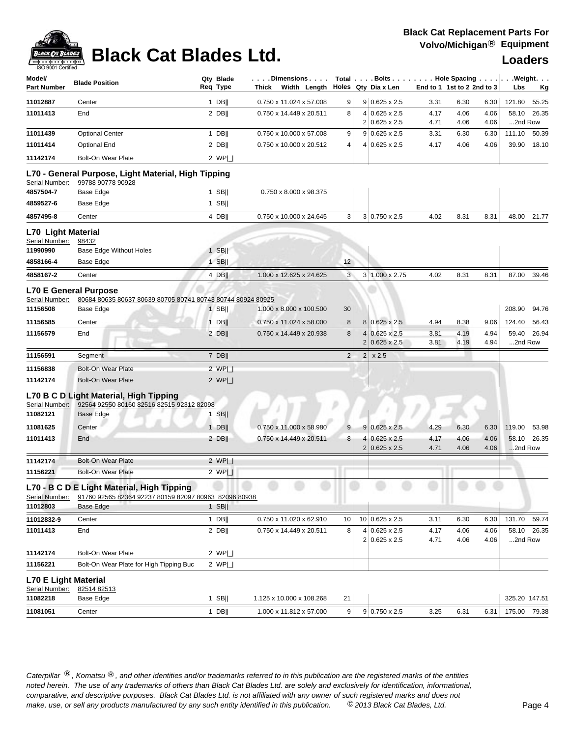# Black Cat Blades Ltd.

**Black Cat Replacement Parts For Volvo/Michigan® Equipment**

**Loaders**

| Model/ Part Number | Blade Position | Qty Req | Blade Type | Dimensions Thick x Width x Length | Total Holes | Bolts Qty | Bolts Dia x Len | Hole Spacing End to 1 | 1st to 2 | 2nd to 3 | Weight Lbs | Kg |
|---|---|---|---|---|---|---|---|---|---|---|---|---|
| 11012887 | Center | 1 | DB‖ | 0.750 x 11.024 x 57.008 | 9 | 9 | 0.625 x 2.5 | 3.31 | 6.30 | 6.30 | 121.80 | 55.25 |
| 11011413 | End | 2 | DB‖ | 0.750 x 14.449 x 20.511 | 8 | 4 | 0.625 x 2.5 | 4.17 | 4.06 | 4.06 | 58.10 | 26.35 |
| | | | | | | 2 | 0.625 x 2.5 | 4.71 | 4.06 | 4.06 | ...2nd Row | |
| 11011439 | Optional Center | 1 | DB‖ | 0.750 x 10.000 x 57.008 | 9 | 9 | 0.625 x 2.5 | 3.31 | 6.30 | 6.30 | 111.10 | 50.39 |
| 11011414 | Optional End | 2 | DB‖ | 0.750 x 10.000 x 20.512 | 4 | 4 | 0.625 x 2.5 | 4.17 | 4.06 | 4.06 | 39.90 | 18.10 |
| 11142174 | Bolt-On Wear Plate | 2 | WP\|_\| | | | | | | | | | |

## L70 - General Purpose, Light Material, High Tipping

Serial Number: 99788 90778 90928

| Part Number | Blade Position | Qty Req | Blade Type | Dimensions Thick x Width x Length | Total Holes | Bolts Qty | Bolts Dia x Len | End to 1 | 1st to 2 | 2nd to 3 | Lbs | Kg |
|---|---|---|---|---|---|---|---|---|---|---|---|---|
| 4857504-7 | Base Edge | 1 | SB‖ | 0.750 x 8.000 x 98.375 | | | | | | | | |
| 4859527-6 | Base Edge | 1 | SB‖ | | | | | | | | | |
| 4857495-8 | Center | 4 | DB‖ | 0.750 x 10.000 x 24.645 | 3 | 3 | 0.750 x 2.5 | 4.02 | 8.31 | 8.31 | 48.00 | 21.77 |

## L70 Light Material

Serial Number: 98432

| Part Number | Blade Position | Qty Req | Blade Type | Dimensions Thick x Width x Length | Total Holes | Bolts Qty | Bolts Dia x Len | End to 1 | 1st to 2 | 2nd to 3 | Lbs | Kg |
|---|---|---|---|---|---|---|---|---|---|---|---|---|
| 11990990 | Base Edge Without Holes | 1 | SB‖ | | | | | | | | | |
| 4858166-4 | Base Edge | 1 | SB‖ | | 12 | | | | | | | |
| 4858167-2 | Center | 4 | DB‖ | 1.000 x 12.625 x 24.625 | 3 | 3 | 1.000 x 2.75 | 4.02 | 8.31 | 8.31 | 87.00 | 39.46 |

## L70 E General Purpose

Serial Number: 80684 80635 80637 80639 80705 80741 80743 80744 80924 80925

| Part Number | Blade Position | Qty Req | Blade Type | Dimensions Thick x Width x Length | Total Holes | Bolts Qty | Bolts Dia x Len | End to 1 | 1st to 2 | 2nd to 3 | Lbs | Kg |
|---|---|---|---|---|---|---|---|---|---|---|---|---|
| 11156508 | Base Edge | 1 | SB‖ | 1.000 x 8.000 x 100.500 | 30 | | | | | | 208.90 | 94.76 |
| 11156585 | Center | 1 | DB‖ | 0.750 x 11.024 x 58.000 | 8 | 8 | 0.625 x 2.5 | 4.94 | 8.38 | 9.06 | 124.40 | 56.43 |
| 11156579 | End | 2 | DB‖ | 0.750 x 14.449 x 20.938 | 8 | 4 | 0.625 x 2.5 | 3.81 | 4.19 | 4.94 | 59.40 | 26.94 |
| | | | | | | 2 | 0.625 x 2.5 | 3.81 | 4.19 | 4.94 | ...2nd Row | |
| 11156591 | Segment | 7 | DB‖ | | 2 | 2 | x 2.5 | | | | | |
| 11156838 | Bolt-On Wear Plate | 2 | WP\|_\| | | | | | | | | | |
| 11142174 | Bolt-On Wear Plate | 2 | WP\|_\| | | | | | | | | | |

## L70 B C D Light Material, High Tipping

Serial Number: 92564 92550 80160 82516 82515 92312 82098

| Part Number | Blade Position | Qty Req | Blade Type | Dimensions Thick x Width x Length | Total Holes | Bolts Qty | Bolts Dia x Len | End to 1 | 1st to 2 | 2nd to 3 | Lbs | Kg |
|---|---|---|---|---|---|---|---|---|---|---|---|---|
| 11082121 | Base Edge | 1 | SB‖ | | | | | | | | | |
| 11081625 | Center | 1 | DB‖ | 0.750 x 11.000 x 58.980 | 9 | 9 | 0.625 x 2.5 | 4.29 | 6.30 | 6.30 | 119.00 | 53.98 |
| 11011413 | End | 2 | DB‖ | 0.750 x 14.449 x 20.511 | 8 | 4 | 0.625 x 2.5 | 4.17 | 4.06 | 4.06 | 58.10 | 26.35 |
| | | | | | | 2 | 0.625 x 2.5 | 4.71 | 4.06 | 4.06 | ...2nd Row | |
| 11142174 | Bolt-On Wear Plate | 2 | WP\|_\| | | | | | | | | | |
| 11156221 | Bolt-On Wear Plate | 2 | WP\|_\| | | | | | | | | | |

## L70 - B C D E Light Material, High Tipping

Serial Number: 91760 92565 82364 92237 80159 82097 80963 82096 80938

| Part Number | Blade Position | Qty Req | Blade Type | Dimensions Thick x Width x Length | Total Holes | Bolts Qty | Bolts Dia x Len | End to 1 | 1st to 2 | 2nd to 3 | Lbs | Kg |
|---|---|---|---|---|---|---|---|---|---|---|---|---|
| 11012803 | Base Edge | 1 | SB‖ | | | | | | | | | |
| 11012832-9 | Center | 1 | DB‖ | 0.750 x 11.020 x 62.910 | 10 | 10 | 0.625 x 2.5 | 3.11 | 6.30 | 6.30 | 131.70 | 59.74 |
| 11011413 | End | 2 | DB‖ | 0.750 x 14.449 x 20.511 | 8 | 4 | 0.625 x 2.5 | 4.17 | 4.06 | 4.06 | 58.10 | 26.35 |
| | | | | | | 2 | 0.625 x 2.5 | 4.71 | 4.06 | 4.06 | ...2nd Row | |
| 11142174 | Bolt-On Wear Plate | 2 | WP\|_\| | | | | | | | | | |
| 11156221 | Bolt-On Wear Plate for High Tipping Buc | 2 | WP\|_\| | | | | | | | | | |

## L70 E Light Material

Serial Number: 82514 82513

| Part Number | Blade Position | Qty Req | Blade Type | Dimensions Thick x Width x Length | Total Holes | Bolts Qty | Bolts Dia x Len | End to 1 | 1st to 2 | 2nd to 3 | Lbs | Kg |
|---|---|---|---|---|---|---|---|---|---|---|---|---|
| 11082218 | Base Edge | 1 | SB‖ | 1.125 x 10.000 x 108.268 | 21 | | | | | | 325.20 | 147.51 |
| 11081051 | Center | 1 | DB‖ | 1.000 x 11.812 x 57.000 | 9 | 9 | 0.750 x 2.5 | 3.25 | 6.31 | 6.31 | 175.00 | 79.38 |

*Caterpillar ®, Komatsu ®, and other identities and/or trademarks referred to in this publication are the registered marks of the entities noted herein. The use of any trademarks of others than Black Cat Blades Ltd. are solely and exclusively for identification, informational, comparative, and descriptive purposes. Black Cat Blades Ltd. is not affiliated with any owner of such registered marks and does not make, use, or sell any products manufactured by any such entity identified in this publication.* *© 2013 Black Cat Blades, Ltd.*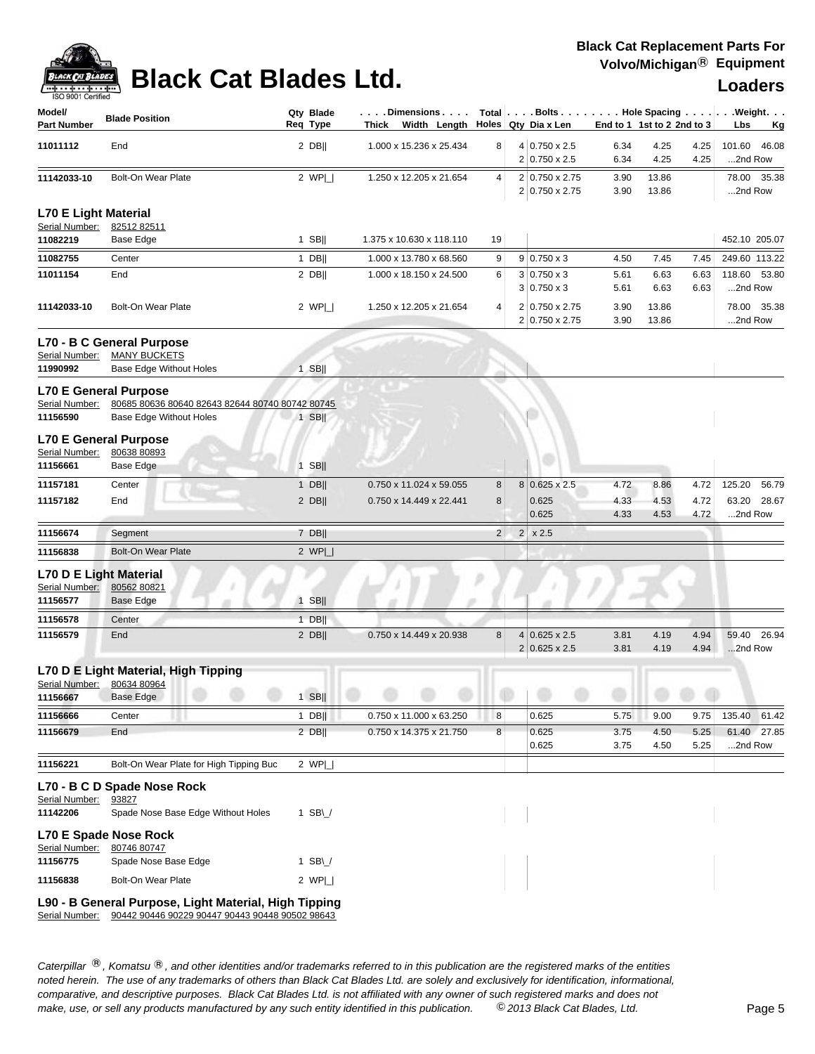# Black Cat Blades Ltd.

**Black Cat Replacement Parts For Volvo/Michigan® Equipment**

**Loaders**

| Model/ Part Number | Blade Position | Qty Req | Blade Type | Dimensions Thick x Width x Length | Total Holes | Bolts Qty | Bolts Dia x Len | Hole Spacing End to 1 | 1st to 2 | 2nd to 3 | Weight Lbs | Kg |
|---|---|---|---|---|---|---|---|---|---|---|---|---|
| 11011112 | End | 2 | DB‖ | 1.000 x 15.236 x 25.434 | 8 | 4 | 0.750 x 2.5 | 6.34 | 4.25 | 4.25 | 101.60 | 46.08 |
| | | | | | | 2 | 0.750 x 2.5 | 6.34 | 4.25 | 4.25 | ...2nd Row | |
| 11142033-10 | Bolt-On Wear Plate | 2 | WP&#124;_&#124; | 1.250 x 12.205 x 21.654 | 4 | 2 | 0.750 x 2.75 | 3.90 | 13.86 | | 78.00 | 35.38 |
| | | | | | | 2 | 0.750 x 2.75 | 3.90 | 13.86 | | ...2nd Row | |

**L70 E Light Material**
Serial Number: 82512 82511

| Part Number | Blade Position | Qty Req | Blade Type | Dimensions | Total Holes | Bolts Qty | Dia x Len | End to 1 | 1st to 2 | 2nd to 3 | Lbs | Kg |
|---|---|---|---|---|---|---|---|---|---|---|---|---|
| 11082219 | Base Edge | 1 | SB‖ | 1.375 x 10.630 x 118.110 | 19 | | | | | | 452.10 | 205.07 |
| 11082755 | Center | 1 | DB‖ | 1.000 x 13.780 x 68.560 | 9 | 9 | 0.750 x 3 | 4.50 | 7.45 | 7.45 | 249.60 | 113.22 |
| 11011154 | End | 2 | DB‖ | 1.000 x 18.150 x 24.500 | 6 | 3 | 0.750 x 3 | 5.61 | 6.63 | 6.63 | 118.60 | 53.80 |
| | | | | | | 3 | 0.750 x 3 | 5.61 | 6.63 | 6.63 | ...2nd Row | |
| 11142033-10 | Bolt-On Wear Plate | 2 | WP&#124;_&#124; | 1.250 x 12.205 x 21.654 | 4 | 2 | 0.750 x 2.75 | 3.90 | 13.86 | | 78.00 | 35.38 |
| | | | | | | 2 | 0.750 x 2.75 | 3.90 | 13.86 | | ...2nd Row | |

**L70 - B C General Purpose**
Serial Number: MANY BUCKETS

| Part Number | Blade Position | Qty Req | Blade Type |
|---|---|---|---|
| 11990992 | Base Edge Without Holes | 1 | SB‖ |

**L70 E General Purpose**
Serial Number: 80685 80636 80640 82643 82644 80740 80742 80745

| Part Number | Blade Position | Qty Req | Blade Type |
|---|---|---|---|
| 11156590 | Base Edge Without Holes | 1 | SB‖ |

**L70 E General Purpose**
Serial Number: 80638 80893

| Part Number | Blade Position | Qty Req | Blade Type | Dimensions | Total Holes | Bolts Qty | Dia x Len | End to 1 | 1st to 2 | 2nd to 3 | Lbs | Kg |
|---|---|---|---|---|---|---|---|---|---|---|---|---|
| 11156661 | Base Edge | 1 | SB‖ | | | | | | | | | |
| 11157181 | Center | 1 | DB‖ | 0.750 x 11.024 x 59.055 | 8 | 8 | 0.625 x 2.5 | 4.72 | 8.86 | 4.72 | 125.20 | 56.79 |
| 11157182 | End | 2 | DB‖ | 0.750 x 14.449 x 22.441 | 8 | | 0.625 | 4.33 | 4.53 | 4.72 | 63.20 | 28.67 |
| | | | | | | | 0.625 | 4.33 | 4.53 | 4.72 | ...2nd Row | |
| 11156674 | Segment | 7 | DB‖ | | 2 | 2 | x 2.5 | | | | | |
| 11156838 | Bolt-On Wear Plate | 2 | WP&#124;_&#124; | | | | | | | | | |

**L70 D E Light Material**
Serial Number: 80562 80821

| Part Number | Blade Position | Qty Req | Blade Type | Dimensions | Total Holes | Bolts Qty | Dia x Len | End to 1 | 1st to 2 | 2nd to 3 | Lbs | Kg |
|---|---|---|---|---|---|---|---|---|---|---|---|---|
| 11156577 | Base Edge | 1 | SB‖ | | | | | | | | | |
| 11156578 | Center | 1 | DB‖ | | | | | | | | | |
| 11156579 | End | 2 | DB‖ | 0.750 x 14.449 x 20.938 | 8 | 4 | 0.625 x 2.5 | 3.81 | 4.19 | 4.94 | 59.40 | 26.94 |
| | | | | | | 2 | 0.625 x 2.5 | 3.81 | 4.19 | 4.94 | ...2nd Row | |

**L70 D E Light Material, High Tipping**
Serial Number: 80634 80964

| Part Number | Blade Position | Qty Req | Blade Type | Dimensions | Total Holes | Bolts Qty | Dia x Len | End to 1 | 1st to 2 | 2nd to 3 | Lbs | Kg |
|---|---|---|---|---|---|---|---|---|---|---|---|---|
| 11156667 | Base Edge | 1 | SB‖ | | | | | | | | | |
| 11156666 | Center | 1 | DB‖ | 0.750 x 11.000 x 63.250 | 8 | | 0.625 | 5.75 | 9.00 | 9.75 | 135.40 | 61.42 |
| 11156679 | End | 2 | DB‖ | 0.750 x 14.375 x 21.750 | 8 | | 0.625 | 3.75 | 4.50 | 5.25 | 61.40 | 27.85 |
| | | | | | | | 0.625 | 3.75 | 4.50 | 5.25 | ...2nd Row | |
| 11156221 | Bolt-On Wear Plate for High Tipping Buc | 2 | WP&#124;_&#124; | | | | | | | | | |

**L70 - B C D Spade Nose Rock**
Serial Number: 93827

| Part Number | Blade Position | Qty Req | Blade Type |
|---|---|---|---|
| 11142206 | Spade Nose Base Edge Without Holes | 1 | SB\_/ |

**L70 E Spade Nose Rock**
Serial Number: 80746 80747

| Part Number | Blade Position | Qty Req | Blade Type |
|---|---|---|---|
| 11156775 | Spade Nose Base Edge | 1 | SB\_/ |
| 11156838 | Bolt-On Wear Plate | 2 | WP&#124;_&#124; |

**L90 - B General Purpose, Light Material, High Tipping**
Serial Number: 90442 90446 90229 90447 90443 90448 90502 98643

*Caterpillar ®, Komatsu ®, and other identities and/or trademarks referred to in this publication are the registered marks of the entities noted herein. The use of any trademarks of others than Black Cat Blades Ltd. are solely and exclusively for identification, informational, comparative, and descriptive purposes. Black Cat Blades Ltd. is not affiliated with any owner of such registered marks and does not make, use, or sell any products manufactured by any such entity identified in this publication. © 2013 Black Cat Blades, Ltd.*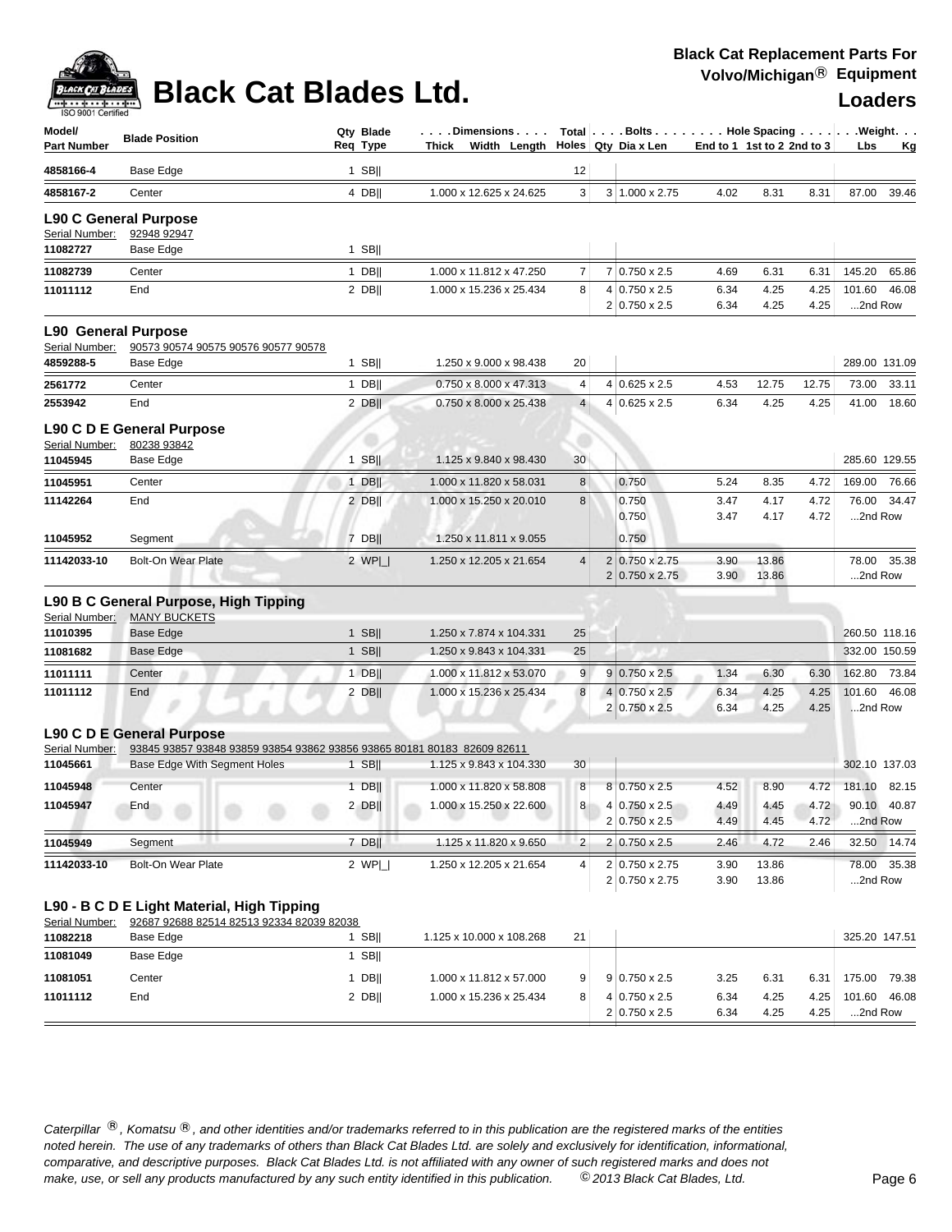# Black Cat Blades Ltd.

**Black Cat Replacement Parts For Volvo/Michigan® Equipment**

**Loaders**

| Model/ Part Number | Blade Position | Qty Req | Blade Type | Dimensions Thick Width Length | Total Holes | Bolts Qty | Dia x Len | Hole Spacing End to 1 | 1st to 2 | 2nd to 3 | Weight Lbs | Kg |
|---|---|---|---|---|---|---|---|---|---|---|---|---|
| 4858166-4 | Base Edge | 1 | SB\|\| | | 12 | | | | | | | |
| 4858167-2 | Center | 4 | DB\|\| | 1.000 x 12.625 x 24.625 | 3 | 3 | 1.000 x 2.75 | 4.02 | 8.31 | 8.31 | 87.00 | 39.46 |

## L90 C General Purpose

Serial Number: 92948 92947

| Model/ Part Number | Blade Position | Qty Req | Blade Type | Dimensions Thick Width Length | Total Holes | Bolts Qty | Dia x Len | Hole Spacing End to 1 | 1st to 2 | 2nd to 3 | Weight Lbs | Kg |
|---|---|---|---|---|---|---|---|---|---|---|---|---|
| 11082727 | Base Edge | 1 | SB\|\| | | | | | | | | | |
| 11082739 | Center | 1 | DB\|\| | 1.000 x 11.812 x 47.250 | 7 | 7 | 0.750 x 2.5 | 4.69 | 6.31 | 6.31 | 145.20 | 65.86 |
| 11011112 | End | 2 | DB\|\| | 1.000 x 15.236 x 25.434 | 8 | 4 | 0.750 x 2.5 | 6.34 | 4.25 | 4.25 | 101.60 | 46.08 |
| | | | | | | 2 | 0.750 x 2.5 | 6.34 | 4.25 | 4.25 | ...2nd Row | |

## L90 General Purpose

Serial Number: 90573 90574 90575 90576 90577 90578

| Model/ Part Number | Blade Position | Qty Req | Blade Type | Dimensions Thick Width Length | Total Holes | Bolts Qty | Dia x Len | Hole Spacing End to 1 | 1st to 2 | 2nd to 3 | Weight Lbs | Kg |
|---|---|---|---|---|---|---|---|---|---|---|---|---|
| 4859288-5 | Base Edge | 1 | SB\|\| | 1.250 x 9.000 x 98.438 | 20 | | | | | | 289.00 | 131.09 |
| 2561772 | Center | 1 | DB\|\| | 0.750 x 8.000 x 47.313 | 4 | 4 | 0.625 x 2.5 | 4.53 | 12.75 | 12.75 | 73.00 | 33.11 |
| 2553942 | End | 2 | DB\|\| | 0.750 x 8.000 x 25.438 | 4 | 4 | 0.625 x 2.5 | 6.34 | 4.25 | 4.25 | 41.00 | 18.60 |

## L90 C D E General Purpose

Serial Number: 80238 93842

| Model/ Part Number | Blade Position | Qty Req | Blade Type | Dimensions Thick Width Length | Total Holes | Bolts Qty | Dia x Len | Hole Spacing End to 1 | 1st to 2 | 2nd to 3 | Weight Lbs | Kg |
|---|---|---|---|---|---|---|---|---|---|---|---|---|
| 11045945 | Base Edge | 1 | SB\|\| | 1.125 x 9.840 x 98.430 | 30 | | | | | | 285.60 | 129.55 |
| 11045951 | Center | 1 | DB\|\| | 1.000 x 11.820 x 58.031 | 8 | | 0.750 | 5.24 | 8.35 | 4.72 | 169.00 | 76.66 |
| 11142264 | End | 2 | DB\|\| | 1.000 x 15.250 x 20.010 | 8 | | 0.750 | 3.47 | 4.17 | 4.72 | 76.00 | 34.47 |
| | | | | | | | 0.750 | 3.47 | 4.17 | 4.72 | ...2nd Row | |
| 11045952 | Segment | 7 | DB\|\| | 1.250 x 11.811 x 9.055 | | | 0.750 | | | | | |
| 11142033-10 | Bolt-On Wear Plate | 2 | WP\|_\| | 1.250 x 12.205 x 21.654 | 4 | 2 | 0.750 x 2.75 | 3.90 | 13.86 | | 78.00 | 35.38 |
| | | | | | | 2 | 0.750 x 2.75 | 3.90 | 13.86 | | ...2nd Row | |

## L90 B C General Purpose, High Tipping

Serial Number: MANY BUCKETS

| Model/ Part Number | Blade Position | Qty Req | Blade Type | Dimensions Thick Width Length | Total Holes | Bolts Qty | Dia x Len | Hole Spacing End to 1 | 1st to 2 | 2nd to 3 | Weight Lbs | Kg |
|---|---|---|---|---|---|---|---|---|---|---|---|---|
| 11010395 | Base Edge | 1 | SB\|\| | 1.250 x 7.874 x 104.331 | 25 | | | | | | 260.50 | 118.16 |
| 11081682 | Base Edge | 1 | SB\|\| | 1.250 x 9.843 x 104.331 | 25 | | | | | | 332.00 | 150.59 |
| 11011111 | Center | 1 | DB\|\| | 1.000 x 11.812 x 53.070 | 9 | 9 | 0.750 x 2.5 | 1.34 | 6.30 | 6.30 | 162.80 | 73.84 |
| 11011112 | End | 2 | DB\|\| | 1.000 x 15.236 x 25.434 | 8 | 4 | 0.750 x 2.5 | 6.34 | 4.25 | 4.25 | 101.60 | 46.08 |
| | | | | | | 2 | 0.750 x 2.5 | 6.34 | 4.25 | 4.25 | ...2nd Row | |

## L90 C D E General Purpose

Serial Number: 93845 93857 93848 93859 93854 93862 93856 93865 80181 80183 82609 82611

| Model/ Part Number | Blade Position | Qty Req | Blade Type | Dimensions Thick Width Length | Total Holes | Bolts Qty | Dia x Len | Hole Spacing End to 1 | 1st to 2 | 2nd to 3 | Weight Lbs | Kg |
|---|---|---|---|---|---|---|---|---|---|---|---|---|
| 11045661 | Base Edge With Segment Holes | 1 | SB\|\| | 1.125 x 9.843 x 104.330 | 30 | | | | | | 302.10 | 137.03 |
| 11045948 | Center | 1 | DB\|\| | 1.000 x 11.820 x 58.808 | 8 | 8 | 0.750 x 2.5 | 4.52 | 8.90 | 4.72 | 181.10 | 82.15 |
| 11045947 | End | 2 | DB\|\| | 1.000 x 15.250 x 22.600 | 8 | 4 | 0.750 x 2.5 | 4.49 | 4.45 | 4.72 | 90.10 | 40.87 |
| | | | | | | 2 | 0.750 x 2.5 | 4.49 | 4.45 | 4.72 | ...2nd Row | |
| 11045949 | Segment | 7 | DB\|\| | 1.125 x 11.820 x 9.650 | 2 | 2 | 0.750 x 2.5 | 2.46 | 4.72 | 2.46 | 32.50 | 14.74 |
| 11142033-10 | Bolt-On Wear Plate | 2 | WP\|_\| | 1.250 x 12.205 x 21.654 | 4 | 2 | 0.750 x 2.75 | 3.90 | 13.86 | | 78.00 | 35.38 |
| | | | | | | 2 | 0.750 x 2.75 | 3.90 | 13.86 | | ...2nd Row | |

## L90 - B C D E Light Material, High Tipping

Serial Number: 92687 92688 82514 82513 92334 82039 82038

| Model/ Part Number | Blade Position | Qty Req | Blade Type | Dimensions Thick Width Length | Total Holes | Bolts Qty | Dia x Len | Hole Spacing End to 1 | 1st to 2 | 2nd to 3 | Weight Lbs | Kg |
|---|---|---|---|---|---|---|---|---|---|---|---|---|
| 11082218 | Base Edge | 1 | SB\|\| | 1.125 x 10.000 x 108.268 | 21 | | | | | | 325.20 | 147.51 |
| 11081049 | Base Edge | 1 | SB\|\| | | | | | | | | | |
| 11081051 | Center | 1 | DB\|\| | 1.000 x 11.812 x 57.000 | 9 | 9 | 0.750 x 2.5 | 3.25 | 6.31 | 6.31 | 175.00 | 79.38 |
| 11011112 | End | 2 | DB\|\| | 1.000 x 15.236 x 25.434 | 8 | 4 | 0.750 x 2.5 | 6.34 | 4.25 | 4.25 | 101.60 | 46.08 |
| | | | | | | 2 | 0.750 x 2.5 | 6.34 | 4.25 | 4.25 | ...2nd Row | |

*Caterpillar ®, Komatsu ®, and other identities and/or trademarks referred to in this publication are the registered marks of the entities noted herein. The use of any trademarks of others than Black Cat Blades Ltd. are solely and exclusively for identification, informational, comparative, and descriptive purposes. Black Cat Blades Ltd. is not affiliated with any owner of such registered marks and does not make, use, or sell any products manufactured by any such entity identified in this publication.* *© 2013 Black Cat Blades, Ltd.*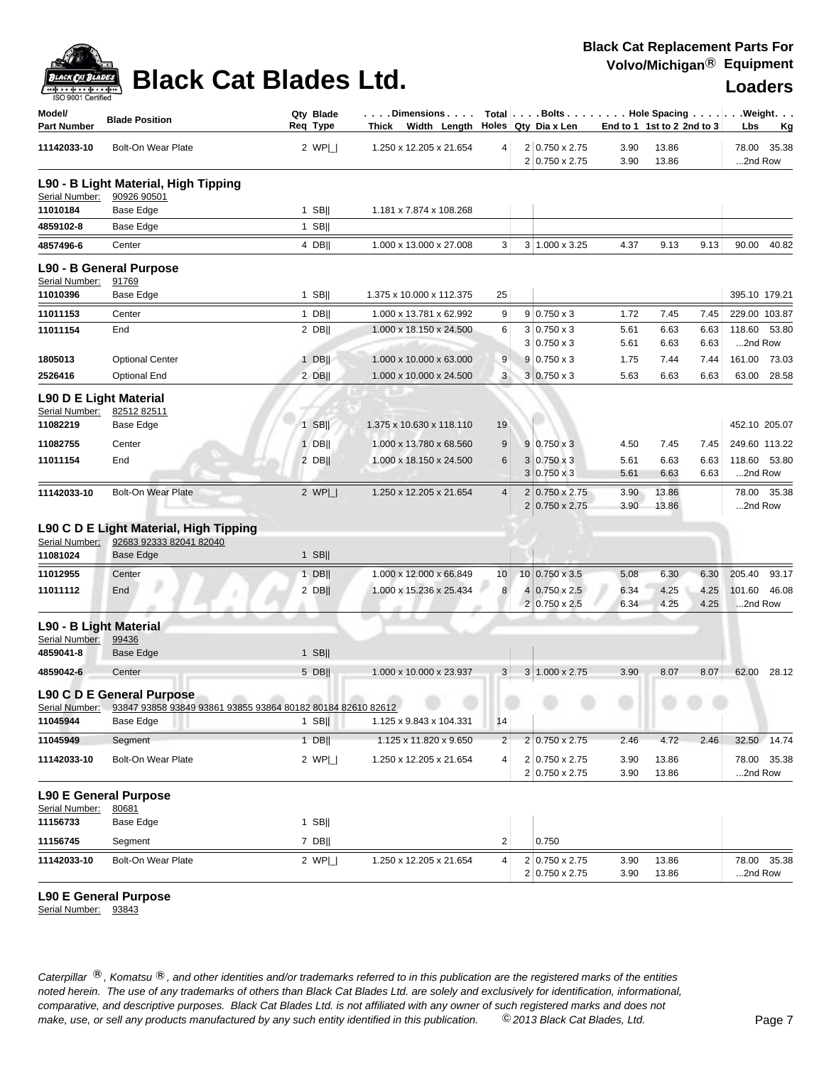# Black Cat Blades Ltd.

**Black Cat Replacement Parts For Volvo/Michigan® Equipment**

**Loaders**

| Model/ Part Number | Blade Position | Qty Req | Blade Type | Dimensions Thick x Width x Length | Total Holes | Bolts Qty | Bolts Dia x Len | Hole Spacing End to 1 | 1st to 2 | 2nd to 3 | Weight Lbs | Kg |
|---|---|---|---|---|---|---|---|---|---|---|---|---|
| 11142033-10 | Bolt-On Wear Plate | 2 | WP|_| | 1.250 x 12.205 x 21.654 | 4 | 2 | 0.750 x 2.75 | 3.90 | 13.86 | | 78.00 | 35.38 |
| | | | | | | 2 | 0.750 x 2.75 | 3.90 | 13.86 | | ...2nd Row | |

## L90 - B Light Material, High Tipping

Serial Number: 90926 90501

| Model/ Part Number | Blade Position | Qty Req | Blade Type | Dimensions Thick x Width x Length | Total Holes | Bolts Qty | Bolts Dia x Len | Hole Spacing End to 1 | 1st to 2 | 2nd to 3 | Weight Lbs | Kg |
|---|---|---|---|---|---|---|---|---|---|---|---|---|
| 11010184 | Base Edge | 1 | SB|| | 1.181 x 7.874 x 108.268 | | | | | | | | |
| 4859102-8 | Base Edge | 1 | SB|| | | | | | | | | | |
| 4857496-6 | Center | 4 | DB|| | 1.000 x 13.000 x 27.008 | 3 | 3 | 1.000 x 3.25 | 4.37 | 9.13 | 9.13 | 90.00 | 40.82 |

## L90 - B General Purpose

Serial Number: 91769

| Model/ Part Number | Blade Position | Qty Req | Blade Type | Dimensions Thick x Width x Length | Total Holes | Bolts Qty | Bolts Dia x Len | Hole Spacing End to 1 | 1st to 2 | 2nd to 3 | Weight Lbs | Kg |
|---|---|---|---|---|---|---|---|---|---|---|---|---|
| 11010396 | Base Edge | 1 | SB|| | 1.375 x 10.000 x 112.375 | 25 | | | | | | 395.10 | 179.21 |
| 11011153 | Center | 1 | DB|| | 1.000 x 13.781 x 62.992 | 9 | 9 | 0.750 x 3 | 1.72 | 7.45 | 7.45 | 229.00 | 103.87 |
| 11011154 | End | 2 | DB|| | 1.000 x 18.150 x 24.500 | 6 | 3 | 0.750 x 3 | 5.61 | 6.63 | 6.63 | 118.60 | 53.80 |
| | | | | | | 3 | 0.750 x 3 | 5.61 | 6.63 | 6.63 | ...2nd Row | |
| 1805013 | Optional Center | 1 | DB|| | 1.000 x 10.000 x 63.000 | 9 | 9 | 0.750 x 3 | 1.75 | 7.44 | 7.44 | 161.00 | 73.03 |
| 2526416 | Optional End | 2 | DB|| | 1.000 x 10.000 x 24.500 | 3 | 3 | 0.750 x 3 | 5.63 | 6.63 | 6.63 | 63.00 | 28.58 |

## L90 D E Light Material

Serial Number: 82512 82511

| Model/ Part Number | Blade Position | Qty Req | Blade Type | Dimensions Thick x Width x Length | Total Holes | Bolts Qty | Bolts Dia x Len | Hole Spacing End to 1 | 1st to 2 | 2nd to 3 | Weight Lbs | Kg |
|---|---|---|---|---|---|---|---|---|---|---|---|---|
| 11082219 | Base Edge | 1 | SB|| | 1.375 x 10.630 x 118.110 | 19 | | | | | | 452.10 | 205.07 |
| 11082755 | Center | 1 | DB|| | 1.000 x 13.780 x 68.560 | 9 | 9 | 0.750 x 3 | 4.50 | 7.45 | 7.45 | 249.60 | 113.22 |
| 11011154 | End | 2 | DB|| | 1.000 x 18.150 x 24.500 | 6 | 3 | 0.750 x 3 | 5.61 | 6.63 | 6.63 | 118.60 | 53.80 |
| | | | | | | 3 | 0.750 x 3 | 5.61 | 6.63 | 6.63 | ...2nd Row | |
| 11142033-10 | Bolt-On Wear Plate | 2 | WP|_| | 1.250 x 12.205 x 21.654 | 4 | 2 | 0.750 x 2.75 | 3.90 | 13.86 | | 78.00 | 35.38 |
| | | | | | | 2 | 0.750 x 2.75 | 3.90 | 13.86 | | ...2nd Row | |

## L90 C D E Light Material, High Tipping

Serial Number: 92683 92333 82041 82040

| Model/ Part Number | Blade Position | Qty Req | Blade Type | Dimensions Thick x Width x Length | Total Holes | Bolts Qty | Bolts Dia x Len | Hole Spacing End to 1 | 1st to 2 | 2nd to 3 | Weight Lbs | Kg |
|---|---|---|---|---|---|---|---|---|---|---|---|---|
| 11081024 | Base Edge | 1 | SB|| | | | | | | | | | |
| 11012955 | Center | 1 | DB|| | 1.000 x 12.000 x 66.849 | 10 | 10 | 0.750 x 3.5 | 5.08 | 6.30 | 6.30 | 205.40 | 93.17 |
| 11011112 | End | 2 | DB|| | 1.000 x 15.236 x 25.434 | 8 | 4 | 0.750 x 2.5 | 6.34 | 4.25 | 4.25 | 101.60 | 46.08 |
| | | | | | | 2 | 0.750 x 2.5 | 6.34 | 4.25 | 4.25 | ...2nd Row | |

## L90 - B Light Material

Serial Number: 99436

| Model/ Part Number | Blade Position | Qty Req | Blade Type | Dimensions Thick x Width x Length | Total Holes | Bolts Qty | Bolts Dia x Len | Hole Spacing End to 1 | 1st to 2 | 2nd to 3 | Weight Lbs | Kg |
|---|---|---|---|---|---|---|---|---|---|---|---|---|
| 4859041-8 | Base Edge | 1 | SB|| | | | | | | | | | |
| 4859042-6 | Center | 5 | DB|| | 1.000 x 10.000 x 23.937 | 3 | 3 | 1.000 x 2.75 | 3.90 | 8.07 | 8.07 | 62.00 | 28.12 |

## L90 C D E General Purpose

Serial Number: 93847 93858 93849 93861 93855 93864 80182 80184 82610 82612

| Model/ Part Number | Blade Position | Qty Req | Blade Type | Dimensions Thick x Width x Length | Total Holes | Bolts Qty | Bolts Dia x Len | Hole Spacing End to 1 | 1st to 2 | 2nd to 3 | Weight Lbs | Kg |
|---|---|---|---|---|---|---|---|---|---|---|---|---|
| 11045944 | Base Edge | 1 | SB|| | 1.125 x 9.843 x 104.331 | 14 | | | | | | | |
| 11045949 | Segment | 1 | DB|| | 1.125 x 11.820 x 9.650 | 2 | 2 | 0.750 x 2.75 | 2.46 | 4.72 | 2.46 | 32.50 | 14.74 |
| 11142033-10 | Bolt-On Wear Plate | 2 | WP|_| | 1.250 x 12.205 x 21.654 | 4 | 2 | 0.750 x 2.75 | 3.90 | 13.86 | | 78.00 | 35.38 |
| | | | | | | 2 | 0.750 x 2.75 | 3.90 | 13.86 | | ...2nd Row | |

## L90 E General Purpose

Serial Number: 80681

| Model/ Part Number | Blade Position | Qty Req | Blade Type | Dimensions Thick x Width x Length | Total Holes | Bolts Qty | Bolts Dia x Len | Hole Spacing End to 1 | 1st to 2 | 2nd to 3 | Weight Lbs | Kg |
|---|---|---|---|---|---|---|---|---|---|---|---|---|
| 11156733 | Base Edge | 1 | SB|| | | | | | | | | | |
| 11156745 | Segment | 7 | DB|| | | 2 | | 0.750 | | | | | |
| 11142033-10 | Bolt-On Wear Plate | 2 | WP|_| | 1.250 x 12.205 x 21.654 | 4 | 2 | 0.750 x 2.75 | 3.90 | 13.86 | | 78.00 | 35.38 |
| | | | | | | 2 | 0.750 x 2.75 | 3.90 | 13.86 | | ...2nd Row | |

## L90 E General Purpose

Serial Number: 93843

*Caterpillar ®, Komatsu ®, and other identities and/or trademarks referred to in this publication are the registered marks of the entities noted herein. The use of any trademarks of others than Black Cat Blades Ltd. are solely and exclusively for identification, informational, comparative, and descriptive purposes. Black Cat Blades Ltd. is not affiliated with any owner of such registered marks and does not make, use, or sell any products manufactured by any such entity identified in this publication. © 2013 Black Cat Blades, Ltd.*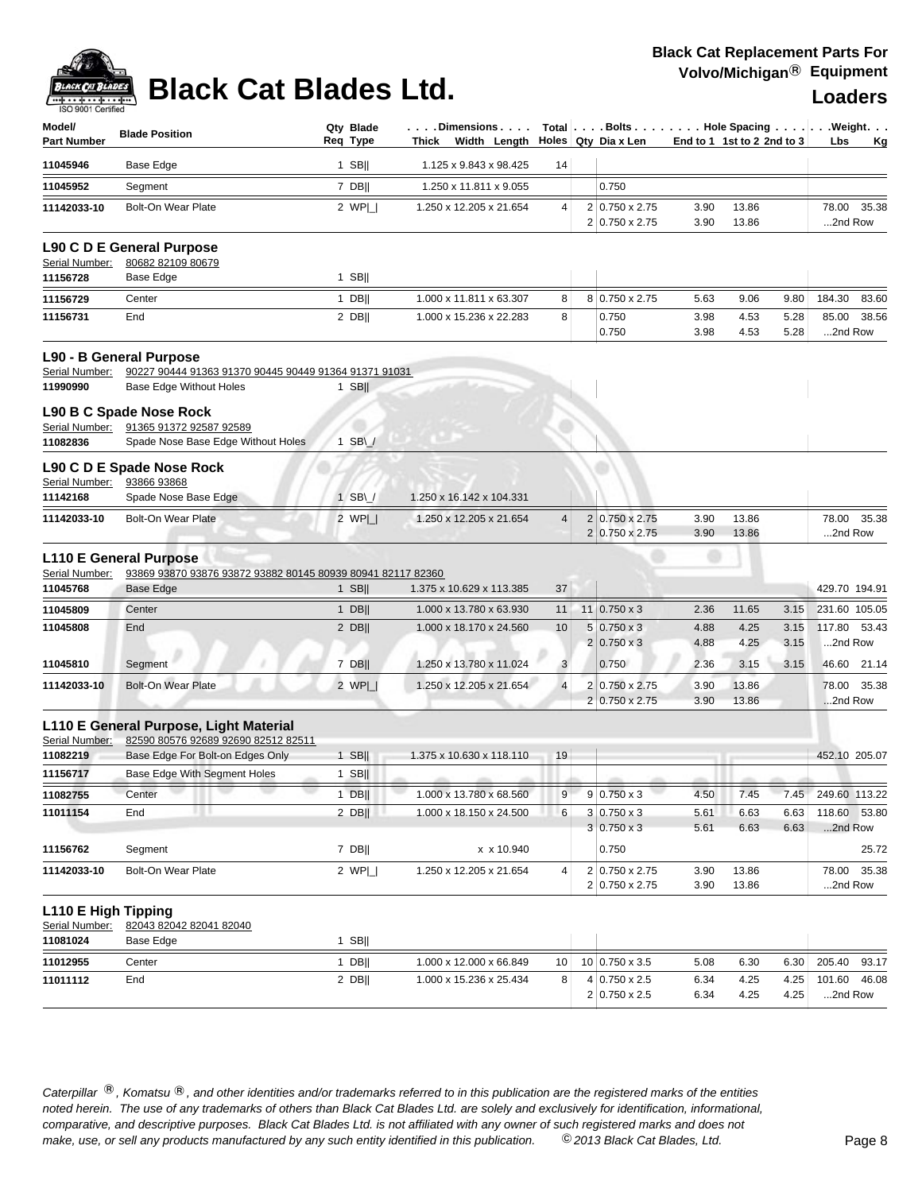# Black Cat Blades Ltd.

**Black Cat Replacement Parts For Volvo/Michigan® Equipment**

**Loaders**

| Model/ Part Number | Blade Position | Qty Req | Blade Type | Dimensions Thick x Width x Length | Total Holes | Bolts Qty | Dia x Len | Hole Spacing End to 1 | 1st to 2 | 2nd to 3 | Weight Lbs | Kg |
|---|---|---|---|---|---|---|---|---|---|---|---|---|
| 11045946 | Base Edge | 1 | SB‖ | 1.125 x 9.843 x 98.425 | 14 | | | | | | | |
| 11045952 | Segment | 7 | DB‖ | 1.250 x 11.811 x 9.055 | | | 0.750 | | | | | |
| 11142033-10 | Bolt-On Wear Plate | 2 | WP\|_\| | 1.250 x 12.205 x 21.654 | 4 | 2 | 0.750 x 2.75 | 3.90 | 13.86 | | 78.00 | 35.38 |
| | | | | | | 2 | 0.750 x 2.75 | 3.90 | 13.86 | | ...2nd Row | |

## L90 C D E General Purpose

Serial Number: 80682 82109 80679

| Model/ Part Number | Blade Position | Qty Req | Blade Type | Dimensions Thick x Width x Length | Total Holes | Bolts Qty | Dia x Len | Hole Spacing End to 1 | 1st to 2 | 2nd to 3 | Weight Lbs | Kg |
|---|---|---|---|---|---|---|---|---|---|---|---|---|
| 11156728 | Base Edge | 1 | SB‖ | | | | | | | | | |
| 11156729 | Center | 1 | DB‖ | 1.000 x 11.811 x 63.307 | 8 | 8 | 0.750 x 2.75 | 5.63 | 9.06 | 9.80 | 184.30 | 83.60 |
| 11156731 | End | 2 | DB‖ | 1.000 x 15.236 x 22.283 | 8 | | 0.750 | 3.98 | 4.53 | 5.28 | 85.00 | 38.56 |
| | | | | | | | 0.750 | 3.98 | 4.53 | 5.28 | ...2nd Row | |

## L90 - B General Purpose

Serial Number: 90227 90444 91363 91370 90445 90449 91364 91371 91031

| Model/ Part Number | Blade Position | Qty Req | Blade Type | Dimensions Thick x Width x Length | Total Holes | Bolts Qty | Dia x Len | Hole Spacing End to 1 | 1st to 2 | 2nd to 3 | Weight Lbs | Kg |
|---|---|---|---|---|---|---|---|---|---|---|---|---|
| 11990990 | Base Edge Without Holes | 1 | SB‖ | | | | | | | | | |

## L90 B C Spade Nose Rock

Serial Number: 91365 91372 92587 92589

| Model/ Part Number | Blade Position | Qty Req | Blade Type | Dimensions Thick x Width x Length | Total Holes | Bolts Qty | Dia x Len | Hole Spacing End to 1 | 1st to 2 | 2nd to 3 | Weight Lbs | Kg |
|---|---|---|---|---|---|---|---|---|---|---|---|---|
| 11082836 | Spade Nose Base Edge Without Holes | 1 | SB\_/ | | | | | | | | | |

## L90 C D E Spade Nose Rock

Serial Number: 93866 93868

| Model/ Part Number | Blade Position | Qty Req | Blade Type | Dimensions Thick x Width x Length | Total Holes | Bolts Qty | Dia x Len | Hole Spacing End to 1 | 1st to 2 | 2nd to 3 | Weight Lbs | Kg |
|---|---|---|---|---|---|---|---|---|---|---|---|---|
| 11142168 | Spade Nose Base Edge | 1 | SB\_/ | 1.250 x 16.142 x 104.331 | | | | | | | | |
| 11142033-10 | Bolt-On Wear Plate | 2 | WP\|_\| | 1.250 x 12.205 x 21.654 | 4 | 2 | 0.750 x 2.75 | 3.90 | 13.86 | | 78.00 | 35.38 |
| | | | | | | 2 | 0.750 x 2.75 | 3.90 | 13.86 | | ...2nd Row | |

## L110 E General Purpose

Serial Number: 93869 93870 93876 93872 93882 80145 80939 80941 82117 82360

| Model/ Part Number | Blade Position | Qty Req | Blade Type | Dimensions Thick x Width x Length | Total Holes | Bolts Qty | Dia x Len | Hole Spacing End to 1 | 1st to 2 | 2nd to 3 | Weight Lbs | Kg |
|---|---|---|---|---|---|---|---|---|---|---|---|---|
| 11045768 | Base Edge | 1 | SB‖ | 1.375 x 10.629 x 113.385 | 37 | | | | | | 429.70 | 194.91 |
| 11045809 | Center | 1 | DB‖ | 1.000 x 13.780 x 63.930 | 11 | 11 | 0.750 x 3 | 2.36 | 11.65 | 3.15 | 231.60 | 105.05 |
| 11045808 | End | 2 | DB‖ | 1.000 x 18.170 x 24.560 | 10 | 5 | 0.750 x 3 | 4.88 | 4.25 | 3.15 | 117.80 | 53.43 |
| | | | | | | 2 | 0.750 x 3 | 4.88 | 4.25 | 3.15 | ...2nd Row | |
| 11045810 | Segment | 7 | DB‖ | 1.250 x 13.780 x 11.024 | 3 | | 0.750 | 2.36 | 3.15 | 3.15 | 46.60 | 21.14 |
| 11142033-10 | Bolt-On Wear Plate | 2 | WP\|_\| | 1.250 x 12.205 x 21.654 | 4 | 2 | 0.750 x 2.75 | 3.90 | 13.86 | | 78.00 | 35.38 |
| | | | | | | 2 | 0.750 x 2.75 | 3.90 | 13.86 | | ...2nd Row | |

## L110 E General Purpose, Light Material

Serial Number: 82590 80576 92689 92690 82512 82511

| Model/ Part Number | Blade Position | Qty Req | Blade Type | Dimensions Thick x Width x Length | Total Holes | Bolts Qty | Dia x Len | Hole Spacing End to 1 | 1st to 2 | 2nd to 3 | Weight Lbs | Kg |
|---|---|---|---|---|---|---|---|---|---|---|---|---|
| 11082219 | Base Edge For Bolt-on Edges Only | 1 | SB‖ | 1.375 x 10.630 x 118.110 | 19 | | | | | | 452.10 | 205.07 |
| 11156717 | Base Edge With Segment Holes | 1 | SB‖ | | | | | | | | | |
| 11082755 | Center | 1 | DB‖ | 1.000 x 13.780 x 68.560 | 9 | 9 | 0.750 x 3 | 4.50 | 7.45 | 7.45 | 249.60 | 113.22 |
| 11011154 | End | 2 | DB‖ | 1.000 x 18.150 x 24.500 | 6 | 3 | 0.750 x 3 | 5.61 | 6.63 | 6.63 | 118.60 | 53.80 |
| | | | | | | 3 | 0.750 x 3 | 5.61 | 6.63 | 6.63 | ...2nd Row | |
| 11156762 | Segment | 7 | DB‖ | x x 10.940 | | | 0.750 | | | | | 25.72 |
| 11142033-10 | Bolt-On Wear Plate | 2 | WP\|_\| | 1.250 x 12.205 x 21.654 | 4 | 2 | 0.750 x 2.75 | 3.90 | 13.86 | | 78.00 | 35.38 |
| | | | | | | 2 | 0.750 x 2.75 | 3.90 | 13.86 | | ...2nd Row | |

## L110 E High Tipping

Serial Number: 82043 82042 82041 82040

| Model/ Part Number | Blade Position | Qty Req | Blade Type | Dimensions Thick x Width x Length | Total Holes | Bolts Qty | Dia x Len | Hole Spacing End to 1 | 1st to 2 | 2nd to 3 | Weight Lbs | Kg |
|---|---|---|---|---|---|---|---|---|---|---|---|---|
| 11081024 | Base Edge | 1 | SB‖ | | | | | | | | | |
| 11012955 | Center | 1 | DB‖ | 1.000 x 12.000 x 66.849 | 10 | 10 | 0.750 x 3.5 | 5.08 | 6.30 | 6.30 | 205.40 | 93.17 |
| 11011112 | End | 2 | DB‖ | 1.000 x 15.236 x 25.434 | 8 | 4 | 0.750 x 2.5 | 6.34 | 4.25 | 4.25 | 101.60 | 46.08 |
| | | | | | | 2 | 0.750 x 2.5 | 6.34 | 4.25 | 4.25 | ...2nd Row | |

*Caterpillar ®, Komatsu ®, and other identities and/or trademarks referred to in this publication are the registered marks of the entities noted herein. The use of any trademarks of others than Black Cat Blades Ltd. are solely and exclusively for identification, informational, comparative, and descriptive purposes. Black Cat Blades Ltd. is not affiliated with any owner of such registered marks and does not make, use, or sell any products manufactured by any such entity identified in this publication.* *© 2013 Black Cat Blades, Ltd.*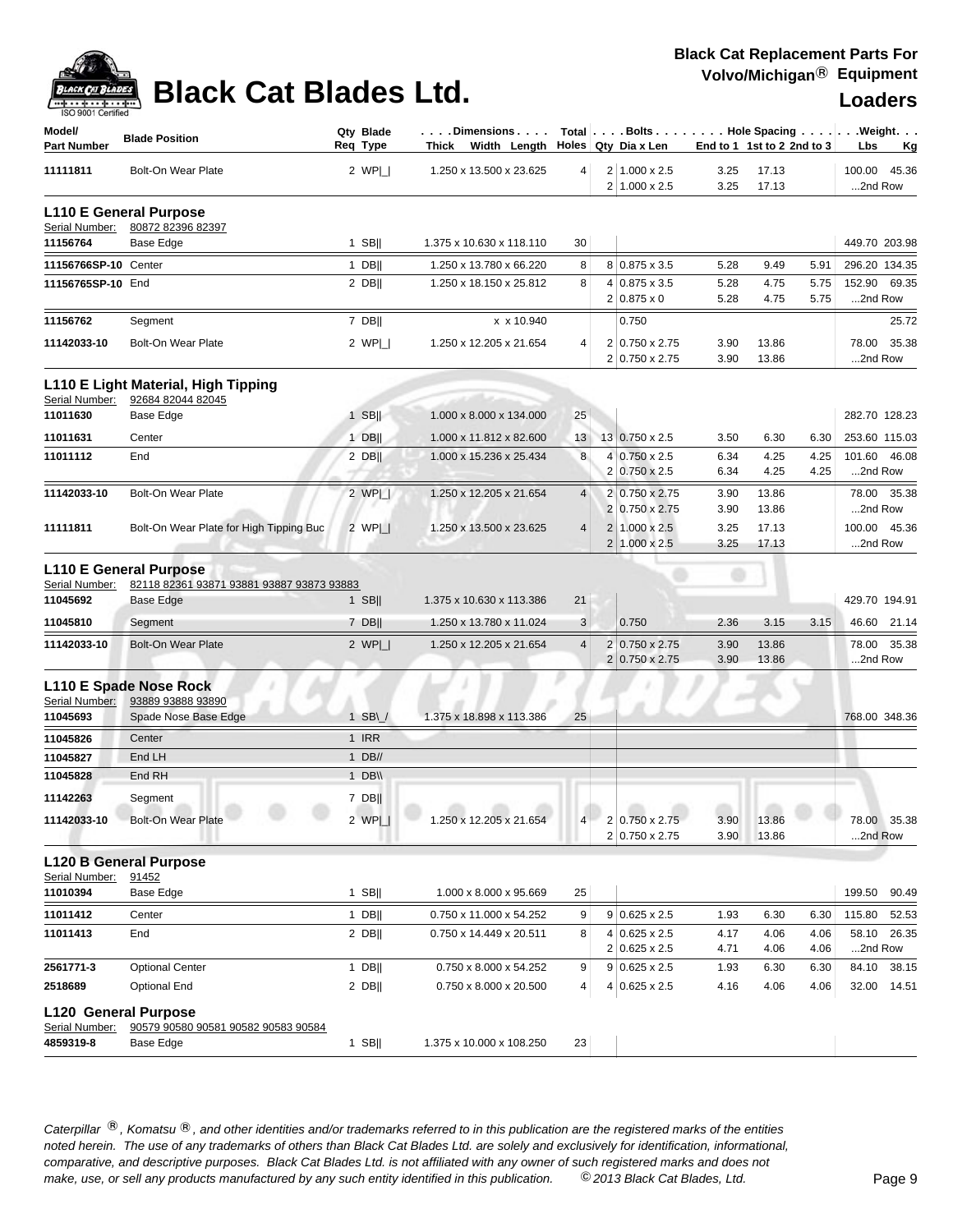# Black Cat Blades Ltd.

**Black Cat Replacement Parts For Volvo/Michigan® Equipment**

**Loaders**

| Model/ Part Number | Blade Position | Qty Req | Blade Type | Dimensions Thick x Width x Length | Total Holes | Bolts Qty | Dia x Len | Hole Spacing End to 1 | 1st to 2 | 2nd to 3 | Weight Lbs | Kg |
|---|---|---|---|---|---|---|---|---|---|---|---|---|
| 11111811 | Bolt-On Wear Plate | 2 | WP\|_\| | 1.250 x 13.500 x 23.625 | 4 | 2 | 1.000 x 2.5 | 3.25 | 17.13 | | 100.00 | 45.36 |
| | | | | | | 2 | 1.000 x 2.5 | 3.25 | 17.13 | | ...2nd Row | |
| **L110 E General Purpose** | | | | | | | | | | | | |
| Serial Number: | 80872 82396 82397 | | | | | | | | | | | |
| 11156764 | Base Edge | 1 | SB\|\| | 1.375 x 10.630 x 118.110 | 30 | | | | | | 449.70 | 203.98 |
| 11156766SP-10 | Center | 1 | DB\|\| | 1.250 x 13.780 x 66.220 | 8 | 8 | 0.875 x 3.5 | 5.28 | 9.49 | 5.91 | 296.20 | 134.35 |
| 11156765SP-10 | End | 2 | DB\|\| | 1.250 x 18.150 x 25.812 | 8 | 4 | 0.875 x 3.5 | 5.28 | 4.75 | 5.75 | 152.90 | 69.35 |
| | | | | | | 2 | 0.875 x 0 | 5.28 | 4.75 | 5.75 | ...2nd Row | |
| 11156762 | Segment | 7 | DB\|\| | x x 10.940 | | | 0.750 | | | | | 25.72 |
| 11142033-10 | Bolt-On Wear Plate | 2 | WP\|_\| | 1.250 x 12.205 x 21.654 | 4 | 2 | 0.750 x 2.75 | 3.90 | 13.86 | | 78.00 | 35.38 |
| | | | | | | 2 | 0.750 x 2.75 | 3.90 | 13.86 | | ...2nd Row | |
| **L110 E Light Material, High Tipping** | | | | | | | | | | | | |
| Serial Number: | 92684 82044 82045 | | | | | | | | | | | |
| 11011630 | Base Edge | 1 | SB\|\| | 1.000 x 8.000 x 134.000 | 25 | | | | | | 282.70 | 128.23 |
| 11011631 | Center | 1 | DB\|\| | 1.000 x 11.812 x 82.600 | 13 | 13 | 0.750 x 2.5 | 3.50 | 6.30 | 6.30 | 253.60 | 115.03 |
| 11011112 | End | 2 | DB\|\| | 1.000 x 15.236 x 25.434 | 8 | 4 | 0.750 x 2.5 | 6.34 | 4.25 | 4.25 | 101.60 | 46.08 |
| | | | | | | 2 | 0.750 x 2.5 | 6.34 | 4.25 | 4.25 | ...2nd Row | |
| 11142033-10 | Bolt-On Wear Plate | 2 | WP\|_\| | 1.250 x 12.205 x 21.654 | 4 | 2 | 0.750 x 2.75 | 3.90 | 13.86 | | 78.00 | 35.38 |
| | | | | | | 2 | 0.750 x 2.75 | 3.90 | 13.86 | | ...2nd Row | |
| 11111811 | Bolt-On Wear Plate for High Tipping Buc | 2 | WP\|_\| | 1.250 x 13.500 x 23.625 | 4 | 2 | 1.000 x 2.5 | 3.25 | 17.13 | | 100.00 | 45.36 |
| | | | | | | 2 | 1.000 x 2.5 | 3.25 | 17.13 | | ...2nd Row | |
| **L110 E General Purpose** | | | | | | | | | | | | |
| Serial Number: | 82118 82361 93871 93881 93887 93873 93883 | | | | | | | | | | | |
| 11045692 | Base Edge | 1 | SB\|\| | 1.375 x 10.630 x 113.386 | 21 | | | | | | 429.70 | 194.91 |
| 11045810 | Segment | 7 | DB\|\| | 1.250 x 13.780 x 11.024 | 3 | | 0.750 | 2.36 | 3.15 | 3.15 | 46.60 | 21.14 |
| 11142033-10 | Bolt-On Wear Plate | 2 | WP\|_\| | 1.250 x 12.205 x 21.654 | 4 | 2 | 0.750 x 2.75 | 3.90 | 13.86 | | 78.00 | 35.38 |
| | | | | | | 2 | 0.750 x 2.75 | 3.90 | 13.86 | | ...2nd Row | |
| **L110 E Spade Nose Rock** | | | | | | | | | | | | |
| Serial Number: | 93889 93888 93890 | | | | | | | | | | | |
| 11045693 | Spade Nose Base Edge | 1 | SB\_/ | 1.375 x 18.898 x 113.386 | 25 | | | | | | 768.00 | 348.36 |
| 11045826 | Center | 1 | IRR | | | | | | | | | |
| 11045827 | End LH | 1 | DB// | | | | | | | | | |
| 11045828 | End RH | 1 | DB\\ | | | | | | | | | |
| 11142263 | Segment | 7 | DB\|\| | | | | | | | | | |
| 11142033-10 | Bolt-On Wear Plate | 2 | WP\|_\| | 1.250 x 12.205 x 21.654 | 4 | 2 | 0.750 x 2.75 | 3.90 | 13.86 | | 78.00 | 35.38 |
| | | | | | | 2 | 0.750 x 2.75 | 3.90 | 13.86 | | ...2nd Row | |
| **L120 B General Purpose** | | | | | | | | | | | | |
| Serial Number: | 91452 | | | | | | | | | | | |
| 11010394 | Base Edge | 1 | SB\|\| | 1.000 x 8.000 x 95.669 | 25 | | | | | | 199.50 | 90.49 |
| 11011412 | Center | 1 | DB\|\| | 0.750 x 11.000 x 54.252 | 9 | 9 | 0.625 x 2.5 | 1.93 | 6.30 | 6.30 | 115.80 | 52.53 |
| 11011413 | End | 2 | DB\|\| | 0.750 x 14.449 x 20.511 | 8 | 4 | 0.625 x 2.5 | 4.17 | 4.06 | 4.06 | 58.10 | 26.35 |
| | | | | | | 2 | 0.625 x 2.5 | 4.71 | 4.06 | 4.06 | ...2nd Row | |
| 2561771-3 | Optional Center | 1 | DB\|\| | 0.750 x 8.000 x 54.252 | 9 | 9 | 0.625 x 2.5 | 1.93 | 6.30 | 6.30 | 84.10 | 38.15 |
| 2518689 | Optional End | 2 | DB\|\| | 0.750 x 8.000 x 20.500 | 4 | 4 | 0.625 x 2.5 | 4.16 | 4.06 | 4.06 | 32.00 | 14.51 |
| **L120 General Purpose** | | | | | | | | | | | | |
| Serial Number: | 90579 90580 90581 90582 90583 90584 | | | | | | | | | | | |
| 4859319-8 | Base Edge | 1 | SB\|\| | 1.375 x 10.000 x 108.250 | 23 | | | | | | | |

*Caterpillar ®, Komatsu ®, and other identities and/or trademarks referred to in this publication are the registered marks of the entities noted herein. The use of any trademarks of others than Black Cat Blades Ltd. are solely and exclusively for identification, informational, comparative, and descriptive purposes. Black Cat Blades Ltd. is not affiliated with any owner of such registered marks and does not make, use, or sell any products manufactured by any such entity identified in this publication. © 2013 Black Cat Blades, Ltd.*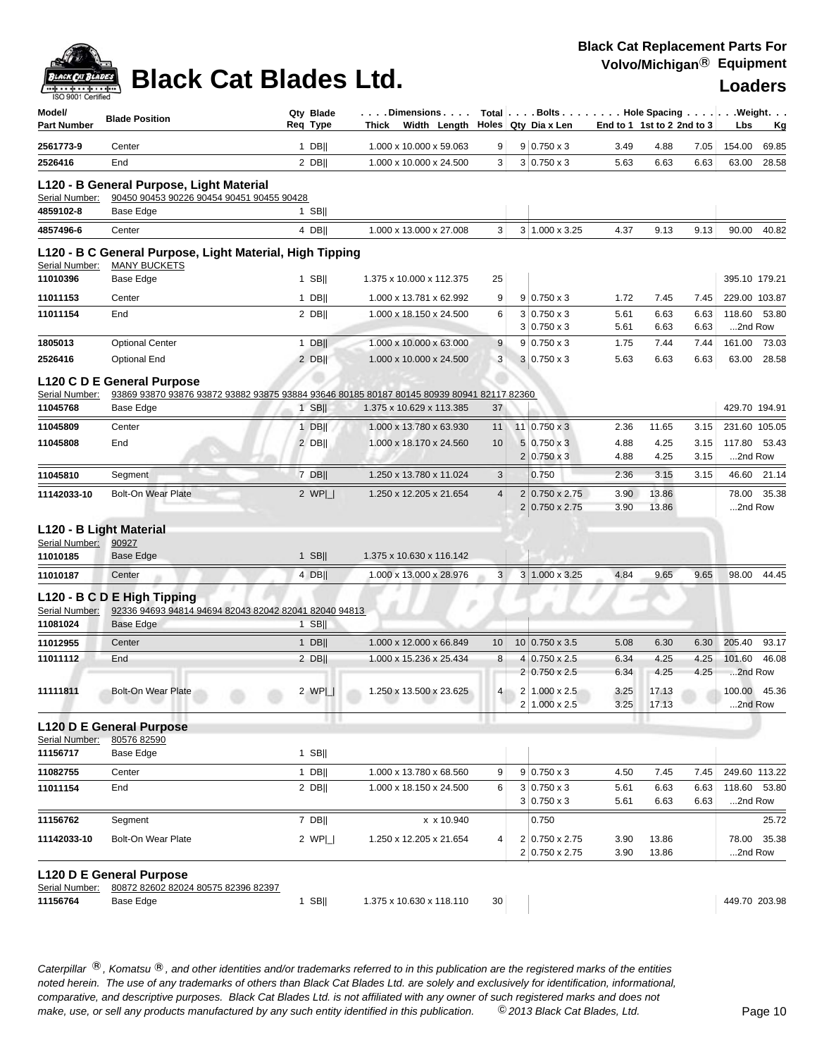# Black Cat Blades Ltd.

**Black Cat Replacement Parts For Volvo/Michigan® Equipment**

**Loaders**

| Model/ Part Number | Blade Position | Qty Req | Blade Type | Thick x Width x Length | Total Holes | Bolts Qty | Dia x Len | End to 1 | 1st to 2 | 2nd to 3 | Lbs | Kg |
|---|---|---|---|---|---|---|---|---|---|---|---|---|
| **2561773-9** | Center | 1 | DB\|\| | 1.000 x 10.000 x 59.063 | 9 | 9 | 0.750 x 3 | 3.49 | 4.88 | 7.05 | 154.00 | 69.85 |
| **2526416** | End | 2 | DB\|\| | 1.000 x 10.000 x 24.500 | 3 | 3 | 0.750 x 3 | 5.63 | 6.63 | 6.63 | 63.00 | 28.58 |

### L120 - B General Purpose, Light Material

Serial Number: 90450 90453 90226 90454 90451 90455 90428

| Model/ Part Number | Blade Position | Qty Req | Blade Type | Thick x Width x Length | Total Holes | Bolts Qty | Dia x Len | End to 1 | 1st to 2 | 2nd to 3 | Lbs | Kg |
|---|---|---|---|---|---|---|---|---|---|---|---|---|
| **4859102-8** | Base Edge | 1 | SB\|\| | | | | | | | | | |
| **4857496-6** | Center | 4 | DB\|\| | 1.000 x 13.000 x 27.008 | 3 | 3 | 1.000 x 3.25 | 4.37 | 9.13 | 9.13 | 90.00 | 40.82 |

### L120 - B C General Purpose, Light Material, High Tipping

Serial Number: MANY BUCKETS

| Model/ Part Number | Blade Position | Qty Req | Blade Type | Thick x Width x Length | Total Holes | Bolts Qty | Dia x Len | End to 1 | 1st to 2 | 2nd to 3 | Lbs | Kg |
|---|---|---|---|---|---|---|---|---|---|---|---|---|
| **11010396** | Base Edge | 1 | SB\|\| | 1.375 x 10.000 x 112.375 | 25 | | | | | | 395.10 | 179.21 |
| **11011153** | Center | 1 | DB\|\| | 1.000 x 13.781 x 62.992 | 9 | 9 | 0.750 x 3 | 1.72 | 7.45 | 7.45 | 229.00 | 103.87 |
| **11011154** | End | 2 | DB\|\| | 1.000 x 18.150 x 24.500 | 6 | 3 | 0.750 x 3 | 5.61 | 6.63 | 6.63 | 118.60 | 53.80 |
| | | | | | | 3 | 0.750 x 3 | 5.61 | 6.63 | 6.63 | ...2nd Row | |
| **1805013** | Optional Center | 1 | DB\|\| | 1.000 x 10.000 x 63.000 | 9 | 9 | 0.750 x 3 | 1.75 | 7.44 | 7.44 | 161.00 | 73.03 |
| **2526416** | Optional End | 2 | DB\|\| | 1.000 x 10.000 x 24.500 | 3 | 3 | 0.750 x 3 | 5.63 | 6.63 | 6.63 | 63.00 | 28.58 |

### L120 C D E General Purpose

Serial Number: 93869 93870 93876 93872 93882 93875 93884 93646 80185 80187 80145 80939 80941 82117 82360

| Model/ Part Number | Blade Position | Qty Req | Blade Type | Thick x Width x Length | Total Holes | Bolts Qty | Dia x Len | End to 1 | 1st to 2 | 2nd to 3 | Lbs | Kg |
|---|---|---|---|---|---|---|---|---|---|---|---|---|
| **11045768** | Base Edge | 1 | SB\|\| | 1.375 x 10.629 x 113.385 | 37 | | | | | | 429.70 | 194.91 |
| **11045809** | Center | 1 | DB\|\| | 1.000 x 13.780 x 63.930 | 11 | 11 | 0.750 x 3 | 2.36 | 11.65 | 3.15 | 231.60 | 105.05 |
| **11045808** | End | 2 | DB\|\| | 1.000 x 18.170 x 24.560 | 10 | 5 | 0.750 x 3 | 4.88 | 4.25 | 3.15 | 117.80 | 53.43 |
| | | | | | | 2 | 0.750 x 3 | 4.88 | 4.25 | 3.15 | ...2nd Row | |
| **11045810** | Segment | 7 | DB\|\| | 1.250 x 13.780 x 11.024 | 3 | | 0.750 | 2.36 | 3.15 | 3.15 | 46.60 | 21.14 |
| **11142033-10** | Bolt-On Wear Plate | 2 | WP\|_\| | 1.250 x 12.205 x 21.654 | 4 | 2 | 0.750 x 2.75 | 3.90 | 13.86 | | 78.00 | 35.38 |
| | | | | | | 2 | 0.750 x 2.75 | 3.90 | 13.86 | | ...2nd Row | |

### L120 - B Light Material

Serial Number: 90927

| Model/ Part Number | Blade Position | Qty Req | Blade Type | Thick x Width x Length | Total Holes | Bolts Qty | Dia x Len | End to 1 | 1st to 2 | 2nd to 3 | Lbs | Kg |
|---|---|---|---|---|---|---|---|---|---|---|---|---|
| **11010185** | Base Edge | 1 | SB\|\| | 1.375 x 10.630 x 116.142 | | | | | | | | |
| **11010187** | Center | 4 | DB\|\| | 1.000 x 13.000 x 28.976 | 3 | 3 | 1.000 x 3.25 | 4.84 | 9.65 | 9.65 | 98.00 | 44.45 |

### L120 - B C D E High Tipping

Serial Number: 92336 94693 94814 94694 82043 82042 82041 82040 94813

| Model/ Part Number | Blade Position | Qty Req | Blade Type | Thick x Width x Length | Total Holes | Bolts Qty | Dia x Len | End to 1 | 1st to 2 | 2nd to 3 | Lbs | Kg |
|---|---|---|---|---|---|---|---|---|---|---|---|---|
| **11081024** | Base Edge | 1 | SB\|\| | | | | | | | | | |
| **11012955** | Center | 1 | DB\|\| | 1.000 x 12.000 x 66.849 | 10 | 10 | 0.750 x 3.5 | 5.08 | 6.30 | 6.30 | 205.40 | 93.17 |
| **11011112** | End | 2 | DB\|\| | 1.000 x 15.236 x 25.434 | 8 | 4 | 0.750 x 2.5 | 6.34 | 4.25 | 4.25 | 101.60 | 46.08 |
| | | | | | | 2 | 0.750 x 2.5 | 6.34 | 4.25 | 4.25 | ...2nd Row | |
| **11111811** | Bolt-On Wear Plate | 2 | WP\|_\| | 1.250 x 13.500 x 23.625 | 4 | 2 | 1.000 x 2.5 | 3.25 | 17.13 | | 100.00 | 45.36 |
| | | | | | | 2 | 1.000 x 2.5 | 3.25 | 17.13 | | ...2nd Row | |

### L120 D E General Purpose

Serial Number: 80576 82590

| Model/ Part Number | Blade Position | Qty Req | Blade Type | Thick x Width x Length | Total Holes | Bolts Qty | Dia x Len | End to 1 | 1st to 2 | 2nd to 3 | Lbs | Kg |
|---|---|---|---|---|---|---|---|---|---|---|---|---|
| **11156717** | Base Edge | 1 | SB\|\| | | | | | | | | | |
| **11082755** | Center | 1 | DB\|\| | 1.000 x 13.780 x 68.560 | 9 | 9 | 0.750 x 3 | 4.50 | 7.45 | 7.45 | 249.60 | 113.22 |
| **11011154** | End | 2 | DB\|\| | 1.000 x 18.150 x 24.500 | 6 | 3 | 0.750 x 3 | 5.61 | 6.63 | 6.63 | 118.60 | 53.80 |
| | | | | | | 3 | 0.750 x 3 | 5.61 | 6.63 | 6.63 | ...2nd Row | |
| **11156762** | Segment | 7 | DB\|\| | x x 10.940 | | | 0.750 | | | | | 25.72 |
| **11142033-10** | Bolt-On Wear Plate | 2 | WP\|_\| | 1.250 x 12.205 x 21.654 | 4 | 2 | 0.750 x 2.75 | 3.90 | 13.86 | | 78.00 | 35.38 |
| | | | | | | 2 | 0.750 x 2.75 | 3.90 | 13.86 | | ...2nd Row | |

### L120 D E General Purpose

Serial Number: 80872 82602 82024 80575 82396 82397

| Model/ Part Number | Blade Position | Qty Req | Blade Type | Thick x Width x Length | Total Holes | Bolts Qty | Dia x Len | End to 1 | 1st to 2 | 2nd to 3 | Lbs | Kg |
|---|---|---|---|---|---|---|---|---|---|---|---|---|
| **11156764** | Base Edge | 1 | SB\|\| | 1.375 x 10.630 x 118.110 | 30 | | | | | | 449.70 | 203.98 |

*Caterpillar ®, Komatsu ®, and other identities and/or trademarks referred to in this publication are the registered marks of the entities noted herein. The use of any trademarks of others than Black Cat Blades Ltd. are solely and exclusively for identification, informational, comparative, and descriptive purposes. Black Cat Blades Ltd. is not affiliated with any owner of such registered marks and does not make, use, or sell any products manufactured by any such entity identified in this publication. © 2013 Black Cat Blades, Ltd.*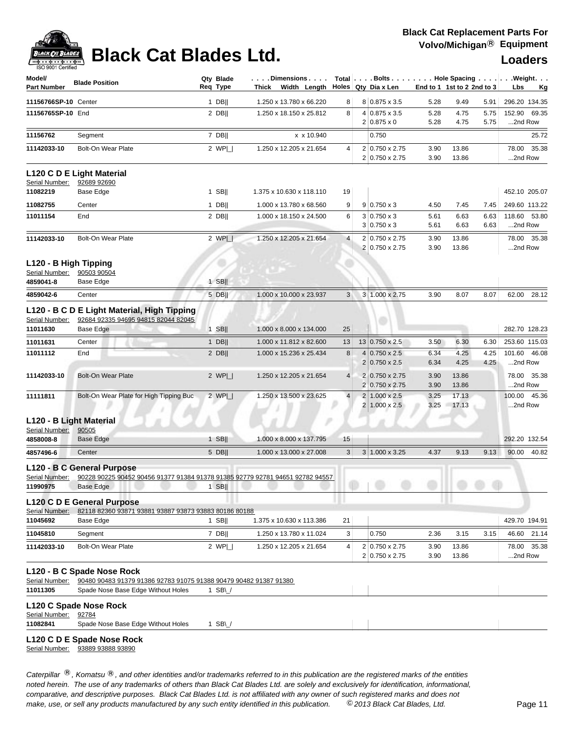# Black Cat Blades Ltd.

**Black Cat Replacement Parts For Volvo/Michigan® Equipment**

**Loaders**

| Model/ Part Number | Blade Position | Qty Req | Blade Type | Dimensions Thick x Width x Length | Total Holes | Bolts Qty | Dia x Len | Hole Spacing End to 1 | 1st to 2 | 2nd to 3 | Weight Lbs | Kg |
|---|---|---|---|---|---|---|---|---|---|---|---|---|
| 11156766SP-10 | Center | 1 | DB‖ | 1.250 x 13.780 x 66.220 | 8 | 8 | 0.875 x 3.5 | 5.28 | 9.49 | 5.91 | 296.20 | 134.35 |
| 11156765SP-10 | End | 2 | DB‖ | 1.250 x 18.150 x 25.812 | 8 | 4 | 0.875 x 3.5 | 5.28 | 4.75 | 5.75 | 152.90 | 69.35 |
| | | | | | | 2 | 0.875 x 0 | 5.28 | 4.75 | 5.75 | ...2nd Row | |
| 11156762 | Segment | 7 | DB‖ | x x 10.940 | | | 0.750 | | | | | 25.72 |
| 11142033-10 | Bolt-On Wear Plate | 2 | WP\|_\| | 1.250 x 12.205 x 21.654 | 4 | 2 | 0.750 x 2.75 | 3.90 | 13.86 | | 78.00 | 35.38 |
| | | | | | | 2 | 0.750 x 2.75 | 3.90 | 13.86 | | ...2nd Row | |

## L120 C D E Light Material

Serial Number: 92689 92690

| Model/ Part Number | Blade Position | Qty Req | Blade Type | Dimensions Thick x Width x Length | Total Holes | Bolts Qty | Dia x Len | Hole Spacing End to 1 | 1st to 2 | 2nd to 3 | Weight Lbs | Kg |
|---|---|---|---|---|---|---|---|---|---|---|---|---|
| 11082219 | Base Edge | 1 | SB‖ | 1.375 x 10.630 x 118.110 | 19 | | | | | | 452.10 | 205.07 |
| 11082755 | Center | 1 | DB‖ | 1.000 x 13.780 x 68.560 | 9 | 9 | 0.750 x 3 | 4.50 | 7.45 | 7.45 | 249.60 | 113.22 |
| 11011154 | End | 2 | DB‖ | 1.000 x 18.150 x 24.500 | 6 | 3 | 0.750 x 3 | 5.61 | 6.63 | 6.63 | 118.60 | 53.80 |
| | | | | | | 3 | 0.750 x 3 | 5.61 | 6.63 | 6.63 | ...2nd Row | |
| 11142033-10 | Bolt-On Wear Plate | 2 | WP\|_\| | 1.250 x 12.205 x 21.654 | 4 | 2 | 0.750 x 2.75 | 3.90 | 13.86 | | 78.00 | 35.38 |
| | | | | | | 2 | 0.750 x 2.75 | 3.90 | 13.86 | | ...2nd Row | |

## L120 - B High Tipping

Serial Number: 90503 90504

| Model/ Part Number | Blade Position | Qty Req | Blade Type | Dimensions Thick x Width x Length | Total Holes | Bolts Qty | Dia x Len | Hole Spacing End to 1 | 1st to 2 | 2nd to 3 | Weight Lbs | Kg |
|---|---|---|---|---|---|---|---|---|---|---|---|---|
| 4859041-8 | Base Edge | 1 | SB‖ | | | | | | | | | |
| 4859042-6 | Center | 5 | DB‖ | 1.000 x 10.000 x 23.937 | 3 | 3 | 1.000 x 2.75 | 3.90 | 8.07 | 8.07 | 62.00 | 28.12 |

## L120 - B C D E Light Material, High Tipping

Serial Number: 92684 92335 94695 94815 82044 82045

| Model/ Part Number | Blade Position | Qty Req | Blade Type | Dimensions Thick x Width x Length | Total Holes | Bolts Qty | Dia x Len | Hole Spacing End to 1 | 1st to 2 | 2nd to 3 | Weight Lbs | Kg |
|---|---|---|---|---|---|---|---|---|---|---|---|---|
| 11011630 | Base Edge | 1 | SB‖ | 1.000 x 8.000 x 134.000 | 25 | | | | | | 282.70 | 128.23 |
| 11011631 | Center | 1 | DB‖ | 1.000 x 11.812 x 82.600 | 13 | 13 | 0.750 x 2.5 | 3.50 | 6.30 | 6.30 | 253.60 | 115.03 |
| 11011112 | End | 2 | DB‖ | 1.000 x 15.236 x 25.434 | 8 | 4 | 0.750 x 2.5 | 6.34 | 4.25 | 4.25 | 101.60 | 46.08 |
| | | | | | | 2 | 0.750 x 2.5 | 6.34 | 4.25 | 4.25 | ...2nd Row | |
| 11142033-10 | Bolt-On Wear Plate | 2 | WP\|_\| | 1.250 x 12.205 x 21.654 | 4 | 2 | 0.750 x 2.75 | 3.90 | 13.86 | | 78.00 | 35.38 |
| | | | | | | 2 | 0.750 x 2.75 | 3.90 | 13.86 | | ...2nd Row | |
| 11111811 | Bolt-On Wear Plate for High Tipping Buc | 2 | WP\|_\| | 1.250 x 13.500 x 23.625 | 4 | 2 | 1.000 x 2.5 | 3.25 | 17.13 | | 100.00 | 45.36 |
| | | | | | | 2 | 1.000 x 2.5 | 3.25 | 17.13 | | ...2nd Row | |

## L120 - B Light Material

Serial Number: 90505

| Model/ Part Number | Blade Position | Qty Req | Blade Type | Dimensions Thick x Width x Length | Total Holes | Bolts Qty | Dia x Len | Hole Spacing End to 1 | 1st to 2 | 2nd to 3 | Weight Lbs | Kg |
|---|---|---|---|---|---|---|---|---|---|---|---|---|
| 4858008-8 | Base Edge | 1 | SB‖ | 1.000 x 8.000 x 137.795 | 15 | | | | | | 292.20 | 132.54 |
| 4857496-6 | Center | 5 | DB‖ | 1.000 x 13.000 x 27.008 | 3 | 3 | 1.000 x 3.25 | 4.37 | 9.13 | 9.13 | 90.00 | 40.82 |

## L120 - B C General Purpose

Serial Number: 90228 90225 90452 90456 91377 91384 91378 91385 92779 92781 94651 92782 94557

| Model/ Part Number | Blade Position | Qty Req | Blade Type | Dimensions Thick x Width x Length | Total Holes | Bolts Qty | Dia x Len | Hole Spacing End to 1 | 1st to 2 | 2nd to 3 | Weight Lbs | Kg |
|---|---|---|---|---|---|---|---|---|---|---|---|---|
| 11990975 | Base Edge | 1 | SB‖ | | | | | | | | | |

## L120 C D E General Purpose

Serial Number: 82118 82360 93871 93881 93887 93873 93883 80186 80188

| Model/ Part Number | Blade Position | Qty Req | Blade Type | Dimensions Thick x Width x Length | Total Holes | Bolts Qty | Dia x Len | Hole Spacing End to 1 | 1st to 2 | 2nd to 3 | Weight Lbs | Kg |
|---|---|---|---|---|---|---|---|---|---|---|---|---|
| 11045692 | Base Edge | 1 | SB‖ | 1.375 x 10.630 x 113.386 | 21 | | | | | | 429.70 | 194.91 |
| 11045810 | Segment | 7 | DB‖ | 1.250 x 13.780 x 11.024 | 3 | | 0.750 | 2.36 | 3.15 | 3.15 | 46.60 | 21.14 |
| 11142033-10 | Bolt-On Wear Plate | 2 | WP\|_\| | 1.250 x 12.205 x 21.654 | 4 | 2 | 0.750 x 2.75 | 3.90 | 13.86 | | 78.00 | 35.38 |
| | | | | | | 2 | 0.750 x 2.75 | 3.90 | 13.86 | | ...2nd Row | |

## L120 - B C Spade Nose Rock

Serial Number: 90480 90483 91379 91386 92783 91075 91388 90479 90482 91387 91380

| Model/ Part Number | Blade Position | Qty Req | Blade Type | Dimensions Thick x Width x Length | Total Holes | Bolts Qty | Dia x Len | Hole Spacing End to 1 | 1st to 2 | 2nd to 3 | Weight Lbs | Kg |
|---|---|---|---|---|---|---|---|---|---|---|---|---|
| 11011305 | Spade Nose Base Edge Without Holes | 1 | SB\_/ | | | | | | | | | |

## L120 C Spade Nose Rock

Serial Number: 92784

| Model/ Part Number | Blade Position | Qty Req | Blade Type | Dimensions Thick x Width x Length | Total Holes | Bolts Qty | Dia x Len | Hole Spacing End to 1 | 1st to 2 | 2nd to 3 | Weight Lbs | Kg |
|---|---|---|---|---|---|---|---|---|---|---|---|---|
| 11082841 | Spade Nose Base Edge Without Holes | 1 | SB\_/ | | | | | | | | | |

## L120 C D E Spade Nose Rock

Serial Number: 93889 93888 93890

*Caterpillar ®, Komatsu ®, and other identities and/or trademarks referred to in this publication are the registered marks of the entities noted herein. The use of any trademarks of others than Black Cat Blades Ltd. are solely and exclusively for identification, informational, comparative, and descriptive purposes. Black Cat Blades Ltd. is not affiliated with any owner of such registered marks and does not make, use, or sell any products manufactured by any such entity identified in this publication. © 2013 Black Cat Blades, Ltd.*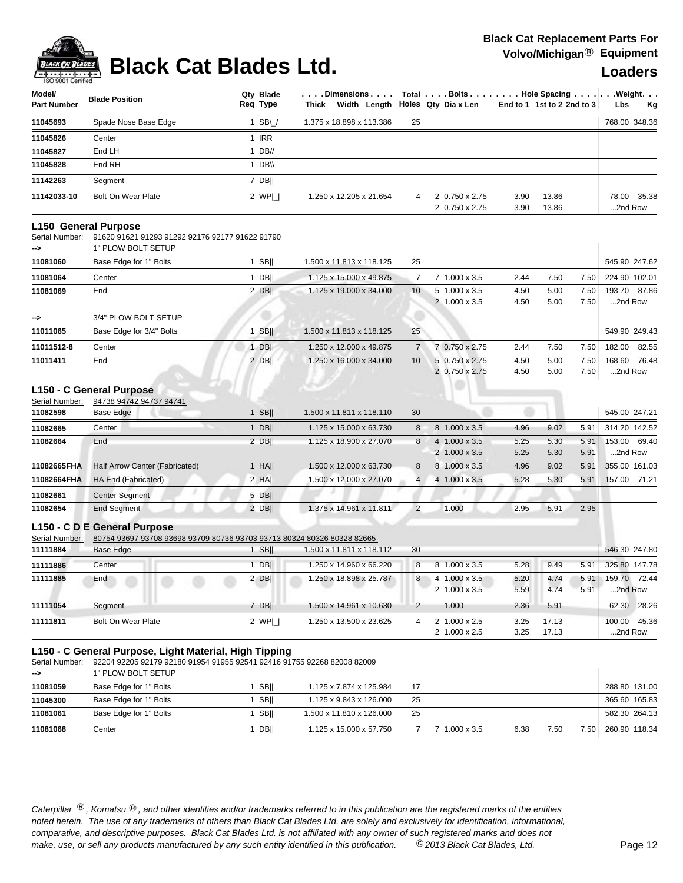# Black Cat Blades Ltd.

**Black Cat Replacement Parts For Volvo/Michigan® Equipment**

**Loaders**

| Model/ Part Number | Blade Position | Qty Req | Blade Type | Dimensions Thick x Width x Length | Total Holes | Bolts Qty | Dia x Len | Hole Spacing End to 1 | 1st to 2 | 2nd to 3 | Weight Lbs | Kg |
|---|---|---|---|---|---|---|---|---|---|---|---|---|
| 11045693 | Spade Nose Base Edge | 1 | SB\_/ | 1.375 x 18.898 x 113.386 | 25 | | | | | | 768.00 | 348.36 |
| 11045826 | Center | 1 | IRR | | | | | | | | | |
| 11045827 | End LH | 1 | DB// | | | | | | | | | |
| 11045828 | End RH | 1 | DB\\ | | | | | | | | | |
| 11142263 | Segment | 7 | DB\|\| | | | | | | | | | |
| 11142033-10 | Bolt-On Wear Plate | 2 | WP\|_\| | 1.250 x 12.205 x 21.654 | 4 | 2 | 0.750 x 2.75 | 3.90 | 13.86 | | 78.00 | 35.38 |
| | | | | | | 2 | 0.750 x 2.75 | 3.90 | 13.86 | | ...2nd Row | |

## L150 General Purpose

Serial Number: 91620 91621 91293 91292 92176 92177 91622 91790

| Model/ Part Number | Blade Position | Qty Req | Blade Type | Dimensions Thick x Width x Length | Total Holes | Bolts Qty | Dia x Len | Hole Spacing End to 1 | 1st to 2 | 2nd to 3 | Weight Lbs | Kg |
|---|---|---|---|---|---|---|---|---|---|---|---|---|
| --> | 1" PLOW BOLT SETUP | | | | | | | | | | | |
| 11081060 | Base Edge for 1" Bolts | 1 | SB\|\| | 1.500 x 11.813 x 118.125 | 25 | | | | | | 545.90 | 247.62 |
| 11081064 | Center | 1 | DB\|\| | 1.125 x 15.000 x 49.875 | 7 | 7 | 1.000 x 3.5 | 2.44 | 7.50 | 7.50 | 224.90 | 102.01 |
| 11081069 | End | 2 | DB\|\| | 1.125 x 19.000 x 34.000 | 10 | 5 | 1.000 x 3.5 | 4.50 | 5.00 | 7.50 | 193.70 | 87.86 |
| | | | | | | 2 | 1.000 x 3.5 | 4.50 | 5.00 | 7.50 | ...2nd Row | |
| --> | 3/4" PLOW BOLT SETUP | | | | | | | | | | | |
| 11011065 | Base Edge for 3/4" Bolts | 1 | SB\|\| | 1.500 x 11.813 x 118.125 | 25 | | | | | | 549.90 | 249.43 |
| 11011512-8 | Center | 1 | DB\|\| | 1.250 x 12.000 x 49.875 | 7 | 7 | 0.750 x 2.75 | 2.44 | 7.50 | 7.50 | 182.00 | 82.55 |
| 11011411 | End | 2 | DB\|\| | 1.250 x 16.000 x 34.000 | 10 | 5 | 0.750 x 2.75 | 4.50 | 5.00 | 7.50 | 168.60 | 76.48 |
| | | | | | | 2 | 0.750 x 2.75 | 4.50 | 5.00 | 7.50 | ...2nd Row | |

## L150 - C General Purpose

Serial Number: 94738 94742 94737 94741

| Model/ Part Number | Blade Position | Qty Req | Blade Type | Dimensions Thick x Width x Length | Total Holes | Bolts Qty | Dia x Len | Hole Spacing End to 1 | 1st to 2 | 2nd to 3 | Weight Lbs | Kg |
|---|---|---|---|---|---|---|---|---|---|---|---|---|
| 11082598 | Base Edge | 1 | SB\|\| | 1.500 x 11.811 x 118.110 | 30 | | | | | | 545.00 | 247.21 |
| 11082665 | Center | 1 | DB\|\| | 1.125 x 15.000 x 63.730 | 8 | 8 | 1.000 x 3.5 | 4.96 | 9.02 | 5.91 | 314.20 | 142.52 |
| 11082664 | End | 2 | DB\|\| | 1.125 x 18.900 x 27.070 | 8 | 4 | 1.000 x 3.5 | 5.25 | 5.30 | 5.91 | 153.00 | 69.40 |
| | | | | | | 2 | 1.000 x 3.5 | 5.25 | 5.30 | 5.91 | ...2nd Row | |
| 11082665FHA | Half Arrow Center (Fabricated) | 1 | HA\|\| | 1.500 x 12.000 x 63.730 | 8 | 8 | 1.000 x 3.5 | 4.96 | 9.02 | 5.91 | 355.00 | 161.03 |
| 11082664FHA | HA End (Fabricated) | 2 | HA\|\| | 1.500 x 12.000 x 27.070 | 4 | 4 | 1.000 x 3.5 | 5.28 | 5.30 | 5.91 | 157.00 | 71.21 |
| 11082661 | Center Segment | 5 | DB\|\| | | | | | | | | | |
| 11082654 | End Segment | 2 | DB\|\| | 1.375 x 14.961 x 11.811 | 2 | | 1.000 | 2.95 | 5.91 | 2.95 | | |

## L150 - C D E General Purpose

Serial Number: 80754 93697 93708 93698 93709 80736 93703 93713 80324 80326 80328 82665

| Model/ Part Number | Blade Position | Qty Req | Blade Type | Dimensions Thick x Width x Length | Total Holes | Bolts Qty | Dia x Len | Hole Spacing End to 1 | 1st to 2 | 2nd to 3 | Weight Lbs | Kg |
|---|---|---|---|---|---|---|---|---|---|---|---|---|
| 11111884 | Base Edge | 1 | SB\|\| | 1.500 x 11.811 x 118.112 | 30 | | | | | | 546.30 | 247.80 |
| 11111886 | Center | 1 | DB\|\| | 1.250 x 14.960 x 66.220 | 8 | 8 | 1.000 x 3.5 | 5.28 | 9.49 | 5.91 | 325.80 | 147.78 |
| 11111885 | End | 2 | DB\|\| | 1.250 x 18.898 x 25.787 | 8 | 4 | 1.000 x 3.5 | 5.20 | 4.74 | 5.91 | 159.70 | 72.44 |
| | | | | | | 2 | 1.000 x 3.5 | 5.59 | 4.74 | 5.91 | ...2nd Row | |
| 11111054 | Segment | 7 | DB\|\| | 1.500 x 14.961 x 10.630 | 2 | | 1.000 | 2.36 | 5.91 | | 62.30 | 28.26 |
| 11111811 | Bolt-On Wear Plate | 2 | WP\|_\| | 1.250 x 13.500 x 23.625 | 4 | 2 | 1.000 x 2.5 | 3.25 | 17.13 | | 100.00 | 45.36 |
| | | | | | | 2 | 1.000 x 2.5 | 3.25 | 17.13 | | ...2nd Row | |

## L150 - C General Purpose, Light Material, High Tipping

Serial Number: 92204 92205 92179 92180 91954 91955 92541 92416 91755 92268 82008 82009

| Model/ Part Number | Blade Position | Qty Req | Blade Type | Dimensions Thick x Width x Length | Total Holes | Bolts Qty | Dia x Len | Hole Spacing End to 1 | 1st to 2 | 2nd to 3 | Weight Lbs | Kg |
|---|---|---|---|---|---|---|---|---|---|---|---|---|
| --> | 1" PLOW BOLT SETUP | | | | | | | | | | | |
| 11081059 | Base Edge for 1" Bolts | 1 | SB\|\| | 1.125 x 7.874 x 125.984 | 17 | | | | | | 288.80 | 131.00 |
| 11045300 | Base Edge for 1" Bolts | 1 | SB\|\| | 1.125 x 9.843 x 126.000 | 25 | | | | | | 365.60 | 165.83 |
| 11081061 | Base Edge for 1" Bolts | 1 | SB\|\| | 1.500 x 11.810 x 126.000 | 25 | | | | | | 582.30 | 264.13 |
| 11081068 | Center | 1 | DB\|\| | 1.125 x 15.000 x 57.750 | 7 | 7 | 1.000 x 3.5 | 6.38 | 7.50 | 7.50 | 260.90 | 118.34 |

*Caterpillar ®, Komatsu ®, and other identities and/or trademarks referred to in this publication are the registered marks of the entities noted herein. The use of any trademarks of others than Black Cat Blades Ltd. are solely and exclusively for identification, informational, comparative, and descriptive purposes. Black Cat Blades Ltd. is not affiliated with any owner of such registered marks and does not make, use, or sell any products manufactured by any such entity identified in this publication. © 2013 Black Cat Blades, Ltd.*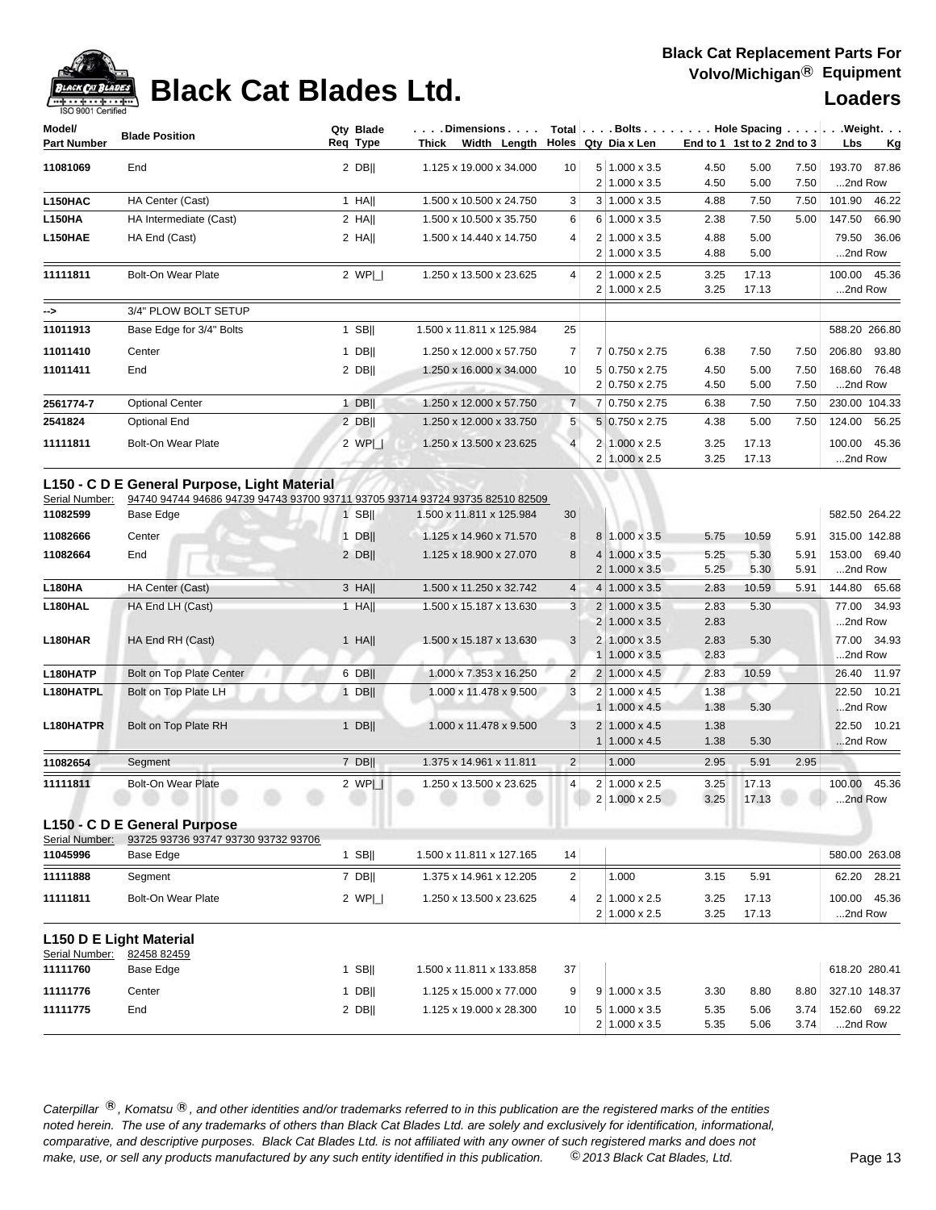# Black Cat Blades Ltd.

**Black Cat Replacement Parts For Volvo/Michigan® Equipment**

**Loaders**

| Model/ Part Number | Blade Position | Qty Req | Blade Type | Dimensions Thick Width Length | Total Holes | Bolts Qty | Dia x Len | End to 1 | 1st to 2 | 2nd to 3 | Weight Lbs | Kg |
|---|---|---|---|---|---|---|---|---|---|---|---|---|
| **11081069** | End | 2 | DB‖ | 1.125 x 19.000 x 34.000 | 10 | 5 | 1.000 x 3.5 | 4.50 | 5.00 | 7.50 | 193.70 | 87.86 |
| | | | | | | 2 | 1.000 x 3.5 | 4.50 | 5.00 | 7.50 | ...2nd Row | |
| **L150HAC** | HA Center (Cast) | 1 | HA‖ | 1.500 x 10.500 x 24.750 | 3 | 3 | 1.000 x 3.5 | 4.88 | 7.50 | 7.50 | 101.90 | 46.22 |
| **L150HA** | HA Intermediate (Cast) | 2 | HA‖ | 1.500 x 10.500 x 35.750 | 6 | 6 | 1.000 x 3.5 | 2.38 | 7.50 | 5.00 | 147.50 | 66.90 |
| **L150HAE** | HA End (Cast) | 2 | HA‖ | 1.500 x 14.440 x 14.750 | 4 | 2 | 1.000 x 3.5 | 4.88 | 5.00 | | 79.50 | 36.06 |
| | | | | | | 2 | 1.000 x 3.5 | 4.88 | 5.00 | | ...2nd Row | |
| **11111811** | Bolt-On Wear Plate | 2 | WP\|_\| | 1.250 x 13.500 x 23.625 | 4 | 2 | 1.000 x 2.5 | 3.25 | 17.13 | | 100.00 | 45.36 |
| | | | | | | 2 | 1.000 x 2.5 | 3.25 | 17.13 | | ...2nd Row | |
| **-->** | 3/4" PLOW BOLT SETUP | | | | | | | | | | | |
| **11011913** | Base Edge for 3/4" Bolts | 1 | SB‖ | 1.500 x 11.811 x 125.984 | 25 | | | | | | 588.20 | 266.80 |
| **11011410** | Center | 1 | DB‖ | 1.250 x 12.000 x 57.750 | 7 | 7 | 0.750 x 2.75 | 6.38 | 7.50 | 7.50 | 206.80 | 93.80 |
| **11011411** | End | 2 | DB‖ | 1.250 x 16.000 x 34.000 | 10 | 5 | 0.750 x 2.75 | 4.50 | 5.00 | 7.50 | 168.60 | 76.48 |
| | | | | | | 2 | 0.750 x 2.75 | 4.50 | 5.00 | 7.50 | ...2nd Row | |
| **2561774-7** | Optional Center | 1 | DB‖ | 1.250 x 12.000 x 57.750 | 7 | 7 | 0.750 x 2.75 | 6.38 | 7.50 | 7.50 | 230.00 | 104.33 |
| **2541824** | Optional End | 2 | DB‖ | 1.250 x 12.000 x 33.750 | 5 | 5 | 0.750 x 2.75 | 4.38 | 5.00 | 7.50 | 124.00 | 56.25 |
| **11111811** | Bolt-On Wear Plate | 2 | WP\|_\| | 1.250 x 13.500 x 23.625 | 4 | 2 | 1.000 x 2.5 | 3.25 | 17.13 | | 100.00 | 45.36 |
| | | | | | | 2 | 1.000 x 2.5 | 3.25 | 17.13 | | ...2nd Row | |

### L150 - C D E General Purpose, Light Material

Serial Number: 94740 94744 94686 94739 94743 93700 93711 93705 93714 93724 93735 82510 82509

| Model/ Part Number | Blade Position | Qty Req | Blade Type | Dimensions Thick Width Length | Total Holes | Bolts Qty | Dia x Len | End to 1 | 1st to 2 | 2nd to 3 | Weight Lbs | Kg |
|---|---|---|---|---|---|---|---|---|---|---|---|---|
| **11082599** | Base Edge | 1 | SB‖ | 1.500 x 11.811 x 125.984 | 30 | | | | | | 582.50 | 264.22 |
| **11082666** | Center | 1 | DB‖ | 1.125 x 14.960 x 71.570 | 8 | 8 | 1.000 x 3.5 | 5.75 | 10.59 | 5.91 | 315.00 | 142.88 |
| **11082664** | End | 2 | DB‖ | 1.125 x 18.900 x 27.070 | 8 | 4 | 1.000 x 3.5 | 5.25 | 5.30 | 5.91 | 153.00 | 69.40 |
| | | | | | | 2 | 1.000 x 3.5 | 5.25 | 5.30 | 5.91 | ...2nd Row | |
| **L180HA** | HA Center (Cast) | 3 | HA‖ | 1.500 x 11.250 x 32.742 | 4 | 4 | 1.000 x 3.5 | 2.83 | 10.59 | 5.91 | 144.80 | 65.68 |
| **L180HAL** | HA End LH (Cast) | 1 | HA‖ | 1.500 x 15.187 x 13.630 | 3 | 2 | 1.000 x 3.5 | 2.83 | 5.30 | | 77.00 | 34.93 |
| | | | | | | 2 | 1.000 x 3.5 | 2.83 | | | ...2nd Row | |
| **L180HAR** | HA End RH (Cast) | 1 | HA‖ | 1.500 x 15.187 x 13.630 | 3 | 2 | 1.000 x 3.5 | 2.83 | 5.30 | | 77.00 | 34.93 |
| | | | | | | 1 | 1.000 x 3.5 | 2.83 | | | ...2nd Row | |
| **L180HATP** | Bolt on Top Plate Center | 6 | DB‖ | 1.000 x 7.353 x 16.250 | 2 | 2 | 1.000 x 4.5 | 2.83 | 10.59 | | 26.40 | 11.97 |
| **L180HATPL** | Bolt on Top Plate LH | 1 | DB‖ | 1.000 x 11.478 x 9.500 | 3 | 2 | 1.000 x 4.5 | 1.38 | | | 22.50 | 10.21 |
| | | | | | | 1 | 1.000 x 4.5 | 1.38 | 5.30 | | ...2nd Row | |
| **L180HATPR** | Bolt on Top Plate RH | 1 | DB‖ | 1.000 x 11.478 x 9.500 | 3 | 2 | 1.000 x 4.5 | 1.38 | | | 22.50 | 10.21 |
| | | | | | | 1 | 1.000 x 4.5 | 1.38 | 5.30 | | ...2nd Row | |
| **11082654** | Segment | 7 | DB‖ | 1.375 x 14.961 x 11.811 | 2 | | 1.000 | 2.95 | 5.91 | 2.95 | | |
| **11111811** | Bolt-On Wear Plate | 2 | WP\|_\| | 1.250 x 13.500 x 23.625 | 4 | 2 | 1.000 x 2.5 | 3.25 | 17.13 | | 100.00 | 45.36 |
| | | | | | | 2 | 1.000 x 2.5 | 3.25 | 17.13 | | ...2nd Row | |

### L150 - C D E General Purpose

Serial Number: 93725 93736 93747 93730 93732 93706

| Model/ Part Number | Blade Position | Qty Req | Blade Type | Dimensions Thick Width Length | Total Holes | Bolts Qty | Dia x Len | End to 1 | 1st to 2 | 2nd to 3 | Weight Lbs | Kg |
|---|---|---|---|---|---|---|---|---|---|---|---|---|
| **11045996** | Base Edge | 1 | SB‖ | 1.500 x 11.811 x 127.165 | 14 | | | | | | 580.00 | 263.08 |
| **11111888** | Segment | 7 | DB‖ | 1.375 x 14.961 x 12.205 | 2 | | 1.000 | 3.15 | 5.91 | | 62.20 | 28.21 |
| **11111811** | Bolt-On Wear Plate | 2 | WP\|_\| | 1.250 x 13.500 x 23.625 | 4 | 2 | 1.000 x 2.5 | 3.25 | 17.13 | | 100.00 | 45.36 |
| | | | | | | 2 | 1.000 x 2.5 | 3.25 | 17.13 | | ...2nd Row | |

### L150 D E Light Material

Serial Number: 82458 82459

| Model/ Part Number | Blade Position | Qty Req | Blade Type | Dimensions Thick Width Length | Total Holes | Bolts Qty | Dia x Len | End to 1 | 1st to 2 | 2nd to 3 | Weight Lbs | Kg |
|---|---|---|---|---|---|---|---|---|---|---|---|---|
| **11111760** | Base Edge | 1 | SB‖ | 1.500 x 11.811 x 133.858 | 37 | | | | | | 618.20 | 280.41 |
| **11111776** | Center | 1 | DB‖ | 1.125 x 15.000 x 77.000 | 9 | 9 | 1.000 x 3.5 | 3.30 | 8.80 | 8.80 | 327.10 | 148.37 |
| **11111775** | End | 2 | DB‖ | 1.125 x 19.000 x 28.300 | 10 | 5 | 1.000 x 3.5 | 5.35 | 5.06 | 3.74 | 152.60 | 69.22 |
| | | | | | | 2 | 1.000 x 3.5 | 5.35 | 5.06 | 3.74 | ...2nd Row | |

*Caterpillar ®, Komatsu ®, and other identities and/or trademarks referred to in this publication are the registered marks of the entities noted herein. The use of any trademarks of others than Black Cat Blades Ltd. are solely and exclusively for identification, informational, comparative, and descriptive purposes. Black Cat Blades Ltd. is not affiliated with any owner of such registered marks and does not make, use, or sell any products manufactured by any such entity identified in this publication. © 2013 Black Cat Blades, Ltd.*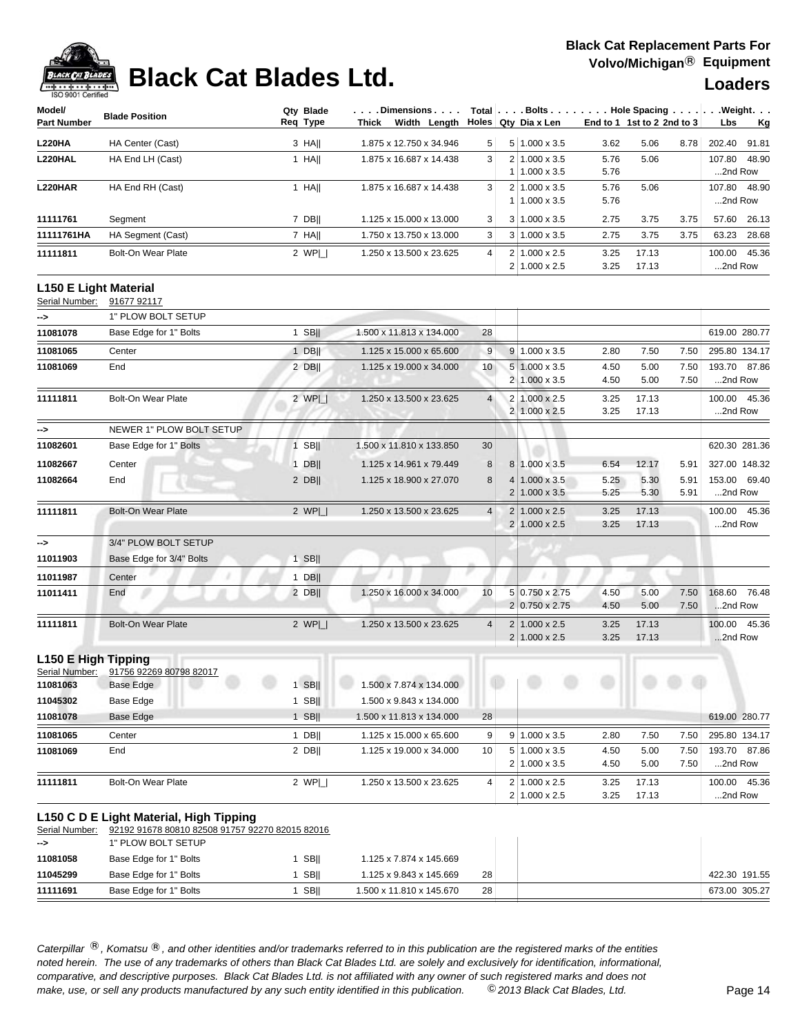# Black Cat Blades Ltd.

**Black Cat Replacement Parts For Volvo/Michigan® Equipment**

**Loaders**

| Model/ Part Number | Blade Position | Qty Req | Blade Type | Dimensions Thick x Width x Length | Total Holes | Bolts Qty | Dia x Len | Hole Spacing End to 1 | 1st to 2 | 2nd to 3 | Weight Lbs | Kg |
|---|---|---|---|---|---|---|---|---|---|---|---|---|
| **L220HA** | HA Center (Cast) | 3 | HA\|\| | 1.875 x 12.750 x 34.946 | 5 | 5 | 1.000 x 3.5 | 3.62 | 5.06 | 8.78 | 202.40 | 91.81 |
| **L220HAL** | HA End LH (Cast) | 1 | HA\|\| | 1.875 x 16.687 x 14.438 | 3 | 2 | 1.000 x 3.5 | 5.76 | 5.06 | | 107.80 | 48.90 |
| | | | | | | 1 | 1.000 x 3.5 | 5.76 | | | ...2nd Row | |
| **L220HAR** | HA End RH (Cast) | 1 | HA\|\| | 1.875 x 16.687 x 14.438 | 3 | 2 | 1.000 x 3.5 | 5.76 | 5.06 | | 107.80 | 48.90 |
| | | | | | | 1 | 1.000 x 3.5 | 5.76 | | | ...2nd Row | |
| **11111761** | Segment | 7 | DB\|\| | 1.125 x 15.000 x 13.000 | 3 | 3 | 1.000 x 3.5 | 2.75 | 3.75 | 3.75 | 57.60 | 26.13 |
| **11111761HA** | HA Segment (Cast) | 7 | HA\|\| | 1.750 x 13.750 x 13.000 | 3 | 3 | 1.000 x 3.5 | 2.75 | 3.75 | 3.75 | 63.23 | 28.68 |
| **11111811** | Bolt-On Wear Plate | 2 | WP\|_\| | 1.250 x 13.500 x 23.625 | 4 | 2 | 1.000 x 2.5 | 3.25 | 17.13 | | 100.00 | 45.36 |
| | | | | | | 2 | 1.000 x 2.5 | 3.25 | 17.13 | | ...2nd Row | |

### L150 E Light Material

Serial Number: 91677 92117

| Model/ Part Number | Blade Position | Qty Req | Blade Type | Dimensions Thick x Width x Length | Total Holes | Bolts Qty | Dia x Len | Hole Spacing End to 1 | 1st to 2 | 2nd to 3 | Weight Lbs | Kg |
|---|---|---|---|---|---|---|---|---|---|---|---|---|
| **-->** | 1" PLOW BOLT SETUP | | | | | | | | | | | |
| **11081078** | Base Edge for 1" Bolts | 1 | SB\|\| | 1.500 x 11.813 x 134.000 | 28 | | | | | | 619.00 | 280.77 |
| **11081065** | Center | 1 | DB\|\| | 1.125 x 15.000 x 65.600 | 9 | 9 | 1.000 x 3.5 | 2.80 | 7.50 | 7.50 | 295.80 | 134.17 |
| **11081069** | End | 2 | DB\|\| | 1.125 x 19.000 x 34.000 | 10 | 5 | 1.000 x 3.5 | 4.50 | 5.00 | 7.50 | 193.70 | 87.86 |
| | | | | | | 2 | 1.000 x 3.5 | 4.50 | 5.00 | 7.50 | ...2nd Row | |
| **11111811** | Bolt-On Wear Plate | 2 | WP\|_\| | 1.250 x 13.500 x 23.625 | 4 | 2 | 1.000 x 2.5 | 3.25 | 17.13 | | 100.00 | 45.36 |
| | | | | | | 2 | 1.000 x 2.5 | 3.25 | 17.13 | | ...2nd Row | |
| **-->** | NEWER 1" PLOW BOLT SETUP | | | | | | | | | | | |
| **11082601** | Base Edge for 1" Bolts | 1 | SB\|\| | 1.500 x 11.810 x 133.850 | 30 | | | | | | 620.30 | 281.36 |
| **11082667** | Center | 1 | DB\|\| | 1.125 x 14.961 x 79.449 | 8 | 8 | 1.000 x 3.5 | 6.54 | 12.17 | 5.91 | 327.00 | 148.32 |
| **11082664** | End | 2 | DB\|\| | 1.125 x 18.900 x 27.070 | 8 | 4 | 1.000 x 3.5 | 5.25 | 5.30 | 5.91 | 153.00 | 69.40 |
| | | | | | | 2 | 1.000 x 3.5 | 5.25 | 5.30 | 5.91 | ...2nd Row | |
| **11111811** | Bolt-On Wear Plate | 2 | WP\|_\| | 1.250 x 13.500 x 23.625 | 4 | 2 | 1.000 x 2.5 | 3.25 | 17.13 | | 100.00 | 45.36 |
| | | | | | | 2 | 1.000 x 2.5 | 3.25 | 17.13 | | ...2nd Row | |
| **-->** | 3/4" PLOW BOLT SETUP | | | | | | | | | | | |
| **11011903** | Base Edge for 3/4" Bolts | 1 | SB\|\| | | | | | | | | | |
| **11011987** | Center | 1 | DB\|\| | | | | | | | | | |
| **11011411** | End | 2 | DB\|\| | 1.250 x 16.000 x 34.000 | 10 | 5 | 0.750 x 2.75 | 4.50 | 5.00 | 7.50 | 168.60 | 76.48 |
| | | | | | | 2 | 0.750 x 2.75 | 4.50 | 5.00 | 7.50 | ...2nd Row | |
| **11111811** | Bolt-On Wear Plate | 2 | WP\|_\| | 1.250 x 13.500 x 23.625 | 4 | 2 | 1.000 x 2.5 | 3.25 | 17.13 | | 100.00 | 45.36 |
| | | | | | | 2 | 1.000 x 2.5 | 3.25 | 17.13 | | ...2nd Row | |

### L150 E High Tipping

Serial Number: 91756 92269 80798 82017

| Model/ Part Number | Blade Position | Qty Req | Blade Type | Dimensions Thick x Width x Length | Total Holes | Bolts Qty | Dia x Len | Hole Spacing End to 1 | 1st to 2 | 2nd to 3 | Weight Lbs | Kg |
|---|---|---|---|---|---|---|---|---|---|---|---|---|
| **11081063** | Base Edge | 1 | SB\|\| | 1.500 x 7.874 x 134.000 | | | | | | | | |
| **11045302** | Base Edge | 1 | SB\|\| | 1.500 x 9.843 x 134.000 | | | | | | | | |
| **11081078** | Base Edge | 1 | SB\|\| | 1.500 x 11.813 x 134.000 | 28 | | | | | | 619.00 | 280.77 |
| **11081065** | Center | 1 | DB\|\| | 1.125 x 15.000 x 65.600 | 9 | 9 | 1.000 x 3.5 | 2.80 | 7.50 | 7.50 | 295.80 | 134.17 |
| **11081069** | End | 2 | DB\|\| | 1.125 x 19.000 x 34.000 | 10 | 5 | 1.000 x 3.5 | 4.50 | 5.00 | 7.50 | 193.70 | 87.86 |
| | | | | | | 2 | 1.000 x 3.5 | 4.50 | 5.00 | 7.50 | ...2nd Row | |
| **11111811** | Bolt-On Wear Plate | 2 | WP\|_\| | 1.250 x 13.500 x 23.625 | 4 | 2 | 1.000 x 2.5 | 3.25 | 17.13 | | 100.00 | 45.36 |
| | | | | | | 2 | 1.000 x 2.5 | 3.25 | 17.13 | | ...2nd Row | |

### L150 C D E Light Material, High Tipping

Serial Number: 92192 91678 80810 82508 91757 92270 82015 82016

| Model/ Part Number | Blade Position | Qty Req | Blade Type | Dimensions Thick x Width x Length | Total Holes | Bolts Qty | Dia x Len | Hole Spacing End to 1 | 1st to 2 | 2nd to 3 | Weight Lbs | Kg |
|---|---|---|---|---|---|---|---|---|---|---|---|---|
| **-->** | 1" PLOW BOLT SETUP | | | | | | | | | | | |
| **11081058** | Base Edge for 1" Bolts | 1 | SB\|\| | 1.125 x 7.874 x 145.669 | | | | | | | | |
| **11045299** | Base Edge for 1" Bolts | 1 | SB\|\| | 1.125 x 9.843 x 145.669 | 28 | | | | | | 422.30 | 191.55 |
| **11111691** | Base Edge for 1" Bolts | 1 | SB\|\| | 1.500 x 11.810 x 145.670 | 28 | | | | | | 673.00 | 305.27 |

*Caterpillar ®, Komatsu ®, and other identities and/or trademarks referred to in this publication are the registered marks of the entities noted herein. The use of any trademarks of others than Black Cat Blades Ltd. are solely and exclusively for identification, informational, comparative, and descriptive purposes. Black Cat Blades Ltd. is not affiliated with any owner of such registered marks and does not make, use, or sell any products manufactured by any such entity identified in this publication. © 2013 Black Cat Blades, Ltd.*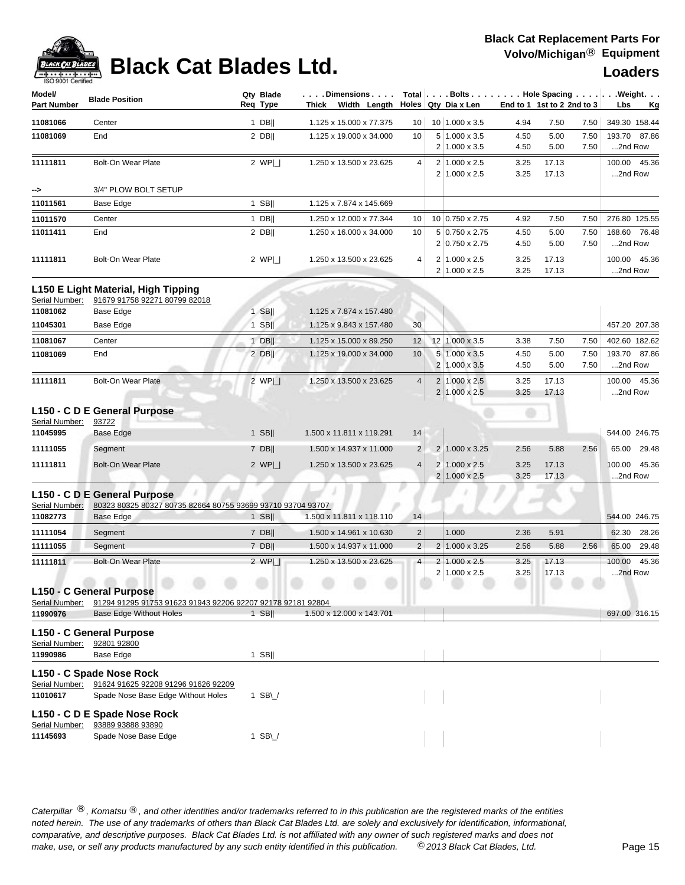# Black Cat Blades Ltd.

**Black Cat Replacement Parts For Volvo/Michigan® Equipment**

**Loaders**

| Model/ Part Number | Blade Position | Qty Req | Blade Type | Dimensions Thick x Width x Length | Total Holes | Bolts Qty | Bolts Dia x Len | Hole Spacing End to 1 | 1st to 2 | 2nd to 3 | Weight Lbs | Kg |
|---|---|---|---|---|---|---|---|---|---|---|---|---|
| 11081066 | Center | 1 | DB\|\| | 1.125 x 15.000 x 77.375 | 10 | 10 | 1.000 x 3.5 | 4.94 | 7.50 | 7.50 | 349.30 | 158.44 |
| 11081069 | End | 2 | DB\|\| | 1.125 x 19.000 x 34.000 | 10 | 5 | 1.000 x 3.5 | 4.50 | 5.00 | 7.50 | 193.70 | 87.86 |
| | | | | | | 2 | 1.000 x 3.5 | 4.50 | 5.00 | 7.50 | ...2nd Row | |
| 11111811 | Bolt-On Wear Plate | 2 | WP\|_\| | 1.250 x 13.500 x 23.625 | 4 | 2 | 1.000 x 2.5 | 3.25 | 17.13 | | 100.00 | 45.36 |
| | | | | | | 2 | 1.000 x 2.5 | 3.25 | 17.13 | | ...2nd Row | |
| --> | 3/4" PLOW BOLT SETUP | | | | | | | | | | | |
| 11011561 | Base Edge | 1 | SB\|\| | 1.125 x 7.874 x 145.669 | | | | | | | | |
| 11011570 | Center | 1 | DB\|\| | 1.250 x 12.000 x 77.344 | 10 | 10 | 0.750 x 2.75 | 4.92 | 7.50 | 7.50 | 276.80 | 125.55 |
| 11011411 | End | 2 | DB\|\| | 1.250 x 16.000 x 34.000 | 10 | 5 | 0.750 x 2.75 | 4.50 | 5.00 | 7.50 | 168.60 | 76.48 |
| | | | | | | 2 | 0.750 x 2.75 | 4.50 | 5.00 | 7.50 | ...2nd Row | |
| 11111811 | Bolt-On Wear Plate | 2 | WP\|_\| | 1.250 x 13.500 x 23.625 | 4 | 2 | 1.000 x 2.5 | 3.25 | 17.13 | | 100.00 | 45.36 |
| | | | | | | 2 | 1.000 x 2.5 | 3.25 | 17.13 | | ...2nd Row | |

### L150 E Light Material, High Tipping

Serial Number: 91679 91758 92271 80799 82018

| Part Number | Blade Position | Qty Req | Blade Type | Dimensions Thick x Width x Length | Total Holes | Bolts Qty | Bolts Dia x Len | End to 1 | 1st to 2 | 2nd to 3 | Lbs | Kg |
|---|---|---|---|---|---|---|---|---|---|---|---|---|
| 11081062 | Base Edge | 1 | SB\|\| | 1.125 x 7.874 x 157.480 | | | | | | | | |
| 11045301 | Base Edge | 1 | SB\|\| | 1.125 x 9.843 x 157.480 | 30 | | | | | | 457.20 | 207.38 |
| 11081067 | Center | 1 | DB\|\| | 1.125 x 15.000 x 89.250 | 12 | 12 | 1.000 x 3.5 | 3.38 | 7.50 | 7.50 | 402.60 | 182.62 |
| 11081069 | End | 2 | DB\|\| | 1.125 x 19.000 x 34.000 | 10 | 5 | 1.000 x 3.5 | 4.50 | 5.00 | 7.50 | 193.70 | 87.86 |
| | | | | | | 2 | 1.000 x 3.5 | 4.50 | 5.00 | 7.50 | ...2nd Row | |
| 11111811 | Bolt-On Wear Plate | 2 | WP\|_\| | 1.250 x 13.500 x 23.625 | 4 | 2 | 1.000 x 2.5 | 3.25 | 17.13 | | 100.00 | 45.36 |
| | | | | | | 2 | 1.000 x 2.5 | 3.25 | 17.13 | | ...2nd Row | |

### L150 - C D E General Purpose

Serial Number: 93722

| Part Number | Blade Position | Qty Req | Blade Type | Dimensions Thick x Width x Length | Total Holes | Bolts Qty | Bolts Dia x Len | End to 1 | 1st to 2 | 2nd to 3 | Lbs | Kg |
|---|---|---|---|---|---|---|---|---|---|---|---|---|
| 11045995 | Base Edge | 1 | SB\|\| | 1.500 x 11.811 x 119.291 | 14 | | | | | | 544.00 | 246.75 |
| 11111055 | Segment | 7 | DB\|\| | 1.500 x 14.937 x 11.000 | 2 | 2 | 1.000 x 3.25 | 2.56 | 5.88 | 2.56 | 65.00 | 29.48 |
| 11111811 | Bolt-On Wear Plate | 2 | WP\|_\| | 1.250 x 13.500 x 23.625 | 4 | 2 | 1.000 x 2.5 | 3.25 | 17.13 | | 100.00 | 45.36 |
| | | | | | | 2 | 1.000 x 2.5 | 3.25 | 17.13 | | ...2nd Row | |

### L150 - C D E General Purpose

Serial Number: 80323 80325 80327 80735 82664 80755 93699 93710 93704 93707

| Part Number | Blade Position | Qty Req | Blade Type | Dimensions Thick x Width x Length | Total Holes | Bolts Qty | Bolts Dia x Len | End to 1 | 1st to 2 | 2nd to 3 | Lbs | Kg |
|---|---|---|---|---|---|---|---|---|---|---|---|---|
| 11082773 | Base Edge | 1 | SB\|\| | 1.500 x 11.811 x 118.110 | 14 | | | | | | 544.00 | 246.75 |
| 11111054 | Segment | 7 | DB\|\| | 1.500 x 14.961 x 10.630 | 2 | | 1.000 | 2.36 | 5.91 | | 62.30 | 28.26 |
| 11111055 | Segment | 7 | DB\|\| | 1.500 x 14.937 x 11.000 | 2 | 2 | 1.000 x 3.25 | 2.56 | 5.88 | 2.56 | 65.00 | 29.48 |
| 11111811 | Bolt-On Wear Plate | 2 | WP\|_\| | 1.250 x 13.500 x 23.625 | 4 | 2 | 1.000 x 2.5 | 3.25 | 17.13 | | 100.00 | 45.36 |
| | | | | | | 2 | 1.000 x 2.5 | 3.25 | 17.13 | | ...2nd Row | |

### L150 - C General Purpose

Serial Number: 91294 91295 91753 91623 91943 92206 92207 92178 92181 92804

| Part Number | Blade Position | Qty Req | Blade Type | Dimensions Thick x Width x Length | Total Holes | Bolts Qty | Bolts Dia x Len | End to 1 | 1st to 2 | 2nd to 3 | Lbs | Kg |
|---|---|---|---|---|---|---|---|---|---|---|---|---|
| 11990976 | Base Edge Without Holes | 1 | SB\|\| | 1.500 x 12.000 x 143.701 | | | | | | | 697.00 | 316.15 |

### L150 - C General Purpose

Serial Number: 92801 92800

| Part Number | Blade Position | Qty Req | Blade Type |
|---|---|---|---|
| 11990986 | Base Edge | 1 | SB\|\| |

### L150 - C Spade Nose Rock

Serial Number: 91624 91625 92208 91296 91626 92209

| Part Number | Blade Position | Qty Req | Blade Type |
|---|---|---|---|
| 11010617 | Spade Nose Base Edge Without Holes | 1 | SB\_/ |

### L150 - C D E Spade Nose Rock

Serial Number: 93889 93888 93890

| Part Number | Blade Position | Qty Req | Blade Type |
|---|---|---|---|
| 11145693 | Spade Nose Base Edge | 1 | SB\_/ |

*Caterpillar ®, Komatsu ®, and other identities and/or trademarks referred to in this publication are the registered marks of the entities noted herein. The use of any trademarks of others than Black Cat Blades Ltd. are solely and exclusively for identification, informational, comparative, and descriptive purposes. Black Cat Blades Ltd. is not affiliated with any owner of such registered marks and does not make, use, or sell any products manufactured by any such entity identified in this publication. © 2013 Black Cat Blades, Ltd.*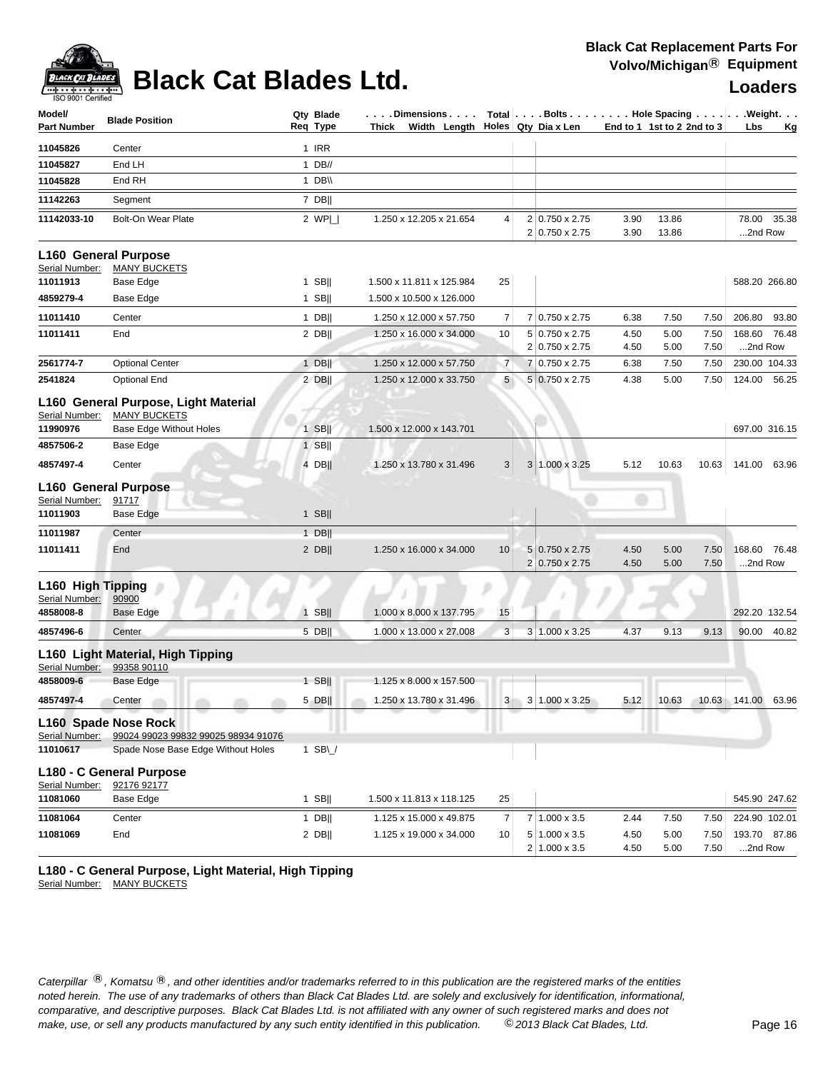# Black Cat Blades Ltd.

**Black Cat Replacement Parts For Volvo/Michigan® Equipment**

**Loaders**

| Model/ Part Number | Blade Position | Qty Req | Blade Type | Dimensions Thick x Width x Length | Total Holes | Bolts Qty | Dia x Len | Hole Spacing End to 1 | 1st to 2 | 2nd to 3 | Weight Lbs | Kg |
|---|---|---|---|---|---|---|---|---|---|---|---|---|
| 11045826 | Center | 1 | IRR | | | | | | | | | |
| 11045827 | End LH | 1 | DB// | | | | | | | | | |
| 11045828 | End RH | 1 | DB\\ | | | | | | | | | |
| 11142263 | Segment | 7 | DB\|\| | | | | | | | | | |
| 11142033-10 | Bolt-On Wear Plate | 2 | WP\|_\| | 1.250 x 12.205 x 21.654 | 4 | 2 | 0.750 x 2.75 | 3.90 | 13.86 | | 78.00 | 35.38 |
| | | | | | | 2 | 0.750 x 2.75 | 3.90 | 13.86 | | ...2nd Row | |

## L160 General Purpose

Serial Number: MANY BUCKETS

| Model/ Part Number | Blade Position | Qty Req | Blade Type | Dimensions Thick x Width x Length | Total Holes | Bolts Qty | Dia x Len | Hole Spacing End to 1 | 1st to 2 | 2nd to 3 | Weight Lbs | Kg |
|---|---|---|---|---|---|---|---|---|---|---|---|---|
| 11011913 | Base Edge | 1 | SB\|\| | 1.500 x 11.811 x 125.984 | 25 | | | | | | 588.20 | 266.80 |
| 4859279-4 | Base Edge | 1 | SB\|\| | 1.500 x 10.500 x 126.000 | | | | | | | | |
| 11011410 | Center | 1 | DB\|\| | 1.250 x 12.000 x 57.750 | 7 | 7 | 0.750 x 2.75 | 6.38 | 7.50 | 7.50 | 206.80 | 93.80 |
| 11011411 | End | 2 | DB\|\| | 1.250 x 16.000 x 34.000 | 10 | 5 | 0.750 x 2.75 | 4.50 | 5.00 | 7.50 | 168.60 | 76.48 |
| | | | | | | 2 | 0.750 x 2.75 | 4.50 | 5.00 | 7.50 | ...2nd Row | |
| 2561774-7 | Optional Center | 1 | DB\|\| | 1.250 x 12.000 x 57.750 | 7 | 7 | 0.750 x 2.75 | 6.38 | 7.50 | 7.50 | 230.00 | 104.33 |
| 2541824 | Optional End | 2 | DB\|\| | 1.250 x 12.000 x 33.750 | 5 | 5 | 0.750 x 2.75 | 4.38 | 5.00 | 7.50 | 124.00 | 56.25 |

## L160 General Purpose, Light Material

Serial Number: MANY BUCKETS

| Model/ Part Number | Blade Position | Qty Req | Blade Type | Dimensions Thick x Width x Length | Total Holes | Bolts Qty | Dia x Len | Hole Spacing End to 1 | 1st to 2 | 2nd to 3 | Weight Lbs | Kg |
|---|---|---|---|---|---|---|---|---|---|---|---|---|
| 11990976 | Base Edge Without Holes | 1 | SB\|\| | 1.500 x 12.000 x 143.701 | | | | | | | 697.00 | 316.15 |
| 4857506-2 | Base Edge | 1 | SB\|\| | | | | | | | | | |
| 4857497-4 | Center | 4 | DB\|\| | 1.250 x 13.780 x 31.496 | 3 | 3 | 1.000 x 3.25 | 5.12 | 10.63 | 10.63 | 141.00 | 63.96 |

## L160 General Purpose

Serial Number: 91717

| Model/ Part Number | Blade Position | Qty Req | Blade Type | Dimensions Thick x Width x Length | Total Holes | Bolts Qty | Dia x Len | Hole Spacing End to 1 | 1st to 2 | 2nd to 3 | Weight Lbs | Kg |
|---|---|---|---|---|---|---|---|---|---|---|---|---|
| 11011903 | Base Edge | 1 | SB\|\| | | | | | | | | | |
| 11011987 | Center | 1 | DB\|\| | | | | | | | | | |
| 11011411 | End | 2 | DB\|\| | 1.250 x 16.000 x 34.000 | 10 | 5 | 0.750 x 2.75 | 4.50 | 5.00 | 7.50 | 168.60 | 76.48 |
| | | | | | | 2 | 0.750 x 2.75 | 4.50 | 5.00 | 7.50 | ...2nd Row | |

## L160 High Tipping

Serial Number: 90900

| Model/ Part Number | Blade Position | Qty Req | Blade Type | Dimensions Thick x Width x Length | Total Holes | Bolts Qty | Dia x Len | Hole Spacing End to 1 | 1st to 2 | 2nd to 3 | Weight Lbs | Kg |
|---|---|---|---|---|---|---|---|---|---|---|---|---|
| 4858008-8 | Base Edge | 1 | SB\|\| | 1.000 x 8.000 x 137.795 | 15 | | | | | | 292.20 | 132.54 |
| 4857496-6 | Center | 5 | DB\|\| | 1.000 x 13.000 x 27.008 | 3 | 3 | 1.000 x 3.25 | 4.37 | 9.13 | 9.13 | 90.00 | 40.82 |

## L160 Light Material, High Tipping

Serial Number: 99358 90110

| Model/ Part Number | Blade Position | Qty Req | Blade Type | Dimensions Thick x Width x Length | Total Holes | Bolts Qty | Dia x Len | Hole Spacing End to 1 | 1st to 2 | 2nd to 3 | Weight Lbs | Kg |
|---|---|---|---|---|---|---|---|---|---|---|---|---|
| 4858009-6 | Base Edge | 1 | SB\|\| | 1.125 x 8.000 x 157.500 | | | | | | | | |
| 4857497-4 | Center | 5 | DB\|\| | 1.250 x 13.780 x 31.496 | 3 | 3 | 1.000 x 3.25 | 5.12 | 10.63 | 10.63 | 141.00 | 63.96 |

## L160 Spade Nose Rock

Serial Number: 99024 99023 99832 99025 98934 91076

| Model/ Part Number | Blade Position | Qty Req | Blade Type | Dimensions Thick x Width x Length | Total Holes | Bolts Qty | Dia x Len | Hole Spacing End to 1 | 1st to 2 | 2nd to 3 | Weight Lbs | Kg |
|---|---|---|---|---|---|---|---|---|---|---|---|---|
| 11010617 | Spade Nose Base Edge Without Holes | 1 | SB\_/ | | | | | | | | | |

## L180 - C General Purpose

Serial Number: 92176 92177

| Model/ Part Number | Blade Position | Qty Req | Blade Type | Dimensions Thick x Width x Length | Total Holes | Bolts Qty | Dia x Len | Hole Spacing End to 1 | 1st to 2 | 2nd to 3 | Weight Lbs | Kg |
|---|---|---|---|---|---|---|---|---|---|---|---|---|
| 11081060 | Base Edge | 1 | SB\|\| | 1.500 x 11.813 x 118.125 | 25 | | | | | | 545.90 | 247.62 |
| 11081064 | Center | 1 | DB\|\| | 1.125 x 15.000 x 49.875 | 7 | 7 | 1.000 x 3.5 | 2.44 | 7.50 | 7.50 | 224.90 | 102.01 |
| 11081069 | End | 2 | DB\|\| | 1.125 x 19.000 x 34.000 | 10 | 5 | 1.000 x 3.5 | 4.50 | 5.00 | 7.50 | 193.70 | 87.86 |
| | | | | | | 2 | 1.000 x 3.5 | 4.50 | 5.00 | 7.50 | ...2nd Row | |

## L180 - C General Purpose, Light Material, High Tipping

Serial Number: MANY BUCKETS

*Caterpillar ®, Komatsu ®, and other identities and/or trademarks referred to in this publication are the registered marks of the entities noted herein. The use of any trademarks of others than Black Cat Blades Ltd. are solely and exclusively for identification, informational, comparative, and descriptive purposes. Black Cat Blades Ltd. is not affiliated with any owner of such registered marks and does not make, use, or sell any products manufactured by any such entity identified in this publication. © 2013 Black Cat Blades, Ltd.*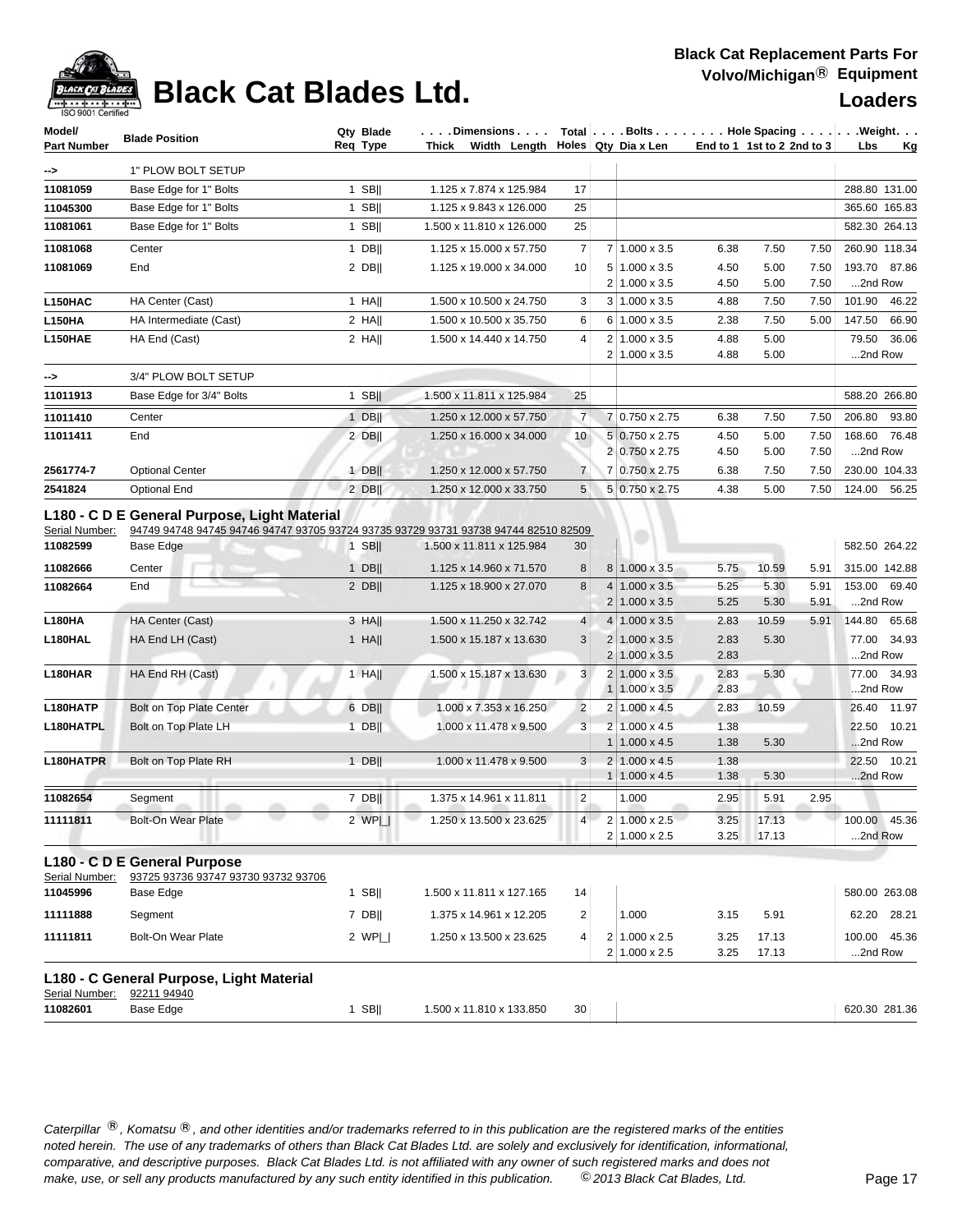# Black Cat Blades Ltd.

**Black Cat Replacement Parts For Volvo/Michigan® Equipment**

**Loaders**

| Model/ Part Number | Blade Position | Qty Req | Blade Type | Dimensions Thick x Width x Length | Total Holes | Bolts Qty | Dia x Len | Hole Spacing End to 1 | 1st to 2 | 2nd to 3 | Weight Lbs | Kg |
|---|---|---|---|---|---|---|---|---|---|---|---|---|
| --> | 1" PLOW BOLT SETUP | | | | | | | | | | | |
| 11081059 | Base Edge for 1" Bolts | 1 | SB‖ | 1.125 x 7.874 x 125.984 | 17 | | | | | | 288.80 | 131.00 |
| 11045300 | Base Edge for 1" Bolts | 1 | SB‖ | 1.125 x 9.843 x 126.000 | 25 | | | | | | 365.60 | 165.83 |
| 11081061 | Base Edge for 1" Bolts | 1 | SB‖ | 1.500 x 11.810 x 126.000 | 25 | | | | | | 582.30 | 264.13 |
| 11081068 | Center | 1 | DB‖ | 1.125 x 15.000 x 57.750 | 7 | 7 | 1.000 x 3.5 | 6.38 | 7.50 | 7.50 | 260.90 | 118.34 |
| 11081069 | End | 2 | DB‖ | 1.125 x 19.000 x 34.000 | 10 | 5 | 1.000 x 3.5 | 4.50 | 5.00 | 7.50 | 193.70 | 87.86 |
| | | | | | | 2 | 1.000 x 3.5 | 4.50 | 5.00 | 7.50 | ...2nd Row | |
| L150HAC | HA Center (Cast) | 1 | HA‖ | 1.500 x 10.500 x 24.750 | 3 | 3 | 1.000 x 3.5 | 4.88 | 7.50 | 7.50 | 101.90 | 46.22 |
| L150HA | HA Intermediate (Cast) | 2 | HA‖ | 1.500 x 10.500 x 35.750 | 6 | 6 | 1.000 x 3.5 | 2.38 | 7.50 | 5.00 | 147.50 | 66.90 |
| L150HAE | HA End (Cast) | 2 | HA‖ | 1.500 x 14.440 x 14.750 | 4 | 2 | 1.000 x 3.5 | 4.88 | 5.00 | | 79.50 | 36.06 |
| | | | | | | 2 | 1.000 x 3.5 | 4.88 | 5.00 | | ...2nd Row | |
| --> | 3/4" PLOW BOLT SETUP | | | | | | | | | | | |
| 11011913 | Base Edge for 3/4" Bolts | 1 | SB‖ | 1.500 x 11.811 x 125.984 | 25 | | | | | | 588.20 | 266.80 |
| 11011410 | Center | 1 | DB‖ | 1.250 x 12.000 x 57.750 | 7 | 7 | 0.750 x 2.75 | 6.38 | 7.50 | 7.50 | 206.80 | 93.80 |
| 11011411 | End | 2 | DB‖ | 1.250 x 16.000 x 34.000 | 10 | 5 | 0.750 x 2.75 | 4.50 | 5.00 | 7.50 | 168.60 | 76.48 |
| | | | | | | 2 | 0.750 x 2.75 | 4.50 | 5.00 | 7.50 | ...2nd Row | |
| 2561774-7 | Optional Center | 1 | DB‖ | 1.250 x 12.000 x 57.750 | 7 | 7 | 0.750 x 2.75 | 6.38 | 7.50 | 7.50 | 230.00 | 104.33 |
| 2541824 | Optional End | 2 | DB‖ | 1.250 x 12.000 x 33.750 | 5 | 5 | 0.750 x 2.75 | 4.38 | 5.00 | 7.50 | 124.00 | 56.25 |

## L180 - C D E General Purpose, Light Material

Serial Number: 94749 94748 94745 94746 94747 93705 93724 93735 93729 93731 93738 94744 82510 82509

| Model/ Part Number | Blade Position | Qty Req | Blade Type | Dimensions Thick x Width x Length | Total Holes | Bolts Qty | Dia x Len | Hole Spacing End to 1 | 1st to 2 | 2nd to 3 | Weight Lbs | Kg |
|---|---|---|---|---|---|---|---|---|---|---|---|---|
| 11082599 | Base Edge | 1 | SB‖ | 1.500 x 11.811 x 125.984 | 30 | | | | | | 582.50 | 264.22 |
| 11082666 | Center | 1 | DB‖ | 1.125 x 14.960 x 71.570 | 8 | 8 | 1.000 x 3.5 | 5.75 | 10.59 | 5.91 | 315.00 | 142.88 |
| 11082664 | End | 2 | DB‖ | 1.125 x 18.900 x 27.070 | 8 | 4 | 1.000 x 3.5 | 5.25 | 5.30 | 5.91 | 153.00 | 69.40 |
| | | | | | | 2 | 1.000 x 3.5 | 5.25 | 5.30 | 5.91 | ...2nd Row | |
| L180HA | HA Center (Cast) | 3 | HA‖ | 1.500 x 11.250 x 32.742 | 4 | 4 | 1.000 x 3.5 | 2.83 | 10.59 | 5.91 | 144.80 | 65.68 |
| L180HAL | HA End LH (Cast) | 1 | HA‖ | 1.500 x 15.187 x 13.630 | 3 | 2 | 1.000 x 3.5 | 2.83 | 5.30 | | 77.00 | 34.93 |
| | | | | | | 2 | 1.000 x 3.5 | 2.83 | | | ...2nd Row | |
| L180HAR | HA End RH (Cast) | 1 | HA‖ | 1.500 x 15.187 x 13.630 | 3 | 2 | 1.000 x 3.5 | 2.83 | 5.30 | | 77.00 | 34.93 |
| | | | | | | 1 | 1.000 x 3.5 | 2.83 | | | ...2nd Row | |
| L180HATP | Bolt on Top Plate Center | 6 | DB‖ | 1.000 x 7.353 x 16.250 | 2 | 2 | 1.000 x 4.5 | 2.83 | 10.59 | | 26.40 | 11.97 |
| L180HATPL | Bolt on Top Plate LH | 1 | DB‖ | 1.000 x 11.478 x 9.500 | 3 | 2 | 1.000 x 4.5 | 1.38 | | | 22.50 | 10.21 |
| | | | | | | 1 | 1.000 x 4.5 | 1.38 | 5.30 | | ...2nd Row | |
| L180HATPR | Bolt on Top Plate RH | 1 | DB‖ | 1.000 x 11.478 x 9.500 | 3 | 2 | 1.000 x 4.5 | 1.38 | | | 22.50 | 10.21 |
| | | | | | | 1 | 1.000 x 4.5 | 1.38 | 5.30 | | ...2nd Row | |
| 11082654 | Segment | 7 | DB‖ | 1.375 x 14.961 x 11.811 | 2 | | 1.000 | 2.95 | 5.91 | 2.95 | | |
| 11111811 | Bolt-On Wear Plate | 2 | WP\|_\| | 1.250 x 13.500 x 23.625 | 4 | 2 | 1.000 x 2.5 | 3.25 | 17.13 | | 100.00 | 45.36 |
| | | | | | | 2 | 1.000 x 2.5 | 3.25 | 17.13 | | ...2nd Row | |

## L180 - C D E General Purpose

Serial Number: 93725 93736 93747 93730 93732 93706

| Model/ Part Number | Blade Position | Qty Req | Blade Type | Dimensions Thick x Width x Length | Total Holes | Bolts Qty | Dia x Len | Hole Spacing End to 1 | 1st to 2 | 2nd to 3 | Weight Lbs | Kg |
|---|---|---|---|---|---|---|---|---|---|---|---|---|
| 11045996 | Base Edge | 1 | SB‖ | 1.500 x 11.811 x 127.165 | 14 | | | | | | 580.00 | 263.08 |
| 11111888 | Segment | 7 | DB‖ | 1.375 x 14.961 x 12.205 | 2 | | 1.000 | 3.15 | 5.91 | | 62.20 | 28.21 |
| 11111811 | Bolt-On Wear Plate | 2 | WP\|_\| | 1.250 x 13.500 x 23.625 | 4 | 2 | 1.000 x 2.5 | 3.25 | 17.13 | | 100.00 | 45.36 |
| | | | | | | 2 | 1.000 x 2.5 | 3.25 | 17.13 | | ...2nd Row | |

## L180 - C General Purpose, Light Material

Serial Number: 92211 94940

| Model/ Part Number | Blade Position | Qty Req | Blade Type | Dimensions Thick x Width x Length | Total Holes | Bolts Qty | Dia x Len | Hole Spacing End to 1 | 1st to 2 | 2nd to 3 | Weight Lbs | Kg |
|---|---|---|---|---|---|---|---|---|---|---|---|---|
| 11082601 | Base Edge | 1 | SB‖ | 1.500 x 11.810 x 133.850 | 30 | | | | | | 620.30 | 281.36 |

*Caterpillar ®, Komatsu ®, and other identities and/or trademarks referred to in this publication are the registered marks of the entities noted herein. The use of any trademarks of others than Black Cat Blades Ltd. are solely and exclusively for identification, informational, comparative, and descriptive purposes. Black Cat Blades Ltd. is not affiliated with any owner of such registered marks and does not make, use, or sell any products manufactured by any such entity identified in this publication. © 2013 Black Cat Blades, Ltd.*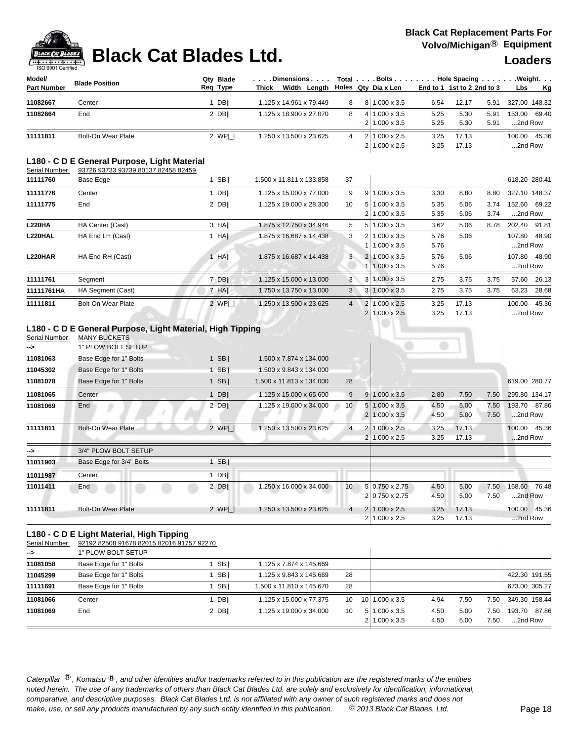# Black Cat Blades Ltd.

**Black Cat Replacement Parts For Volvo/Michigan® Equipment**

**Loaders**

| Model/ Part Number | Blade Position | Qty Req | Blade Type | Thick x Width x Length | Total Holes | Bolts Qty | Dia x Len | End to 1 | 1st to 2 | 2nd to 3 | Weight Lbs | Kg |
|---|---|---|---|---|---|---|---|---|---|---|---|---|
| 11082667 | Center | 1 | DB\|\| | 1.125 x 14.961 x 79.449 | 8 | 8 | 1.000 x 3.5 | 6.54 | 12.17 | 5.91 | 327.00 | 148.32 |
| 11082664 | End | 2 | DB\|\| | 1.125 x 18.900 x 27.070 | 8 | 4 | 1.000 x 3.5 | 5.25 | 5.30 | 5.91 | 153.00 | 69.40 |
| | | | | | | 2 | 1.000 x 3.5 | 5.25 | 5.30 | 5.91 | ...2nd Row | |
| 11111811 | Bolt-On Wear Plate | 2 | WP\|_\| | 1.250 x 13.500 x 23.625 | 4 | 2 | 1.000 x 2.5 | 3.25 | 17.13 | | 100.00 | 45.36 |
| | | | | | | 2 | 1.000 x 2.5 | 3.25 | 17.13 | | ...2nd Row | |

## L180 - C D E General Purpose, Light Material

Serial Number: 93726 93733 93739 80137 82458 82459

| Model/ Part Number | Blade Position | Qty Req | Blade Type | Thick x Width x Length | Total Holes | Bolts Qty | Dia x Len | End to 1 | 1st to 2 | 2nd to 3 | Weight Lbs | Kg |
|---|---|---|---|---|---|---|---|---|---|---|---|---|
| 11111760 | Base Edge | 1 | SB\|\| | 1.500 x 11.811 x 133.858 | 37 | | | | | | 618.20 | 280.41 |
| 11111776 | Center | 1 | DB\|\| | 1.125 x 15.000 x 77.000 | 9 | 9 | 1.000 x 3.5 | 3.30 | 8.80 | 8.80 | 327.10 | 148.37 |
| 11111775 | End | 2 | DB\|\| | 1.125 x 19.000 x 28.300 | 10 | 5 | 1.000 x 3.5 | 5.35 | 5.06 | 3.74 | 152.60 | 69.22 |
| | | | | | | 2 | 1.000 x 3.5 | 5.35 | 5.06 | 3.74 | ...2nd Row | |
| L220HA | HA Center (Cast) | 3 | HA\|\| | 1.875 x 12.750 x 34.946 | 5 | 5 | 1.000 x 3.5 | 3.62 | 5.06 | 8.78 | 202.40 | 91.81 |
| L220HAL | HA End LH (Cast) | 1 | HA\|\| | 1.875 x 16.687 x 14.438 | 3 | 2 | 1.000 x 3.5 | 5.76 | 5.06 | | 107.80 | 48.90 |
| | | | | | | 1 | 1.000 x 3.5 | 5.76 | | | ...2nd Row | |
| L220HAR | HA End RH (Cast) | 1 | HA\|\| | 1.875 x 16.687 x 14.438 | 3 | 2 | 1.000 x 3.5 | 5.76 | 5.06 | | 107.80 | 48.90 |
| | | | | | | 1 | 1.000 x 3.5 | 5.76 | | | ...2nd Row | |
| 11111761 | Segment | 7 | DB\|\| | 1.125 x 15.000 x 13.000 | 3 | 3 | 1.000 x 3.5 | 2.75 | 3.75 | 3.75 | 57.60 | 26.13 |
| 11111761HA | HA Segment (Cast) | 7 | HA\|\| | 1.750 x 13.750 x 13.000 | 3 | 3 | 1.000 x 3.5 | 2.75 | 3.75 | 3.75 | 63.23 | 28.68 |
| 11111811 | Bolt-On Wear Plate | 2 | WP\|_\| | 1.250 x 13.500 x 23.625 | 4 | 2 | 1.000 x 2.5 | 3.25 | 17.13 | | 100.00 | 45.36 |
| | | | | | | 2 | 1.000 x 2.5 | 3.25 | 17.13 | | ...2nd Row | |

## L180 - C D E General Purpose, Light Material, High Tipping

Serial Number: MANY BUCKETS

| Model/ Part Number | Blade Position | Qty Req | Blade Type | Thick x Width x Length | Total Holes | Bolts Qty | Dia x Len | End to 1 | 1st to 2 | 2nd to 3 | Weight Lbs | Kg |
|---|---|---|---|---|---|---|---|---|---|---|---|---|
| --> | 1" PLOW BOLT SETUP | | | | | | | | | | | |
| 11081063 | Base Edge for 1" Bolts | 1 | SB\|\| | 1.500 x 7.874 x 134.000 | | | | | | | | |
| 11045302 | Base Edge for 1" Bolts | 1 | SB\|\| | 1.500 x 9.843 x 134.000 | | | | | | | | |
| 11081078 | Base Edge for 1" Bolts | 1 | SB\|\| | 1.500 x 11.813 x 134.000 | 28 | | | | | | 619.00 | 280.77 |
| 11081065 | Center | 1 | DB\|\| | 1.125 x 15.000 x 65.600 | 9 | 9 | 1.000 x 3.5 | 2.80 | 7.50 | 7.50 | 295.80 | 134.17 |
| 11081069 | End | 2 | DB\|\| | 1.125 x 19.000 x 34.000 | 10 | 5 | 1.000 x 3.5 | 4.50 | 5.00 | 7.50 | 193.70 | 87.86 |
| | | | | | | 2 | 1.000 x 3.5 | 4.50 | 5.00 | 7.50 | ...2nd Row | |
| 11111811 | Bolt-On Wear Plate | 2 | WP\|_\| | 1.250 x 13.500 x 23.625 | 4 | 2 | 1.000 x 2.5 | 3.25 | 17.13 | | 100.00 | 45.36 |
| | | | | | | 2 | 1.000 x 2.5 | 3.25 | 17.13 | | ...2nd Row | |
| --> | 3/4" PLOW BOLT SETUP | | | | | | | | | | | |
| 11011903 | Base Edge for 3/4" Bolts | 1 | SB\|\| | | | | | | | | | |
| 11011987 | Center | 1 | DB\|\| | | | | | | | | | |
| 11011411 | End | 2 | DB\|\| | 1.250 x 16.000 x 34.000 | 10 | 5 | 0.750 x 2.75 | 4.50 | 5.00 | 7.50 | 168.60 | 76.48 |
| | | | | | | 2 | 0.750 x 2.75 | 4.50 | 5.00 | 7.50 | ...2nd Row | |
| 11111811 | Bolt-On Wear Plate | 2 | WP\|_\| | 1.250 x 13.500 x 23.625 | 4 | 2 | 1.000 x 2.5 | 3.25 | 17.13 | | 100.00 | 45.36 |
| | | | | | | 2 | 1.000 x 2.5 | 3.25 | 17.13 | | ...2nd Row | |

## L180 - C D E Light Material, High Tipping

Serial Number: 92192 82508 91678 82015 82016 91757 92270

| Model/ Part Number | Blade Position | Qty Req | Blade Type | Thick x Width x Length | Total Holes | Bolts Qty | Dia x Len | End to 1 | 1st to 2 | 2nd to 3 | Weight Lbs | Kg |
|---|---|---|---|---|---|---|---|---|---|---|---|---|
| --> | 1" PLOW BOLT SETUP | | | | | | | | | | | |
| 11081058 | Base Edge for 1" Bolts | 1 | SB\|\| | 1.125 x 7.874 x 145.669 | | | | | | | | |
| 11045299 | Base Edge for 1" Bolts | 1 | SB\|\| | 1.125 x 9.843 x 145.669 | 28 | | | | | | 422.30 | 191.55 |
| 11111691 | Base Edge for 1" Bolts | 1 | SB\|\| | 1.500 x 11.810 x 145.670 | 28 | | | | | | 673.00 | 305.27 |
| 11081066 | Center | 1 | DB\|\| | 1.125 x 15.000 x 77.375 | 10 | 10 | 1.000 x 3.5 | 4.94 | 7.50 | 7.50 | 349.30 | 158.44 |
| 11081069 | End | 2 | DB\|\| | 1.125 x 19.000 x 34.000 | 10 | 5 | 1.000 x 3.5 | 4.50 | 5.00 | 7.50 | 193.70 | 87.86 |
| | | | | | | 2 | 1.000 x 3.5 | 4.50 | 5.00 | 7.50 | ...2nd Row | |

*Caterpillar ®, Komatsu ®, and other identities and/or trademarks referred to in this publication are the registered marks of the entities noted herein. The use of any trademarks of others than Black Cat Blades Ltd. are solely and exclusively for identification, informational, comparative, and descriptive purposes. Black Cat Blades Ltd. is not affiliated with any owner of such registered marks and does not make, use, or sell any products manufactured by any such entity identified in this publication. © 2013 Black Cat Blades, Ltd.*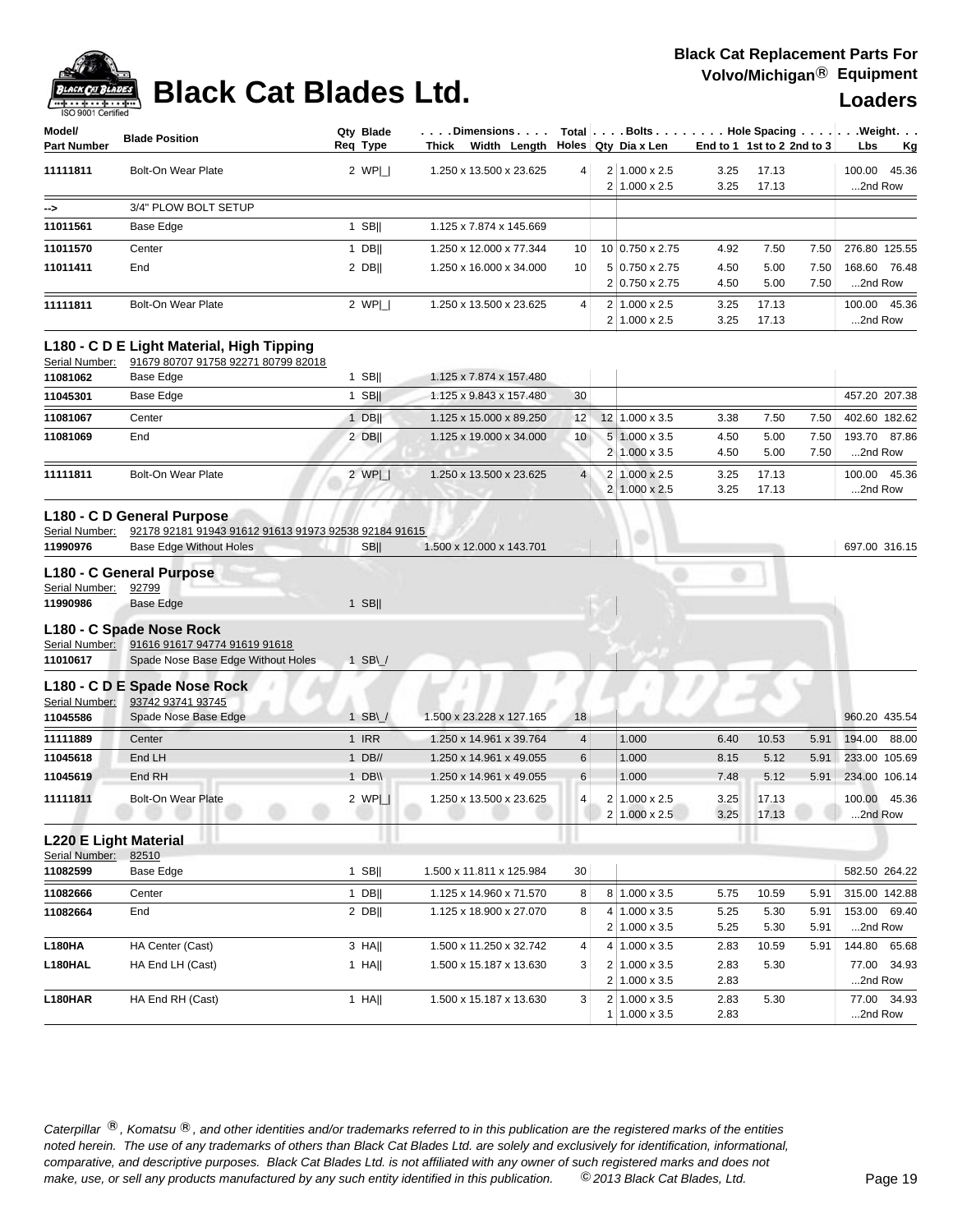# Black Cat Blades Ltd.

**Black Cat Replacement Parts For Volvo/Michigan® Equipment**

**Loaders**

| Model/ Part Number | Blade Position | Qty Req | Blade Type | Dimensions Thick x Width x Length | Total Holes | Bolts Qty | Dia x Len | Hole Spacing End to 1 | 1st to 2 | 2nd to 3 | Weight Lbs | Kg |
|---|---|---|---|---|---|---|---|---|---|---|---|---|
| 11111811 | Bolt-On Wear Plate | 2 | WP\|_\| | 1.250 x 13.500 x 23.625 | 4 | 2 | 1.000 x 2.5 | 3.25 | 17.13 | | 100.00 | 45.36 |
| | | | | | | 2 | 1.000 x 2.5 | 3.25 | 17.13 | | ...2nd Row | |
| --> | 3/4" PLOW BOLT SETUP | | | | | | | | | | | |
| 11011561 | Base Edge | 1 | SB\|\| | 1.125 x 7.874 x 145.669 | | | | | | | | |
| 11011570 | Center | 1 | DB\|\| | 1.250 x 12.000 x 77.344 | 10 | 10 | 0.750 x 2.75 | 4.92 | 7.50 | 7.50 | 276.80 | 125.55 |
| 11011411 | End | 2 | DB\|\| | 1.250 x 16.000 x 34.000 | 10 | 5 | 0.750 x 2.75 | 4.50 | 5.00 | 7.50 | 168.60 | 76.48 |
| | | | | | | 2 | 0.750 x 2.75 | 4.50 | 5.00 | 7.50 | ...2nd Row | |
| 11111811 | Bolt-On Wear Plate | 2 | WP\|_\| | 1.250 x 13.500 x 23.625 | 4 | 2 | 1.000 x 2.5 | 3.25 | 17.13 | | 100.00 | 45.36 |
| | | | | | | 2 | 1.000 x 2.5 | 3.25 | 17.13 | | ...2nd Row | |

## L180 - C D E Light Material, High Tipping

Serial Number: 91679 80707 91758 92271 80799 82018

| Model/ Part Number | Blade Position | Qty Req | Blade Type | Dimensions Thick x Width x Length | Total Holes | Bolts Qty | Dia x Len | Hole Spacing End to 1 | 1st to 2 | 2nd to 3 | Weight Lbs | Kg |
|---|---|---|---|---|---|---|---|---|---|---|---|---|
| 11081062 | Base Edge | 1 | SB\|\| | 1.125 x 7.874 x 157.480 | | | | | | | | |
| 11045301 | Base Edge | 1 | SB\|\| | 1.125 x 9.843 x 157.480 | 30 | | | | | | 457.20 | 207.38 |
| 11081067 | Center | 1 | DB\|\| | 1.125 x 15.000 x 89.250 | 12 | 12 | 1.000 x 3.5 | 3.38 | 7.50 | 7.50 | 402.60 | 182.62 |
| 11081069 | End | 2 | DB\|\| | 1.125 x 19.000 x 34.000 | 10 | 5 | 1.000 x 3.5 | 4.50 | 5.00 | 7.50 | 193.70 | 87.86 |
| | | | | | | 2 | 1.000 x 3.5 | 4.50 | 5.00 | 7.50 | ...2nd Row | |
| 11111811 | Bolt-On Wear Plate | 2 | WP\|_\| | 1.250 x 13.500 x 23.625 | 4 | 2 | 1.000 x 2.5 | 3.25 | 17.13 | | 100.00 | 45.36 |
| | | | | | | 2 | 1.000 x 2.5 | 3.25 | 17.13 | | ...2nd Row | |

## L180 - C D General Purpose

Serial Number: 92178 92181 91943 91612 91613 91973 92538 92184 91615

| Model/ Part Number | Blade Position | Qty Req | Blade Type | Dimensions Thick x Width x Length | Total Holes | Bolts Qty | Dia x Len | Hole Spacing End to 1 | 1st to 2 | 2nd to 3 | Weight Lbs | Kg |
|---|---|---|---|---|---|---|---|---|---|---|---|---|
| 11990976 | Base Edge Without Holes | | SB\|\| | 1.500 x 12.000 x 143.701 | | | | | | | 697.00 | 316.15 |

## L180 - C General Purpose

Serial Number: 92799

| Model/ Part Number | Blade Position | Qty Req | Blade Type | Dimensions Thick x Width x Length | Total Holes | Bolts Qty | Dia x Len | Hole Spacing End to 1 | 1st to 2 | 2nd to 3 | Weight Lbs | Kg |
|---|---|---|---|---|---|---|---|---|---|---|---|---|
| 11990986 | Base Edge | 1 | SB\|\| | | | | | | | | | |

## L180 - C Spade Nose Rock

Serial Number: 91616 91617 94774 91619 91618

| Model/ Part Number | Blade Position | Qty Req | Blade Type | Dimensions Thick x Width x Length | Total Holes | Bolts Qty | Dia x Len | Hole Spacing End to 1 | 1st to 2 | 2nd to 3 | Weight Lbs | Kg |
|---|---|---|---|---|---|---|---|---|---|---|---|---|
| 11010617 | Spade Nose Base Edge Without Holes | 1 | SB\_/ | | | | | | | | | |

## L180 - C D E Spade Nose Rock

Serial Number: 93742 93741 93745

| Model/ Part Number | Blade Position | Qty Req | Blade Type | Dimensions Thick x Width x Length | Total Holes | Bolts Qty | Dia x Len | Hole Spacing End to 1 | 1st to 2 | 2nd to 3 | Weight Lbs | Kg |
|---|---|---|---|---|---|---|---|---|---|---|---|---|
| 11045586 | Spade Nose Base Edge | 1 | SB\_/ | 1.500 x 23.228 x 127.165 | 18 | | | | | | 960.20 | 435.54 |
| 11111889 | Center | 1 | IRR | 1.250 x 14.961 x 39.764 | 4 | | 1.000 | 6.40 | 10.53 | 5.91 | 194.00 | 88.00 |
| 11045618 | End LH | 1 | DB// | 1.250 x 14.961 x 49.055 | 6 | | 1.000 | 8.15 | 5.12 | 5.91 | 233.00 | 105.69 |
| 11045619 | End RH | 1 | DB\\ | 1.250 x 14.961 x 49.055 | 6 | | 1.000 | 7.48 | 5.12 | 5.91 | 234.00 | 106.14 |
| 11111811 | Bolt-On Wear Plate | 2 | WP\|_\| | 1.250 x 13.500 x 23.625 | 4 | 2 | 1.000 x 2.5 | 3.25 | 17.13 | | 100.00 | 45.36 |
| | | | | | | 2 | 1.000 x 2.5 | 3.25 | 17.13 | | ...2nd Row | |

## L220 E Light Material

Serial Number: 82510

| Model/ Part Number | Blade Position | Qty Req | Blade Type | Dimensions Thick x Width x Length | Total Holes | Bolts Qty | Dia x Len | Hole Spacing End to 1 | 1st to 2 | 2nd to 3 | Weight Lbs | Kg |
|---|---|---|---|---|---|---|---|---|---|---|---|---|
| 11082599 | Base Edge | 1 | SB\|\| | 1.500 x 11.811 x 125.984 | 30 | | | | | | 582.50 | 264.22 |
| 11082666 | Center | 1 | DB\|\| | 1.125 x 14.960 x 71.570 | 8 | 8 | 1.000 x 3.5 | 5.75 | 10.59 | 5.91 | 315.00 | 142.88 |
| 11082664 | End | 2 | DB\|\| | 1.125 x 18.900 x 27.070 | 8 | 4 | 1.000 x 3.5 | 5.25 | 5.30 | 5.91 | 153.00 | 69.40 |
| | | | | | | 2 | 1.000 x 3.5 | 5.25 | 5.30 | 5.91 | ...2nd Row | |
| L180HA | HA Center (Cast) | 3 | HA\|\| | 1.500 x 11.250 x 32.742 | 4 | 4 | 1.000 x 3.5 | 2.83 | 10.59 | 5.91 | 144.80 | 65.68 |
| L180HAL | HA End LH (Cast) | 1 | HA\|\| | 1.500 x 15.187 x 13.630 | 3 | 2 | 1.000 x 3.5 | 2.83 | 5.30 | | 77.00 | 34.93 |
| | | | | | | 2 | 1.000 x 3.5 | 2.83 | | | ...2nd Row | |
| L180HAR | HA End RH (Cast) | 1 | HA\|\| | 1.500 x 15.187 x 13.630 | 3 | 2 | 1.000 x 3.5 | 2.83 | 5.30 | | 77.00 | 34.93 |
| | | | | | | 1 | 1.000 x 3.5 | 2.83 | | | ...2nd Row | |

*Caterpillar ®, Komatsu ®, and other identities and/or trademarks referred to in this publication are the registered marks of the entities noted herein. The use of any trademarks of others than Black Cat Blades Ltd. are solely and exclusively for identification, informational, comparative, and descriptive purposes. Black Cat Blades Ltd. is not affiliated with any owner of such registered marks and does not make, use, or sell any products manufactured by any such entity identified in this publication. © 2013 Black Cat Blades, Ltd.*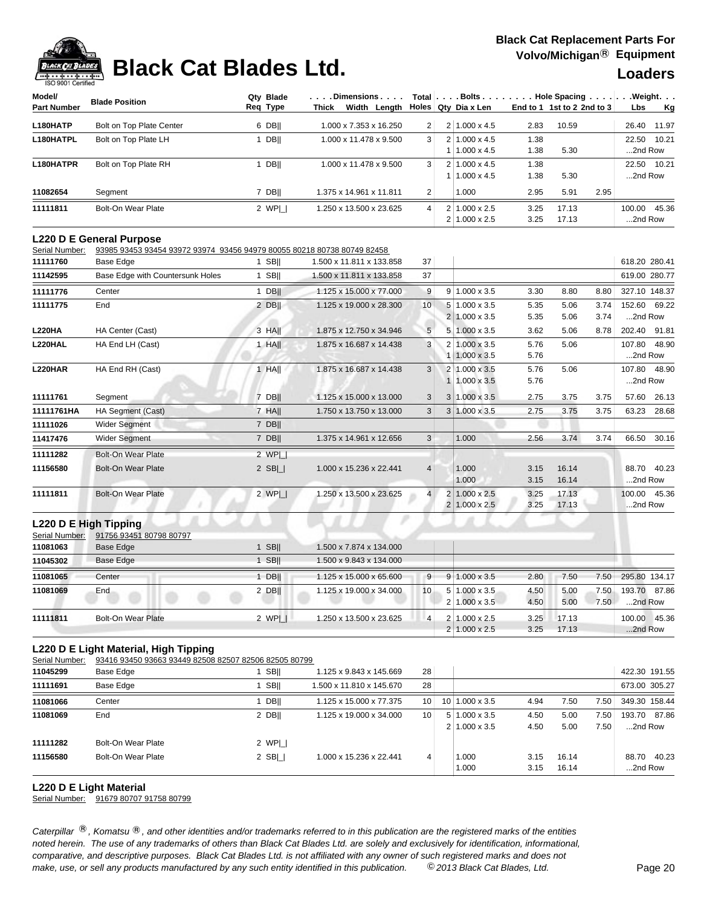# Black Cat Blades Ltd.

**Black Cat Replacement Parts For Volvo/Michigan® Equipment**

**Loaders**

| Model/ Part Number | Blade Position | Qty Req | Blade Type | Dimensions Thick x Width x Length | Total Holes | Bolts Qty | Bolts Dia x Len | Hole Spacing End to 1 | 1st to 2 | 2nd to 3 | Weight Lbs | Kg |
|---|---|---|---|---|---|---|---|---|---|---|---|---|
| L180HATP | Bolt on Top Plate Center | 6 | DB‖ | 1.000 x 7.353 x 16.250 | 2 | 2 | 1.000 x 4.5 | 2.83 | 10.59 | | 26.40 | 11.97 |
| L180HATPL | Bolt on Top Plate LH | 1 | DB‖ | 1.000 x 11.478 x 9.500 | 3 | 2 | 1.000 x 4.5 | 1.38 | | | 22.50 | 10.21 |
| | | | | | | 1 | 1.000 x 4.5 | 1.38 | 5.30 | | ...2nd Row | |
| L180HATPR | Bolt on Top Plate RH | 1 | DB‖ | 1.000 x 11.478 x 9.500 | 3 | 2 | 1.000 x 4.5 | 1.38 | | | 22.50 | 10.21 |
| | | | | | | 1 | 1.000 x 4.5 | 1.38 | 5.30 | | ...2nd Row | |
| 11082654 | Segment | 7 | DB‖ | 1.375 x 14.961 x 11.811 | 2 | | 1.000 | 2.95 | 5.91 | 2.95 | | |
| 11111811 | Bolt-On Wear Plate | 2 | WP\|_\| | 1.250 x 13.500 x 23.625 | 4 | 2 | 1.000 x 2.5 | 3.25 | 17.13 | | 100.00 | 45.36 |
| | | | | | | 2 | 1.000 x 2.5 | 3.25 | 17.13 | | ...2nd Row | |

## L220 D E General Purpose

Serial Number: 93985 93453 93454 93972 93974 93456 94979 80055 80218 80738 80749 82458

| Model/ Part Number | Blade Position | Qty Req | Blade Type | Dimensions Thick x Width x Length | Total Holes | Bolts Qty | Bolts Dia x Len | Hole Spacing End to 1 | 1st to 2 | 2nd to 3 | Weight Lbs | Kg |
|---|---|---|---|---|---|---|---|---|---|---|---|---|
| 11111760 | Base Edge | 1 | SB‖ | 1.500 x 11.811 x 133.858 | 37 | | | | | | 618.20 | 280.41 |
| 11142595 | Base Edge with Countersunk Holes | 1 | SB‖ | 1.500 x 11.811 x 133.858 | 37 | | | | | | 619.00 | 280.77 |
| 11111776 | Center | 1 | DB‖ | 1.125 x 15.000 x 77.000 | 9 | 9 | 1.000 x 3.5 | 3.30 | 8.80 | 8.80 | 327.10 | 148.37 |
| 11111775 | End | 2 | DB‖ | 1.125 x 19.000 x 28.300 | 10 | 5 | 1.000 x 3.5 | 5.35 | 5.06 | 3.74 | 152.60 | 69.22 |
| | | | | | | 2 | 1.000 x 3.5 | 5.35 | 5.06 | 3.74 | ...2nd Row | |
| L220HA | HA Center (Cast) | 3 | HA‖ | 1.875 x 12.750 x 34.946 | 5 | 5 | 1.000 x 3.5 | 3.62 | 5.06 | 8.78 | 202.40 | 91.81 |
| L220HAL | HA End LH (Cast) | 1 | HA‖ | 1.875 x 16.687 x 14.438 | 3 | 2 | 1.000 x 3.5 | 5.76 | 5.06 | | 107.80 | 48.90 |
| | | | | | | 1 | 1.000 x 3.5 | 5.76 | | | ...2nd Row | |
| L220HAR | HA End RH (Cast) | 1 | HA‖ | 1.875 x 16.687 x 14.438 | 3 | 2 | 1.000 x 3.5 | 5.76 | 5.06 | | 107.80 | 48.90 |
| | | | | | | 1 | 1.000 x 3.5 | 5.76 | | | ...2nd Row | |
| 11111761 | Segment | 7 | DB‖ | 1.125 x 15.000 x 13.000 | 3 | 3 | 1.000 x 3.5 | 2.75 | 3.75 | 3.75 | 57.60 | 26.13 |
| 11111761HA | HA Segment (Cast) | 7 | HA‖ | 1.750 x 13.750 x 13.000 | 3 | 3 | 1.000 x 3.5 | 2.75 | 3.75 | 3.75 | 63.23 | 28.68 |
| 11111026 | Wider Segment | 7 | DB‖ | | | | | | | | | |
| 11417476 | Wider Segment | 7 | DB‖ | 1.375 x 14.961 x 12.656 | 3 | | 1.000 | 2.56 | 3.74 | 3.74 | 66.50 | 30.16 |
| 11111282 | Bolt-On Wear Plate | 2 | WP\|_\| | | | | | | | | | |
| 11156580 | Bolt-On Wear Plate | 2 | SB\|_\| | 1.000 x 15.236 x 22.441 | 4 | | 1.000 | 3.15 | 16.14 | | 88.70 | 40.23 |
| | | | | | | | 1.000 | 3.15 | 16.14 | | ...2nd Row | |
| 11111811 | Bolt-On Wear Plate | 2 | WP\|_\| | 1.250 x 13.500 x 23.625 | 4 | 2 | 1.000 x 2.5 | 3.25 | 17.13 | | 100.00 | 45.36 |
| | | | | | | 2 | 1.000 x 2.5 | 3.25 | 17.13 | | ...2nd Row | |

## L220 D E High Tipping

Serial Number: 91756 93451 80798 80797

| Model/ Part Number | Blade Position | Qty Req | Blade Type | Dimensions Thick x Width x Length | Total Holes | Bolts Qty | Bolts Dia x Len | Hole Spacing End to 1 | 1st to 2 | 2nd to 3 | Weight Lbs | Kg |
|---|---|---|---|---|---|---|---|---|---|---|---|---|
| 11081063 | Base Edge | 1 | SB‖ | 1.500 x 7.874 x 134.000 | | | | | | | | |
| 11045302 | Base Edge | 1 | SB‖ | 1.500 x 9.843 x 134.000 | | | | | | | | |
| 11081065 | Center | 1 | DB‖ | 1.125 x 15.000 x 65.600 | 9 | 9 | 1.000 x 3.5 | 2.80 | 7.50 | 7.50 | 295.80 | 134.17 |
| 11081069 | End | 2 | DB‖ | 1.125 x 19.000 x 34.000 | 10 | 5 | 1.000 x 3.5 | 4.50 | 5.00 | 7.50 | 193.70 | 87.86 |
| | | | | | | 2 | 1.000 x 3.5 | 4.50 | 5.00 | 7.50 | ...2nd Row | |
| 11111811 | Bolt-On Wear Plate | 2 | WP\|_\| | 1.250 x 13.500 x 23.625 | 4 | 2 | 1.000 x 2.5 | 3.25 | 17.13 | | 100.00 | 45.36 |
| | | | | | | 2 | 1.000 x 2.5 | 3.25 | 17.13 | | ...2nd Row | |

## L220 D E Light Material, High Tipping

Serial Number: 93416 93450 93663 93449 82508 82507 82506 82505 80799

| Model/ Part Number | Blade Position | Qty Req | Blade Type | Dimensions Thick x Width x Length | Total Holes | Bolts Qty | Bolts Dia x Len | Hole Spacing End to 1 | 1st to 2 | 2nd to 3 | Weight Lbs | Kg |
|---|---|---|---|---|---|---|---|---|---|---|---|---|
| 11045299 | Base Edge | 1 | SB‖ | 1.125 x 9.843 x 145.669 | 28 | | | | | | 422.30 | 191.55 |
| 11111691 | Base Edge | 1 | SB‖ | 1.500 x 11.810 x 145.670 | 28 | | | | | | 673.00 | 305.27 |
| 11081066 | Center | 1 | DB‖ | 1.125 x 15.000 x 77.375 | 10 | 10 | 1.000 x 3.5 | 4.94 | 7.50 | 7.50 | 349.30 | 158.44 |
| 11081069 | End | 2 | DB‖ | 1.125 x 19.000 x 34.000 | 10 | 5 | 1.000 x 3.5 | 4.50 | 5.00 | 7.50 | 193.70 | 87.86 |
| | | | | | | 2 | 1.000 x 3.5 | 4.50 | 5.00 | 7.50 | ...2nd Row | |
| 11111282 | Bolt-On Wear Plate | 2 | WP\|_\| | | | | | | | | | |
| 11156580 | Bolt-On Wear Plate | 2 | SB\|_\| | 1.000 x 15.236 x 22.441 | 4 | | 1.000 | 3.15 | 16.14 | | 88.70 | 40.23 |
| | | | | | | | 1.000 | 3.15 | 16.14 | | ...2nd Row | |

## L220 D E Light Material

Serial Number: 91679 80707 91758 80799

*Caterpillar ®, Komatsu ®, and other identities and/or trademarks referred to in this publication are the registered marks of the entities noted herein. The use of any trademarks of others than Black Cat Blades Ltd. are solely and exclusively for identification, informational, comparative, and descriptive purposes. Black Cat Blades Ltd. is not affiliated with any owner of such registered marks and does not make, use, or sell any products manufactured by any such entity identified in this publication. © 2013 Black Cat Blades, Ltd.*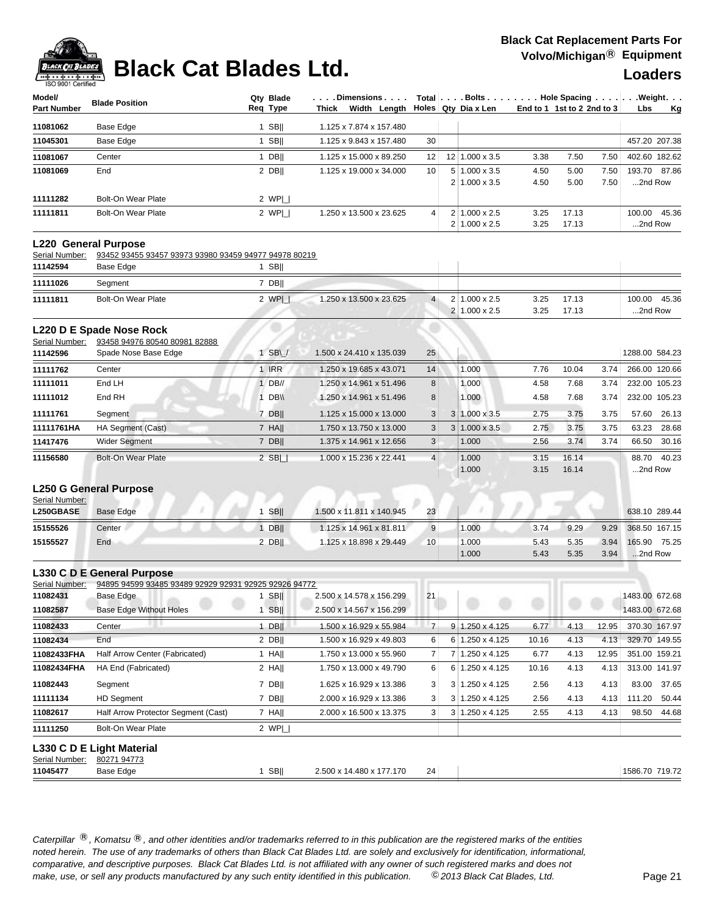# Black Cat Blades Ltd.

**Black Cat Replacement Parts For Volvo/Michigan® Equipment**

**Loaders**

| Model/ Part Number | Blade Position | Qty Req | Blade Type | Thick x Width x Length | Total Holes | Bolts Qty | Dia x Len | End to 1 | 1st to 2 | 2nd to 3 | Lbs | Kg |
|---|---|---|---|---|---|---|---|---|---|---|---|---|
| 11081062 | Base Edge | 1 | SB\|\| | 1.125 x 7.874 x 157.480 | | | | | | | | |
| 11045301 | Base Edge | 1 | SB\|\| | 1.125 x 9.843 x 157.480 | 30 | | | | | | 457.20 | 207.38 |
| 11081067 | Center | 1 | DB\|\| | 1.125 x 15.000 x 89.250 | 12 | 12 | 1.000 x 3.5 | 3.38 | 7.50 | 7.50 | 402.60 | 182.62 |
| 11081069 | End | 2 | DB\|\| | 1.125 x 19.000 x 34.000 | 10 | 5 | 1.000 x 3.5 | 4.50 | 5.00 | 7.50 | 193.70 | 87.86 |
| | | | | | | 2 | 1.000 x 3.5 | 4.50 | 5.00 | 7.50 | ...2nd Row | |
| 11111282 | Bolt-On Wear Plate | 2 | WP\|_\| | | | | | | | | | |
| 11111811 | Bolt-On Wear Plate | 2 | WP\|_\| | 1.250 x 13.500 x 23.625 | 4 | 2 | 1.000 x 2.5 | 3.25 | 17.13 | | 100.00 | 45.36 |
| | | | | | | 2 | 1.000 x 2.5 | 3.25 | 17.13 | | ...2nd Row | |

## L220 General Purpose

Serial Number: 93452 93455 93457 93973 93980 93459 94977 94978 80219

| Model/ Part Number | Blade Position | Qty Req | Blade Type | Thick x Width x Length | Total Holes | Bolts Qty | Dia x Len | End to 1 | 1st to 2 | 2nd to 3 | Lbs | Kg |
|---|---|---|---|---|---|---|---|---|---|---|---|---|
| 11142594 | Base Edge | 1 | SB\|\| | | | | | | | | | |
| 11111026 | Segment | 7 | DB\|\| | | | | | | | | | |
| 11111811 | Bolt-On Wear Plate | 2 | WP\|_\| | 1.250 x 13.500 x 23.625 | 4 | 2 | 1.000 x 2.5 | 3.25 | 17.13 | | 100.00 | 45.36 |
| | | | | | | 2 | 1.000 x 2.5 | 3.25 | 17.13 | | ...2nd Row | |

## L220 D E Spade Nose Rock

Serial Number: 93458 94976 80540 80981 82888

| Model/ Part Number | Blade Position | Qty Req | Blade Type | Thick x Width x Length | Total Holes | Bolts Qty | Dia x Len | End to 1 | 1st to 2 | 2nd to 3 | Lbs | Kg |
|---|---|---|---|---|---|---|---|---|---|---|---|---|
| 11142596 | Spade Nose Base Edge | 1 | SB\_/ | 1.500 x 24.410 x 135.039 | 25 | | | | | | 1288.00 | 584.23 |
| 11111762 | Center | 1 | IRR | 1.250 x 19.685 x 43.071 | 14 | | 1.000 | 7.76 | 10.04 | 3.74 | 266.00 | 120.66 |
| 11111011 | End LH | 1 | DB// | 1.250 x 14.961 x 51.496 | 8 | | 1.000 | 4.58 | 7.68 | 3.74 | 232.00 | 105.23 |
| 11111012 | End RH | 1 | DB\\ | 1.250 x 14.961 x 51.496 | 8 | | 1.000 | 4.58 | 7.68 | 3.74 | 232.00 | 105.23 |
| 11111761 | Segment | 7 | DB\|\| | 1.125 x 15.000 x 13.000 | 3 | 3 | 1.000 x 3.5 | 2.75 | 3.75 | 3.75 | 57.60 | 26.13 |
| 11111761HA | HA Segment (Cast) | 7 | HA\|\| | 1.750 x 13.750 x 13.000 | 3 | 3 | 1.000 x 3.5 | 2.75 | 3.75 | 3.75 | 63.23 | 28.68 |
| 11417476 | Wider Segment | 7 | DB\|\| | 1.375 x 14.961 x 12.656 | 3 | | 1.000 | 2.56 | 3.74 | 3.74 | 66.50 | 30.16 |
| 11156580 | Bolt-On Wear Plate | 2 | SB\|_\| | 1.000 x 15.236 x 22.441 | 4 | | 1.000 | 3.15 | 16.14 | | 88.70 | 40.23 |
| | | | | | | | 1.000 | 3.15 | 16.14 | | ...2nd Row | |

## L250 G General Purpose

Serial Number:

| Model/ Part Number | Blade Position | Qty Req | Blade Type | Thick x Width x Length | Total Holes | Bolts Qty | Dia x Len | End to 1 | 1st to 2 | 2nd to 3 | Lbs | Kg |
|---|---|---|---|---|---|---|---|---|---|---|---|---|
| L250GBASE | Base Edge | 1 | SB\|\| | 1.500 x 11.811 x 140.945 | 23 | | | | | | 638.10 | 289.44 |
| 15155526 | Center | 1 | DB\|\| | 1.125 x 14.961 x 81.811 | 9 | | 1.000 | 3.74 | 9.29 | 9.29 | 368.50 | 167.15 |
| 15155527 | End | 2 | DB\|\| | 1.125 x 18.898 x 29.449 | 10 | | 1.000 | 5.43 | 5.35 | 3.94 | 165.90 | 75.25 |
| | | | | | | | 1.000 | 5.43 | 5.35 | 3.94 | ...2nd Row | |

## L330 C D E General Purpose

Serial Number: 94895 94599 93485 93489 92929 92931 92925 92926 94772

| Model/ Part Number | Blade Position | Qty Req | Blade Type | Thick x Width x Length | Total Holes | Bolts Qty | Dia x Len | End to 1 | 1st to 2 | 2nd to 3 | Lbs | Kg |
|---|---|---|---|---|---|---|---|---|---|---|---|---|
| 11082431 | Base Edge | 1 | SB\|\| | 2.500 x 14.578 x 156.299 | 21 | | | | | | 1483.00 | 672.68 |
| 11082587 | Base Edge Without Holes | 1 | SB\|\| | 2.500 x 14.567 x 156.299 | | | | | | | 1483.00 | 672.68 |
| 11082433 | Center | 1 | DB\|\| | 1.500 x 16.929 x 55.984 | 7 | 9 | 1.250 x 4.125 | 6.77 | 4.13 | 12.95 | 370.30 | 167.97 |
| 11082434 | End | 2 | DB\|\| | 1.500 x 16.929 x 49.803 | 6 | 6 | 1.250 x 4.125 | 10.16 | 4.13 | 4.13 | 329.70 | 149.55 |
| 11082433FHA | Half Arrow Center (Fabricated) | 1 | HA\|\| | 1.750 x 13.000 x 55.960 | 7 | 7 | 1.250 x 4.125 | 6.77 | 4.13 | 12.95 | 351.00 | 159.21 |
| 11082434FHA | HA End (Fabricated) | 2 | HA\|\| | 1.750 x 13.000 x 49.790 | 6 | 6 | 1.250 x 4.125 | 10.16 | 4.13 | 4.13 | 313.00 | 141.97 |
| 11082443 | Segment | 7 | DB\|\| | 1.625 x 16.929 x 13.386 | 3 | 3 | 1.250 x 4.125 | 2.56 | 4.13 | 4.13 | 83.00 | 37.65 |
| 11111134 | HD Segment | 7 | DB\|\| | 2.000 x 16.929 x 13.386 | 3 | 3 | 1.250 x 4.125 | 2.56 | 4.13 | 4.13 | 111.20 | 50.44 |
| 11082617 | Half Arrow Protector Segment (Cast) | 7 | HA\|\| | 2.000 x 16.500 x 13.375 | 3 | 3 | 1.250 x 4.125 | 2.55 | 4.13 | 4.13 | 98.50 | 44.68 |
| 11111250 | Bolt-On Wear Plate | 2 | WP\|_\| | | | | | | | | | |

## L330 C D E Light Material

Serial Number: 80271 94773

| Model/ Part Number | Blade Position | Qty Req | Blade Type | Thick x Width x Length | Total Holes | Bolts Qty | Dia x Len | End to 1 | 1st to 2 | 2nd to 3 | Lbs | Kg |
|---|---|---|---|---|---|---|---|---|---|---|---|---|
| 11045477 | Base Edge | 1 | SB\|\| | 2.500 x 14.480 x 177.170 | 24 | | | | | | 1586.70 | 719.72 |

*Caterpillar ®, Komatsu ®, and other identities and/or trademarks referred to in this publication are the registered marks of the entities noted herein. The use of any trademarks of others than Black Cat Blades Ltd. are solely and exclusively for identification, informational, comparative, and descriptive purposes. Black Cat Blades Ltd. is not affiliated with any owner of such registered marks and does not make, use, or sell any products manufactured by any such entity identified in this publication. © 2013 Black Cat Blades, Ltd.*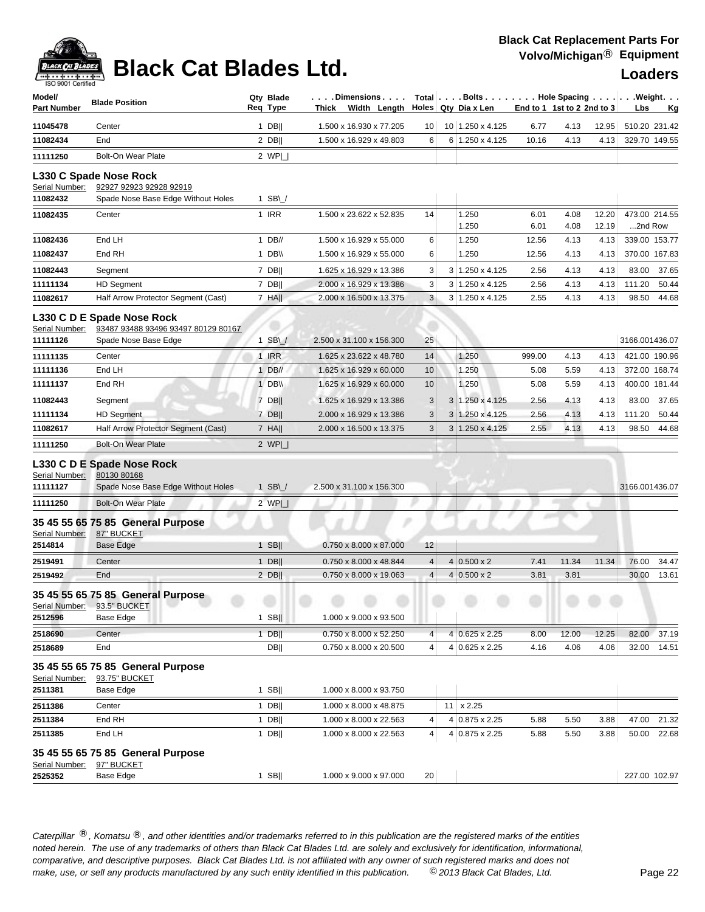# Black Cat Blades Ltd.

**Black Cat Replacement Parts For Volvo/Michigan® Equipment**

**Loaders**

| Model/ Part Number | Blade Position | Qty Req | Blade Type | Dimensions Thick Width Length | Total Holes | Bolts Qty | Dia x Len | Hole Spacing End to 1 | 1st to 2 | 2nd to 3 | Weight Lbs | Kg |
|---|---|---|---|---|---|---|---|---|---|---|---|---|
| 11045478 | Center | 1 | DB‖ | 1.500 x 16.930 x 77.205 | 10 | 10 | 1.250 x 4.125 | 6.77 | 4.13 | 12.95 | 510.20 | 231.42 |
| 11082434 | End | 2 | DB‖ | 1.500 x 16.929 x 49.803 | 6 | 6 | 1.250 x 4.125 | 10.16 | 4.13 | 4.13 | 329.70 | 149.55 |
| 11111250 | Bolt-On Wear Plate | 2 | WP\|_\| | | | | | | | | | |
| **L330 C Spade Nose Rock** | | | | | | | | | | | | |
| Serial Number: | 92927 92923 92928 92919 | | | | | | | | | | | |
| 11082432 | Spade Nose Base Edge Without Holes | 1 | SB\\_/ | | | | | | | | | |
| 11082435 | Center | 1 | IRR | 1.500 x 23.622 x 52.835 | 14 | | 1.250<br>1.250 | 6.01<br>6.01 | 4.08<br>4.08 | 12.20<br>12.19 | 473.00<br>...2nd Row | 214.55 |
| 11082436 | End LH | 1 | DB// | 1.500 x 16.929 x 55.000 | 6 | | 1.250 | 12.56 | 4.13 | 4.13 | 339.00 | 153.77 |
| 11082437 | End RH | 1 | DB\\\\ | 1.500 x 16.929 x 55.000 | 6 | | 1.250 | 12.56 | 4.13 | 4.13 | 370.00 | 167.83 |
| 11082443 | Segment | 7 | DB‖ | 1.625 x 16.929 x 13.386 | 3 | 3 | 1.250 x 4.125 | 2.56 | 4.13 | 4.13 | 83.00 | 37.65 |
| 11111134 | HD Segment | 7 | DB‖ | 2.000 x 16.929 x 13.386 | 3 | 3 | 1.250 x 4.125 | 2.56 | 4.13 | 4.13 | 111.20 | 50.44 |
| 11082617 | Half Arrow Protector Segment (Cast) | 7 | HA‖ | 2.000 x 16.500 x 13.375 | 3 | 3 | 1.250 x 4.125 | 2.55 | 4.13 | 4.13 | 98.50 | 44.68 |
| **L330 C D E Spade Nose Rock** | | | | | | | | | | | | |
| Serial Number: | 93487 93488 93496 93497 80129 80167 | | | | | | | | | | | |
| 11111126 | Spade Nose Base Edge | 1 | SB\\_/ | 2.500 x 31.100 x 156.300 | 25 | | | | | | 3166.00 | 1436.07 |
| 11111135 | Center | 1 | IRR | 1.625 x 23.622 x 48.780 | 14 | | 1.250 | 999.00 | 4.13 | 4.13 | 421.00 | 190.96 |
| 11111136 | End LH | 1 | DB// | 1.625 x 16.929 x 60.000 | 10 | | 1.250 | 5.08 | 5.59 | 4.13 | 372.00 | 168.74 |
| 11111137 | End RH | 1 | DB\\\\ | 1.625 x 16.929 x 60.000 | 10 | | 1.250 | 5.08 | 5.59 | 4.13 | 400.00 | 181.44 |
| 11082443 | Segment | 7 | DB‖ | 1.625 x 16.929 x 13.386 | 3 | 3 | 1.250 x 4.125 | 2.56 | 4.13 | 4.13 | 83.00 | 37.65 |
| 11111134 | HD Segment | 7 | DB‖ | 2.000 x 16.929 x 13.386 | 3 | 3 | 1.250 x 4.125 | 2.56 | 4.13 | 4.13 | 111.20 | 50.44 |
| 11082617 | Half Arrow Protector Segment (Cast) | 7 | HA‖ | 2.000 x 16.500 x 13.375 | 3 | 3 | 1.250 x 4.125 | 2.55 | 4.13 | 4.13 | 98.50 | 44.68 |
| 11111250 | Bolt-On Wear Plate | 2 | WP\|_\| | | | | | | | | | |
| **L330 C D E Spade Nose Rock** | | | | | | | | | | | | |
| Serial Number: | 80130 80168 | | | | | | | | | | | |
| 11111127 | Spade Nose Base Edge Without Holes | 1 | SB\\_/ | 2.500 x 31.100 x 156.300 | | | | | | | 3166.00 | 1436.07 |
| 11111250 | Bolt-On Wear Plate | 2 | WP\|_\| | | | | | | | | | |
| **35 45 55 65 75 85 General Purpose** | | | | | | | | | | | | |
| Serial Number: | 87" BUCKET | | | | | | | | | | | |
| 2514814 | Base Edge | 1 | SB‖ | 0.750 x 8.000 x 87.000 | 12 | | | | | | | |
| 2519491 | Center | 1 | DB‖ | 0.750 x 8.000 x 48.844 | 4 | 4 | 0.500 x 2 | 7.41 | 11.34 | 11.34 | 76.00 | 34.47 |
| 2519492 | End | 2 | DB‖ | 0.750 x 8.000 x 19.063 | 4 | 4 | 0.500 x 2 | 3.81 | 3.81 | | 30.00 | 13.61 |
| **35 45 55 65 75 85 General Purpose** | | | | | | | | | | | | |
| Serial Number: | 93.5" BUCKET | | | | | | | | | | | |
| 2512596 | Base Edge | 1 | SB‖ | 1.000 x 9.000 x 93.500 | | | | | | | | |
| 2518690 | Center | 1 | DB‖ | 0.750 x 8.000 x 52.250 | 4 | 4 | 0.625 x 2.25 | 8.00 | 12.00 | 12.25 | 82.00 | 37.19 |
| 2518689 | End | | DB‖ | 0.750 x 8.000 x 20.500 | 4 | 4 | 0.625 x 2.25 | 4.16 | 4.06 | 4.06 | 32.00 | 14.51 |
| **35 45 55 65 75 85 General Purpose** | | | | | | | | | | | | |
| Serial Number: | 93.75" BUCKET | | | | | | | | | | | |
| 2511381 | Base Edge | 1 | SB‖ | 1.000 x 8.000 x 93.750 | | | | | | | | |
| 2511386 | Center | 1 | DB‖ | 1.000 x 8.000 x 48.875 | | 11 | x 2.25 | | | | | |
| 2511384 | End RH | 1 | DB‖ | 1.000 x 8.000 x 22.563 | 4 | 4 | 0.875 x 2.25 | 5.88 | 5.50 | 3.88 | 47.00 | 21.32 |
| 2511385 | End LH | 1 | DB‖ | 1.000 x 8.000 x 22.563 | 4 | 4 | 0.875 x 2.25 | 5.88 | 5.50 | 3.88 | 50.00 | 22.68 |
| **35 45 55 65 75 85 General Purpose** | | | | | | | | | | | | |
| Serial Number: | 97" BUCKET | | | | | | | | | | | |
| 2525352 | Base Edge | 1 | SB‖ | 1.000 x 9.000 x 97.000 | 20 | | | | | | 227.00 | 102.97 |

*Caterpillar ®, Komatsu ®, and other identities and/or trademarks referred to in this publication are the registered marks of the entities noted herein. The use of any trademarks of others than Black Cat Blades Ltd. are solely and exclusively for identification, informational, comparative, and descriptive purposes. Black Cat Blades Ltd. is not affiliated with any owner of such registered marks and does not make, use, or sell any products manufactured by any such entity identified in this publication.* *© 2013 Black Cat Blades, Ltd.*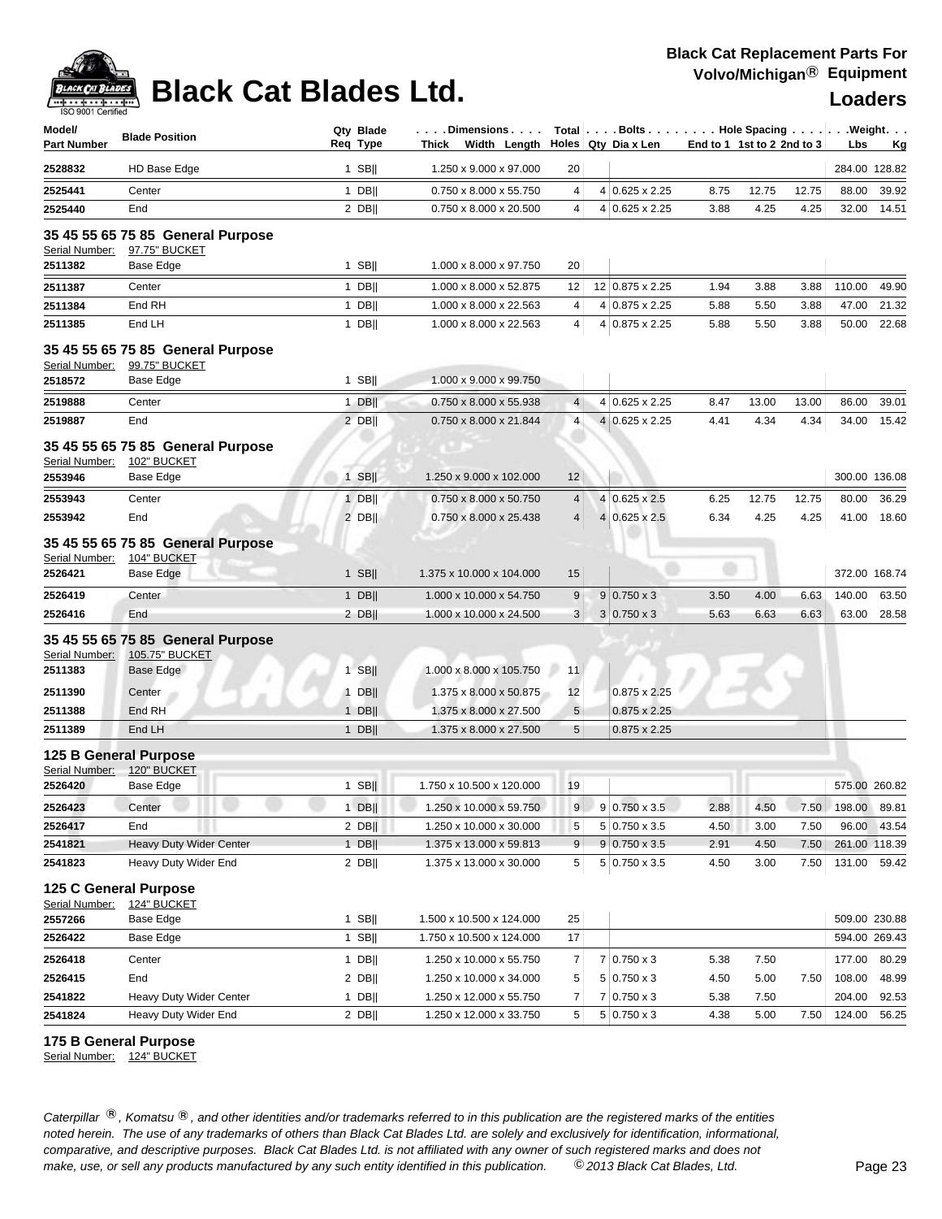# Black Cat Blades Ltd.

**Black Cat Replacement Parts For Volvo/Michigan® Equipment**

**Loaders**

| Model/ Part Number | Blade Position | Qty Req | Blade Type | Dimensions Thick x Width x Length | Total Holes | Bolts Qty | Dia x Len | Hole Spacing End to 1 | 1st to 2 | 2nd to 3 | Weight Lbs | Kg |
|---|---|---|---|---|---|---|---|---|---|---|---|---|
| 2528832 | HD Base Edge | 1 | SB\|\| | 1.250 x 9.000 x 97.000 | 20 | | | | | | 284.00 | 128.82 |
| 2525441 | Center | 1 | DB\|\| | 0.750 x 8.000 x 55.750 | 4 | 4 | 0.625 x 2.25 | 8.75 | 12.75 | 12.75 | 88.00 | 39.92 |
| 2525440 | End | 2 | DB\|\| | 0.750 x 8.000 x 20.500 | 4 | 4 | 0.625 x 2.25 | 3.88 | 4.25 | 4.25 | 32.00 | 14.51 |

### 35 45 55 65 75 85 General Purpose

Serial Number: 97.75" BUCKET

| Model/ Part Number | Blade Position | Qty Req | Blade Type | Dimensions Thick x Width x Length | Total Holes | Bolts Qty | Dia x Len | Hole Spacing End to 1 | 1st to 2 | 2nd to 3 | Weight Lbs | Kg |
|---|---|---|---|---|---|---|---|---|---|---|---|---|
| 2511382 | Base Edge | 1 | SB\|\| | 1.000 x 8.000 x 97.750 | 20 | | | | | | | |
| 2511387 | Center | 1 | DB\|\| | 1.000 x 8.000 x 52.875 | 12 | 12 | 0.875 x 2.25 | 1.94 | 3.88 | 3.88 | 110.00 | 49.90 |
| 2511384 | End RH | 1 | DB\|\| | 1.000 x 8.000 x 22.563 | 4 | 4 | 0.875 x 2.25 | 5.88 | 5.50 | 3.88 | 47.00 | 21.32 |
| 2511385 | End LH | 1 | DB\|\| | 1.000 x 8.000 x 22.563 | 4 | 4 | 0.875 x 2.25 | 5.88 | 5.50 | 3.88 | 50.00 | 22.68 |

### 35 45 55 65 75 85 General Purpose

Serial Number: 99.75" BUCKET

| Model/ Part Number | Blade Position | Qty Req | Blade Type | Dimensions Thick x Width x Length | Total Holes | Bolts Qty | Dia x Len | Hole Spacing End to 1 | 1st to 2 | 2nd to 3 | Weight Lbs | Kg |
|---|---|---|---|---|---|---|---|---|---|---|---|---|
| 2518572 | Base Edge | 1 | SB\|\| | 1.000 x 9.000 x 99.750 | | | | | | | | |
| 2519888 | Center | 1 | DB\|\| | 0.750 x 8.000 x 55.938 | 4 | 4 | 0.625 x 2.25 | 8.47 | 13.00 | 13.00 | 86.00 | 39.01 |
| 2519887 | End | 2 | DB\|\| | 0.750 x 8.000 x 21.844 | 4 | 4 | 0.625 x 2.25 | 4.41 | 4.34 | 4.34 | 34.00 | 15.42 |

### 35 45 55 65 75 85 General Purpose

Serial Number: 102" BUCKET

| Model/ Part Number | Blade Position | Qty Req | Blade Type | Dimensions Thick x Width x Length | Total Holes | Bolts Qty | Dia x Len | Hole Spacing End to 1 | 1st to 2 | 2nd to 3 | Weight Lbs | Kg |
|---|---|---|---|---|---|---|---|---|---|---|---|---|
| 2553946 | Base Edge | 1 | SB\|\| | 1.250 x 9.000 x 102.000 | 12 | | | | | | 300.00 | 136.08 |
| 2553943 | Center | 1 | DB\|\| | 0.750 x 8.000 x 50.750 | 4 | 4 | 0.625 x 2.5 | 6.25 | 12.75 | 12.75 | 80.00 | 36.29 |
| 2553942 | End | 2 | DB\|\| | 0.750 x 8.000 x 25.438 | 4 | 4 | 0.625 x 2.5 | 6.34 | 4.25 | 4.25 | 41.00 | 18.60 |

### 35 45 55 65 75 85 General Purpose

Serial Number: 104" BUCKET

| Model/ Part Number | Blade Position | Qty Req | Blade Type | Dimensions Thick x Width x Length | Total Holes | Bolts Qty | Dia x Len | Hole Spacing End to 1 | 1st to 2 | 2nd to 3 | Weight Lbs | Kg |
|---|---|---|---|---|---|---|---|---|---|---|---|---|
| 2526421 | Base Edge | 1 | SB\|\| | 1.375 x 10.000 x 104.000 | 15 | | | | | | 372.00 | 168.74 |
| 2526419 | Center | 1 | DB\|\| | 1.000 x 10.000 x 54.750 | 9 | 9 | 0.750 x 3 | 3.50 | 4.00 | 6.63 | 140.00 | 63.50 |
| 2526416 | End | 2 | DB\|\| | 1.000 x 10.000 x 24.500 | 3 | 3 | 0.750 x 3 | 5.63 | 6.63 | 6.63 | 63.00 | 28.58 |

### 35 45 55 65 75 85 General Purpose

Serial Number: 105.75" BUCKET

| Model/ Part Number | Blade Position | Qty Req | Blade Type | Dimensions Thick x Width x Length | Total Holes | Bolts Qty | Dia x Len | Hole Spacing End to 1 | 1st to 2 | 2nd to 3 | Weight Lbs | Kg |
|---|---|---|---|---|---|---|---|---|---|---|---|---|
| 2511383 | Base Edge | 1 | SB\|\| | 1.000 x 8.000 x 105.750 | 11 | | | | | | | |
| 2511390 | Center | 1 | DB\|\| | 1.375 x 8.000 x 50.875 | 12 | | 0.875 x 2.25 | | | | | |
| 2511388 | End RH | 1 | DB\|\| | 1.375 x 8.000 x 27.500 | 5 | | 0.875 x 2.25 | | | | | |
| 2511389 | End LH | 1 | DB\|\| | 1.375 x 8.000 x 27.500 | 5 | | 0.875 x 2.25 | | | | | |

### 125 B General Purpose

Serial Number: 120" BUCKET

| Model/ Part Number | Blade Position | Qty Req | Blade Type | Dimensions Thick x Width x Length | Total Holes | Bolts Qty | Dia x Len | Hole Spacing End to 1 | 1st to 2 | 2nd to 3 | Weight Lbs | Kg |
|---|---|---|---|---|---|---|---|---|---|---|---|---|
| 2526420 | Base Edge | 1 | SB\|\| | 1.750 x 10.500 x 120.000 | 19 | | | | | | 575.00 | 260.82 |
| 2526423 | Center | 1 | DB\|\| | 1.250 x 10.000 x 59.750 | 9 | 9 | 0.750 x 3.5 | 2.88 | 4.50 | 7.50 | 198.00 | 89.81 |
| 2526417 | End | 2 | DB\|\| | 1.250 x 10.000 x 30.000 | 5 | 5 | 0.750 x 3.5 | 4.50 | 3.00 | 7.50 | 96.00 | 43.54 |
| 2541821 | Heavy Duty Wider Center | 1 | DB\|\| | 1.375 x 13.000 x 59.813 | 9 | 9 | 0.750 x 3.5 | 2.91 | 4.50 | 7.50 | 261.00 | 118.39 |
| 2541823 | Heavy Duty Wider End | 2 | DB\|\| | 1.375 x 13.000 x 30.000 | 5 | 5 | 0.750 x 3.5 | 4.50 | 3.00 | 7.50 | 131.00 | 59.42 |

### 125 C General Purpose

Serial Number: 124" BUCKET

| Model/ Part Number | Blade Position | Qty Req | Blade Type | Dimensions Thick x Width x Length | Total Holes | Bolts Qty | Dia x Len | Hole Spacing End to 1 | 1st to 2 | 2nd to 3 | Weight Lbs | Kg |
|---|---|---|---|---|---|---|---|---|---|---|---|---|
| 2557266 | Base Edge | 1 | SB\|\| | 1.500 x 10.500 x 124.000 | 25 | | | | | | 509.00 | 230.88 |
| 2526422 | Base Edge | 1 | SB\|\| | 1.750 x 10.500 x 124.000 | 17 | | | | | | 594.00 | 269.43 |
| 2526418 | Center | 1 | DB\|\| | 1.250 x 10.000 x 55.750 | 7 | 7 | 0.750 x 3 | 5.38 | 7.50 | | 177.00 | 80.29 |
| 2526415 | End | 2 | DB\|\| | 1.250 x 10.000 x 34.000 | 5 | 5 | 0.750 x 3 | 4.50 | 5.00 | 7.50 | 108.00 | 48.99 |
| 2541822 | Heavy Duty Wider Center | 1 | DB\|\| | 1.250 x 12.000 x 55.750 | 7 | 7 | 0.750 x 3 | 5.38 | 7.50 | | 204.00 | 92.53 |
| 2541824 | Heavy Duty Wider End | 2 | DB\|\| | 1.250 x 12.000 x 33.750 | 5 | 5 | 0.750 x 3 | 4.38 | 5.00 | 7.50 | 124.00 | 56.25 |

### 175 B General Purpose

Serial Number: 124" BUCKET

*Caterpillar ®, Komatsu ®, and other identities and/or trademarks referred to in this publication are the registered marks of the entities noted herein. The use of any trademarks of others than Black Cat Blades Ltd. are solely and exclusively for identification, informational, comparative, and descriptive purposes. Black Cat Blades Ltd. is not affiliated with any owner of such registered marks and does not make, use, or sell any products manufactured by any such entity identified in this publication. © 2013 Black Cat Blades, Ltd.*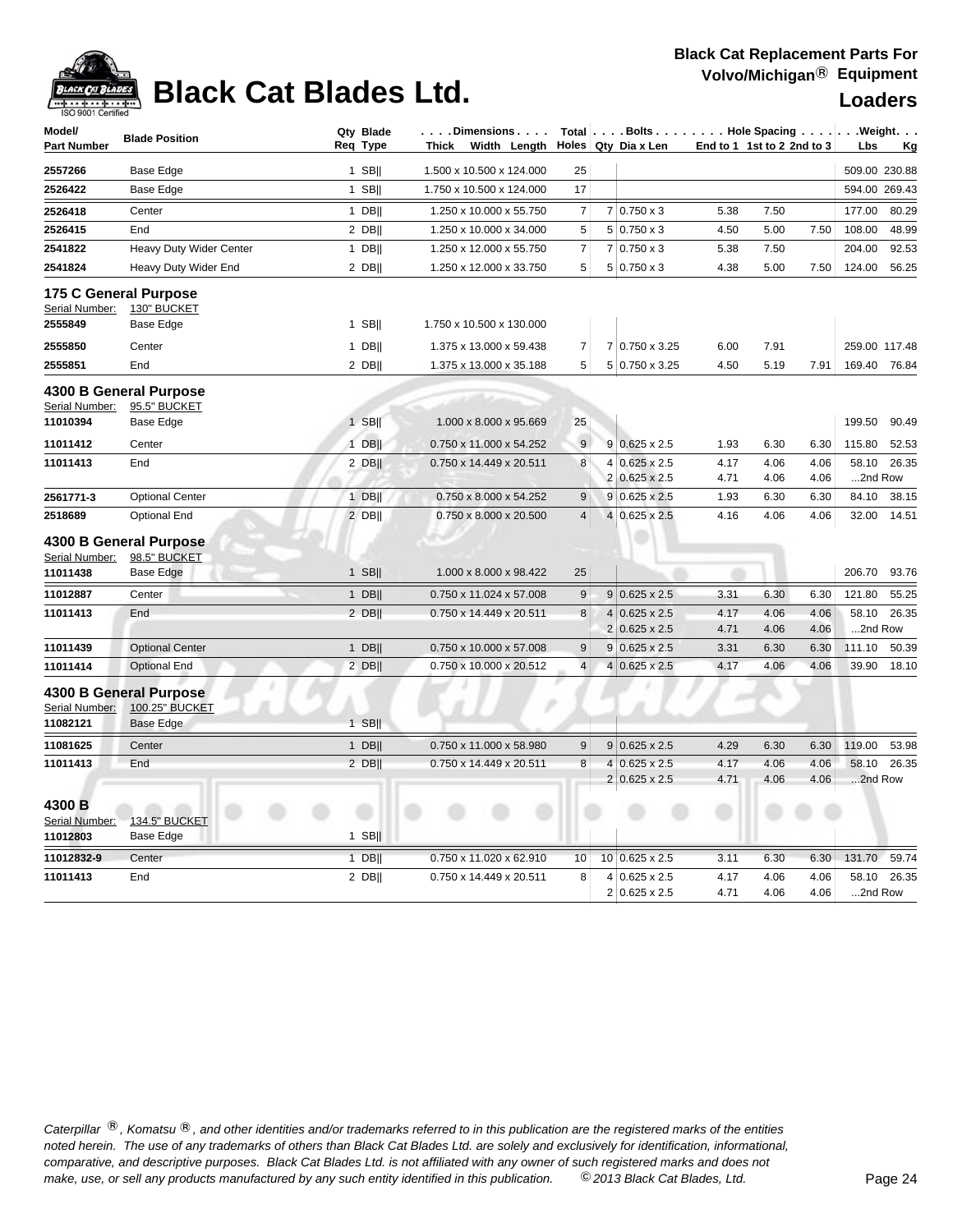# Black Cat Blades Ltd.

**Black Cat Replacement Parts For Volvo/Michigan® Equipment**

**Loaders**

| Model/ Part Number | Blade Position | Qty Req | Blade Type | Dimensions Thick x Width x Length | Total Holes | Bolts Qty | Dia x Len | Hole Spacing End to 1 | 1st to 2 | 2nd to 3 | Weight Lbs | Kg |
|---|---|---|---|---|---|---|---|---|---|---|---|---|
| 2557266 | Base Edge | 1 | SB‖ | 1.500 x 10.500 x 124.000 | 25 | | | | | | 509.00 | 230.88 |
| 2526422 | Base Edge | 1 | SB‖ | 1.750 x 10.500 x 124.000 | 17 | | | | | | 594.00 | 269.43 |
| 2526418 | Center | 1 | DB‖ | 1.250 x 10.000 x 55.750 | 7 | 7 | 0.750 x 3 | 5.38 | 7.50 | | 177.00 | 80.29 |
| 2526415 | End | 2 | DB‖ | 1.250 x 10.000 x 34.000 | 5 | 5 | 0.750 x 3 | 4.50 | 5.00 | 7.50 | 108.00 | 48.99 |
| 2541822 | Heavy Duty Wider Center | 1 | DB‖ | 1.250 x 12.000 x 55.750 | 7 | 7 | 0.750 x 3 | 5.38 | 7.50 | | 204.00 | 92.53 |
| 2541824 | Heavy Duty Wider End | 2 | DB‖ | 1.250 x 12.000 x 33.750 | 5 | 5 | 0.750 x 3 | 4.38 | 5.00 | 7.50 | 124.00 | 56.25 |
| **175 C General Purpose** | | | | | | | | | | | | |
| Serial Number: | 130" BUCKET | | | | | | | | | | | |
| 2555849 | Base Edge | 1 | SB‖ | 1.750 x 10.500 x 130.000 | | | | | | | | |
| 2555850 | Center | 1 | DB‖ | 1.375 x 13.000 x 59.438 | 7 | 7 | 0.750 x 3.25 | 6.00 | 7.91 | | 259.00 | 117.48 |
| 2555851 | End | 2 | DB‖ | 1.375 x 13.000 x 35.188 | 5 | 5 | 0.750 x 3.25 | 4.50 | 5.19 | 7.91 | 169.40 | 76.84 |
| **4300 B General Purpose** | | | | | | | | | | | | |
| Serial Number: | 95.5" BUCKET | | | | | | | | | | | |
| 11010394 | Base Edge | 1 | SB‖ | 1.000 x 8.000 x 95.669 | 25 | | | | | | 199.50 | 90.49 |
| 11011412 | Center | 1 | DB‖ | 0.750 x 11.000 x 54.252 | 9 | 9 | 0.625 x 2.5 | 1.93 | 6.30 | 6.30 | 115.80 | 52.53 |
| 11011413 | End | 2 | DB‖ | 0.750 x 14.449 x 20.511 | 8 | 4 | 0.625 x 2.5 | 4.17 | 4.06 | 4.06 | 58.10 | 26.35 |
| | | | | | | 2 | 0.625 x 2.5 | 4.71 | 4.06 | 4.06 | ...2nd Row | |
| 2561771-3 | Optional Center | 1 | DB‖ | 0.750 x 8.000 x 54.252 | 9 | 9 | 0.625 x 2.5 | 1.93 | 6.30 | 6.30 | 84.10 | 38.15 |
| 2518689 | Optional End | 2 | DB‖ | 0.750 x 8.000 x 20.500 | 4 | 4 | 0.625 x 2.5 | 4.16 | 4.06 | 4.06 | 32.00 | 14.51 |
| **4300 B General Purpose** | | | | | | | | | | | | |
| Serial Number: | 98.5" BUCKET | | | | | | | | | | | |
| 11011438 | Base Edge | 1 | SB‖ | 1.000 x 8.000 x 98.422 | 25 | | | | | | 206.70 | 93.76 |
| 11012887 | Center | 1 | DB‖ | 0.750 x 11.024 x 57.008 | 9 | 9 | 0.625 x 2.5 | 3.31 | 6.30 | 6.30 | 121.80 | 55.25 |
| 11011413 | End | 2 | DB‖ | 0.750 x 14.449 x 20.511 | 8 | 4 | 0.625 x 2.5 | 4.17 | 4.06 | 4.06 | 58.10 | 26.35 |
| | | | | | | 2 | 0.625 x 2.5 | 4.71 | 4.06 | 4.06 | ...2nd Row | |
| 11011439 | Optional Center | 1 | DB‖ | 0.750 x 10.000 x 57.008 | 9 | 9 | 0.625 x 2.5 | 3.31 | 6.30 | 6.30 | 111.10 | 50.39 |
| 11011414 | Optional End | 2 | DB‖ | 0.750 x 10.000 x 20.512 | 4 | 4 | 0.625 x 2.5 | 4.17 | 4.06 | 4.06 | 39.90 | 18.10 |
| **4300 B General Purpose** | | | | | | | | | | | | |
| Serial Number: | 100.25" BUCKET | | | | | | | | | | | |
| 11082121 | Base Edge | 1 | SB‖ | | | | | | | | | |
| 11081625 | Center | 1 | DB‖ | 0.750 x 11.000 x 58.980 | 9 | 9 | 0.625 x 2.5 | 4.29 | 6.30 | 6.30 | 119.00 | 53.98 |
| 11011413 | End | 2 | DB‖ | 0.750 x 14.449 x 20.511 | 8 | 4 | 0.625 x 2.5 | 4.17 | 4.06 | 4.06 | 58.10 | 26.35 |
| | | | | | | 2 | 0.625 x 2.5 | 4.71 | 4.06 | 4.06 | ...2nd Row | |
| **4300 B** | | | | | | | | | | | | |
| Serial Number: | 134.5" BUCKET | | | | | | | | | | | |
| 11012803 | Base Edge | 1 | SB‖ | | | | | | | | | |
| 11012832-9 | Center | 1 | DB‖ | 0.750 x 11.020 x 62.910 | 10 | 10 | 0.625 x 2.5 | 3.11 | 6.30 | 6.30 | 131.70 | 59.74 |
| 11011413 | End | 2 | DB‖ | 0.750 x 14.449 x 20.511 | 8 | 4 | 0.625 x 2.5 | 4.17 | 4.06 | 4.06 | 58.10 | 26.35 |
| | | | | | | 2 | 0.625 x 2.5 | 4.71 | 4.06 | 4.06 | ...2nd Row | |

*Caterpillar ®, Komatsu ®, and other identities and/or trademarks referred to in this publication are the registered marks of the entities noted herein. The use of any trademarks of others than Black Cat Blades Ltd. are solely and exclusively for identification, informational, comparative, and descriptive purposes. Black Cat Blades Ltd. is not affiliated with any owner of such registered marks and does not make, use, or sell any products manufactured by any such entity identified in this publication. © 2013 Black Cat Blades, Ltd.*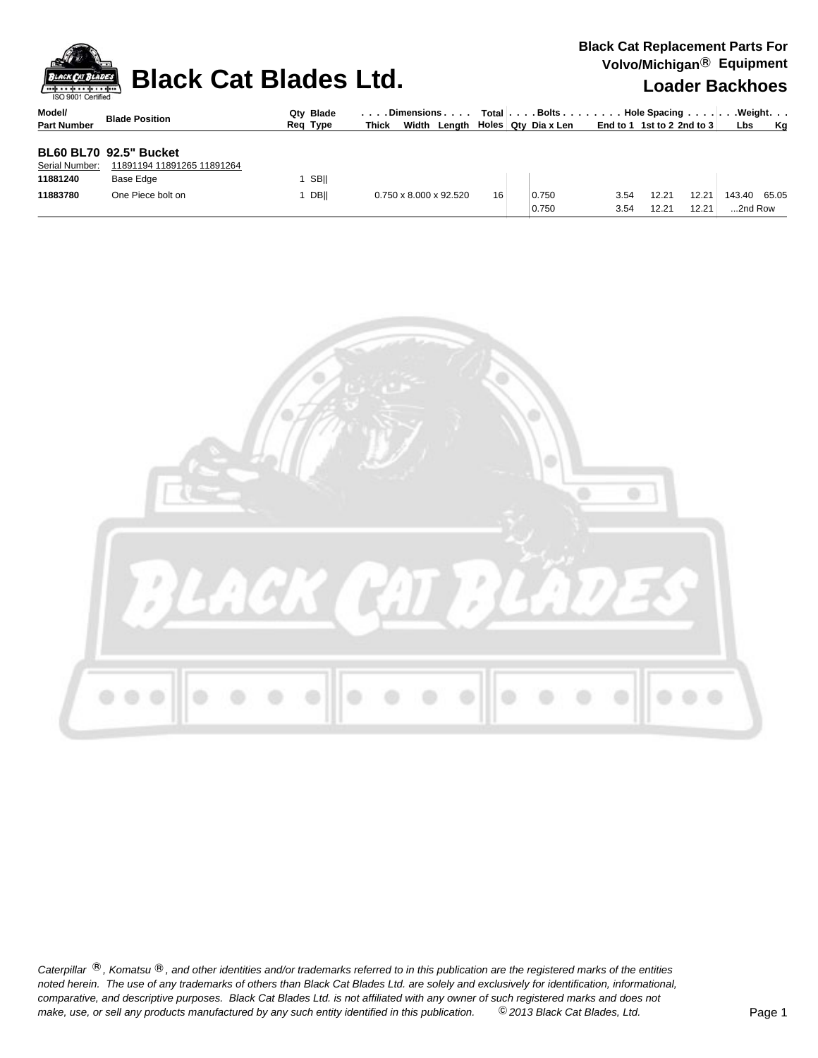# Black Cat Blades Ltd.

**Black Cat Replacement Parts For Volvo/Michigan® Equipment**

## Loader Backhoes

| Model/ Part Number | Blade Position | Qty Req | Blade Type | Dimensions Thick x Width x Length | Total Holes | Bolts Qty | Bolts Dia x Len | Hole Spacing End to 1 | Hole Spacing 1st to 2 | Hole Spacing 2nd to 3 | Weight Lbs | Weight Kg |
|---|---|---|---|---|---|---|---|---|---|---|---|---|
| **BL60 BL70 92.5" Bucket** | | | | | | | | | | | | |
| Serial Number: | 11891194 11891265 11891264 | | | | | | | | | | | |
| **11881240** | Base Edge | 1 | SB\|\| | | | | | | | | | |
| **11883780** | One Piece bolt on | 1 | DB\|\| | 0.750 x 8.000 x 92.520 | 16 | | 0.750 | 3.54 | 12.21 | 12.21 | 143.40 | 65.05 |
| | | | | | | | 0.750 | 3.54 | 12.21 | 12.21 | ...2nd Row | |

*Caterpillar ®, Komatsu ®, and other identities and/or trademarks referred to in this publication are the registered marks of the entities noted herein. The use of any trademarks of others than Black Cat Blades Ltd. are solely and exclusively for identification, informational, comparative, and descriptive purposes. Black Cat Blades Ltd. is not affiliated with any owner of such registered marks and does not make, use, or sell any products manufactured by any such entity identified in this publication. © 2013 Black Cat Blades, Ltd.*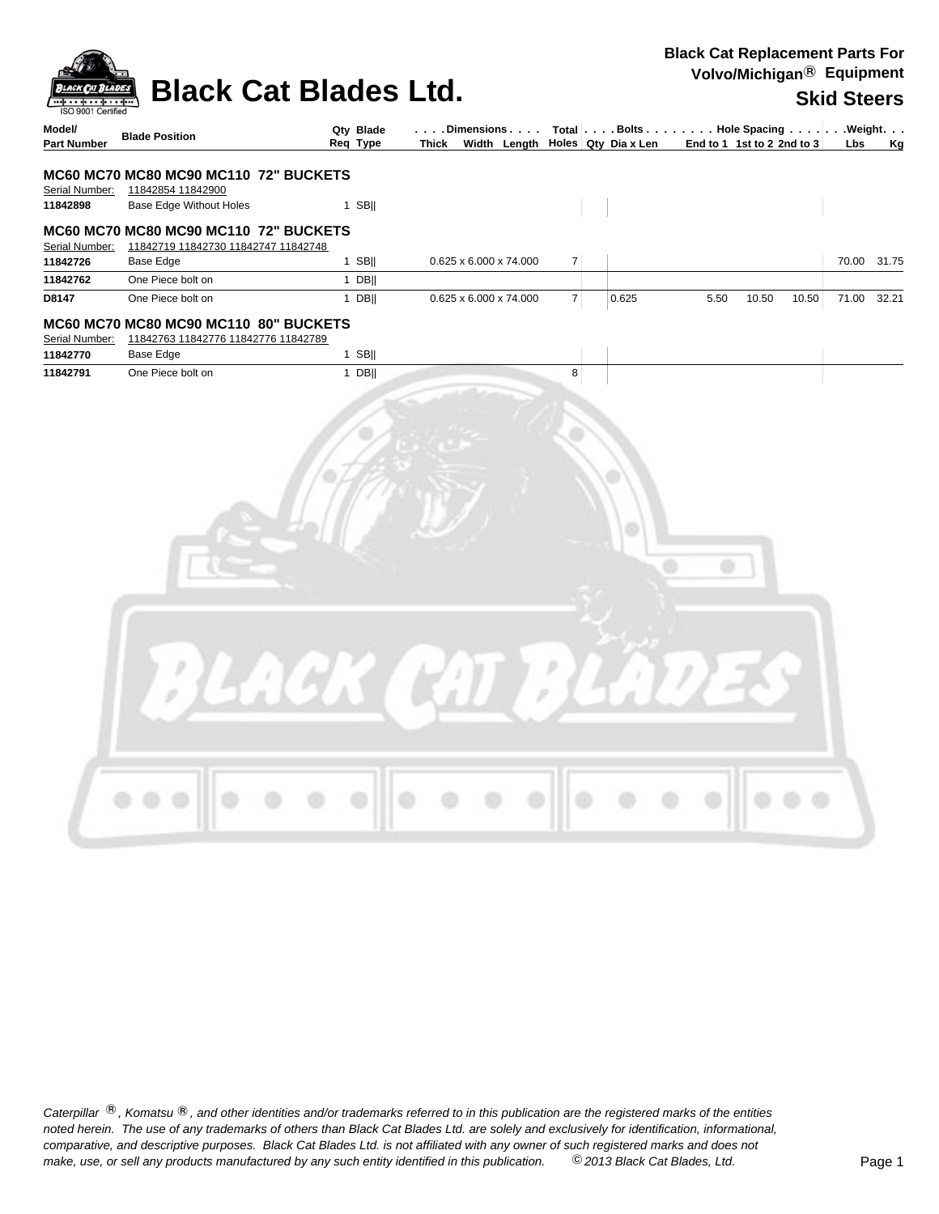# Black Cat Blades Ltd.

**Black Cat Replacement Parts For Volvo/Michigan® Equipment**

**Skid Steers**

| Model/ Part Number | Blade Position | Qty Req | Blade Type | Dimensions Thick x Width x Length | Total Holes | Bolts Qty | Bolts Dia x Len | Hole Spacing End to 1 | Hole Spacing 1st to 2 | Hole Spacing 2nd to 3 | Weight Lbs | Weight Kg |
|---|---|---|---|---|---|---|---|---|---|---|---|---|
| **MC60 MC70 MC80 MC90 MC110 72" BUCKETS** | | | | | | | | | | | | |
| Serial Number: | 11842854 11842900 | | | | | | | | | | | |
| **11842898** | Base Edge Without Holes | 1 | SB|| | | | | | | | | | |
| **MC60 MC70 MC80 MC90 MC110 72" BUCKETS** | | | | | | | | | | | | |
| Serial Number: | 11842719 11842730 11842747 11842748 | | | | | | | | | | | |
| **11842726** | Base Edge | 1 | SB|| | 0.625 x 6.000 x 74.000 | 7 | | | | | | 70.00 | 31.75 |
| **11842762** | One Piece bolt on | 1 | DB|| | | | | | | | | | |
| **D8147** | One Piece bolt on | 1 | DB|| | 0.625 x 6.000 x 74.000 | 7 | | 0.625 | 5.50 | 10.50 | 10.50 | 71.00 | 32.21 |
| **MC60 MC70 MC80 MC90 MC110 80" BUCKETS** | | | | | | | | | | | | |
| Serial Number: | 11842763 11842776 11842776 11842789 | | | | | | | | | | | |
| **11842770** | Base Edge | 1 | SB|| | | | | | | | | | |
| **11842791** | One Piece bolt on | 1 | DB|| | | 8 | | | | | | | |

*Caterpillar ®, Komatsu ®, and other identities and/or trademarks referred to in this publication are the registered marks of the entities noted herein. The use of any trademarks of others than Black Cat Blades Ltd. are solely and exclusively for identification, informational, comparative, and descriptive purposes. Black Cat Blades Ltd. is not affiliated with any owner of such registered marks and does not make, use, or sell any products manufactured by any such entity identified in this publication. © 2013 Black Cat Blades, Ltd.*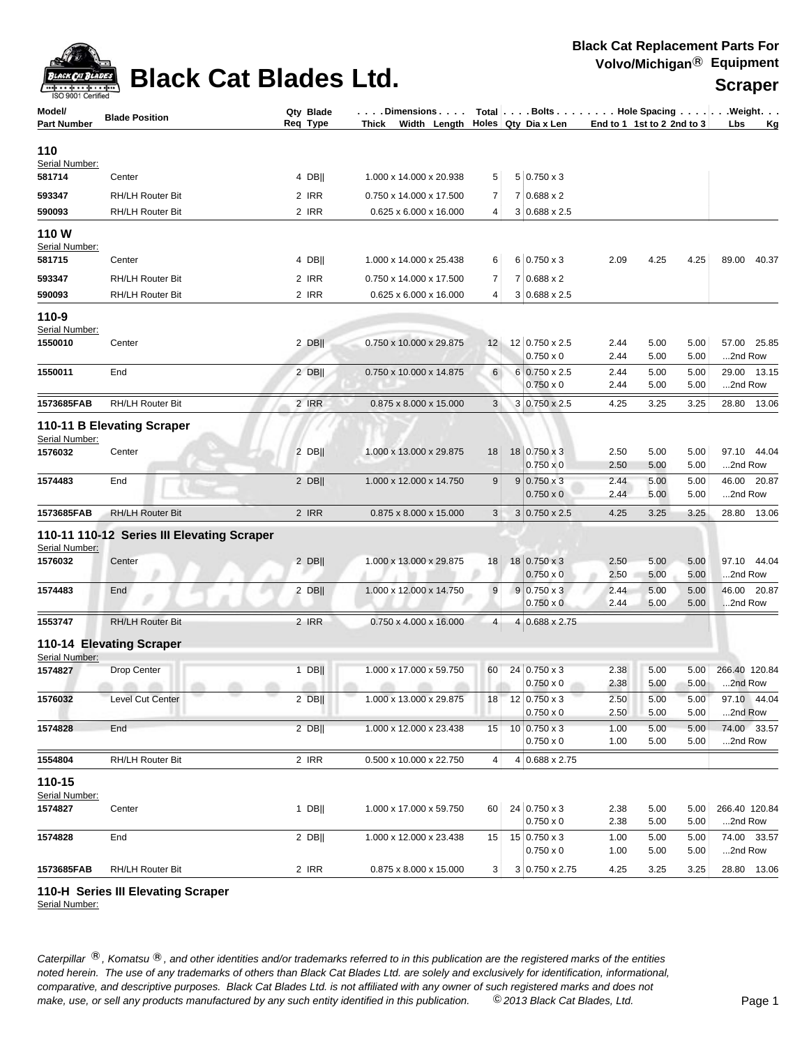# Black Cat Blades Ltd.

**Black Cat Replacement Parts For Volvo/Michigan® Equipment**

**Scraper**

| Model/ Part Number | Blade Position | Qty Req | Blade Type | Dimensions Thick x Width x Length | Total Holes | Bolts Qty | Bolts Dia x Len | Hole Spacing End to 1 | 1st to 2 | 2nd to 3 | Weight Lbs | Weight Kg |
|---|---|---|---|---|---|---|---|---|---|---|---|---|
| **110** | | | | | | | | | | | | |
| Serial Number: | | | | | | | | | | | | |
| **581714** | Center | 4 | DB‖ | 1.000 x 14.000 x 20.938 | 5 | 5 | 0.750 x 3 | | | | | |
| **593347** | RH/LH Router Bit | 2 | IRR | 0.750 x 14.000 x 17.500 | 7 | 7 | 0.688 x 2 | | | | | |
| **590093** | RH/LH Router Bit | 2 | IRR | 0.625 x 6.000 x 16.000 | 4 | 3 | 0.688 x 2.5 | | | | | |
| **110 W** | | | | | | | | | | | | |
| Serial Number: | | | | | | | | | | | | |
| **581715** | Center | 4 | DB‖ | 1.000 x 14.000 x 25.438 | 6 | 6 | 0.750 x 3 | 2.09 | 4.25 | 4.25 | 89.00 | 40.37 |
| **593347** | RH/LH Router Bit | 2 | IRR | 0.750 x 14.000 x 17.500 | 7 | 7 | 0.688 x 2 | | | | | |
| **590093** | RH/LH Router Bit | 2 | IRR | 0.625 x 6.000 x 16.000 | 4 | 3 | 0.688 x 2.5 | | | | | |
| **110-9** | | | | | | | | | | | | |
| Serial Number: | | | | | | | | | | | | |
| **1550010** | Center | 2 | DB‖ | 0.750 x 10.000 x 29.875 | 12 | 12 | 0.750 x 2.5 | 2.44 | 5.00 | 5.00 | 57.00 | 25.85 |
| | | | | | | | 0.750 x 0 | 2.44 | 5.00 | 5.00 | ...2nd Row | |
| **1550011** | End | 2 | DB‖ | 0.750 x 10.000 x 14.875 | 6 | 6 | 0.750 x 2.5 | 2.44 | 5.00 | 5.00 | 29.00 | 13.15 |
| | | | | | | | 0.750 x 0 | 2.44 | 5.00 | 5.00 | ...2nd Row | |
| **1573685FAB** | RH/LH Router Bit | 2 | IRR | 0.875 x 8.000 x 15.000 | 3 | 3 | 0.750 x 2.5 | 4.25 | 3.25 | 3.25 | 28.80 | 13.06 |
| **110-11 B Elevating Scraper** | | | | | | | | | | | | |
| Serial Number: | | | | | | | | | | | | |
| **1576032** | Center | 2 | DB‖ | 1.000 x 13.000 x 29.875 | 18 | 18 | 0.750 x 3 | 2.50 | 5.00 | 5.00 | 97.10 | 44.04 |
| | | | | | | | 0.750 x 0 | 2.50 | 5.00 | 5.00 | ...2nd Row | |
| **1574483** | End | 2 | DB‖ | 1.000 x 12.000 x 14.750 | 9 | 9 | 0.750 x 3 | 2.44 | 5.00 | 5.00 | 46.00 | 20.87 |
| | | | | | | | 0.750 x 0 | 2.44 | 5.00 | 5.00 | ...2nd Row | |
| **1573685FAB** | RH/LH Router Bit | 2 | IRR | 0.875 x 8.000 x 15.000 | 3 | 3 | 0.750 x 2.5 | 4.25 | 3.25 | 3.25 | 28.80 | 13.06 |
| **110-11 110-12 Series III Elevating Scraper** | | | | | | | | | | | | |
| Serial Number: | | | | | | | | | | | | |
| **1576032** | Center | 2 | DB‖ | 1.000 x 13.000 x 29.875 | 18 | 18 | 0.750 x 3 | 2.50 | 5.00 | 5.00 | 97.10 | 44.04 |
| | | | | | | | 0.750 x 0 | 2.50 | 5.00 | 5.00 | ...2nd Row | |
| **1574483** | End | 2 | DB‖ | 1.000 x 12.000 x 14.750 | 9 | 9 | 0.750 x 3 | 2.44 | 5.00 | 5.00 | 46.00 | 20.87 |
| | | | | | | | 0.750 x 0 | 2.44 | 5.00 | 5.00 | ...2nd Row | |
| **1553747** | RH/LH Router Bit | 2 | IRR | 0.750 x 4.000 x 16.000 | 4 | 4 | 0.688 x 2.75 | | | | | |
| **110-14 Elevating Scraper** | | | | | | | | | | | | |
| Serial Number: | | | | | | | | | | | | |
| **1574827** | Drop Center | 1 | DB‖ | 1.000 x 17.000 x 59.750 | 60 | 24 | 0.750 x 3 | 2.38 | 5.00 | 5.00 | 266.40 | 120.84 |
| | | | | | | | 0.750 x 0 | 2.38 | 5.00 | 5.00 | ...2nd Row | |
| **1576032** | Level Cut Center | 2 | DB‖ | 1.000 x 13.000 x 29.875 | 18 | 12 | 0.750 x 3 | 2.50 | 5.00 | 5.00 | 97.10 | 44.04 |
| | | | | | | | 0.750 x 0 | 2.50 | 5.00 | 5.00 | ...2nd Row | |
| **1574828** | End | 2 | DB‖ | 1.000 x 12.000 x 23.438 | 15 | 10 | 0.750 x 3 | 1.00 | 5.00 | 5.00 | 74.00 | 33.57 |
| | | | | | | | 0.750 x 0 | 1.00 | 5.00 | 5.00 | ...2nd Row | |
| **1554804** | RH/LH Router Bit | 2 | IRR | 0.500 x 10.000 x 22.750 | 4 | 4 | 0.688 x 2.75 | | | | | |
| **110-15** | | | | | | | | | | | | |
| Serial Number: | | | | | | | | | | | | |
| **1574827** | Center | 1 | DB‖ | 1.000 x 17.000 x 59.750 | 60 | 24 | 0.750 x 3 | 2.38 | 5.00 | 5.00 | 266.40 | 120.84 |
| | | | | | | | 0.750 x 0 | 2.38 | 5.00 | 5.00 | ...2nd Row | |
| **1574828** | End | 2 | DB‖ | 1.000 x 12.000 x 23.438 | 15 | 15 | 0.750 x 3 | 1.00 | 5.00 | 5.00 | 74.00 | 33.57 |
| | | | | | | | 0.750 x 0 | 1.00 | 5.00 | 5.00 | ...2nd Row | |
| **1573685FAB** | RH/LH Router Bit | 2 | IRR | 0.875 x 8.000 x 15.000 | 3 | 3 | 0.750 x 2.75 | 4.25 | 3.25 | 3.25 | 28.80 | 13.06 |

**110-H Series III Elevating Scraper**

Serial Number:

*Caterpillar ®, Komatsu ®, and other identities and/or trademarks referred to in this publication are the registered marks of the entities noted herein. The use of any trademarks of others than Black Cat Blades Ltd. are solely and exclusively for identification, informational, comparative, and descriptive purposes. Black Cat Blades Ltd. is not affiliated with any owner of such registered marks and does not make, use, or sell any products manufactured by any such entity identified in this publication.* *© 2013 Black Cat Blades, Ltd.*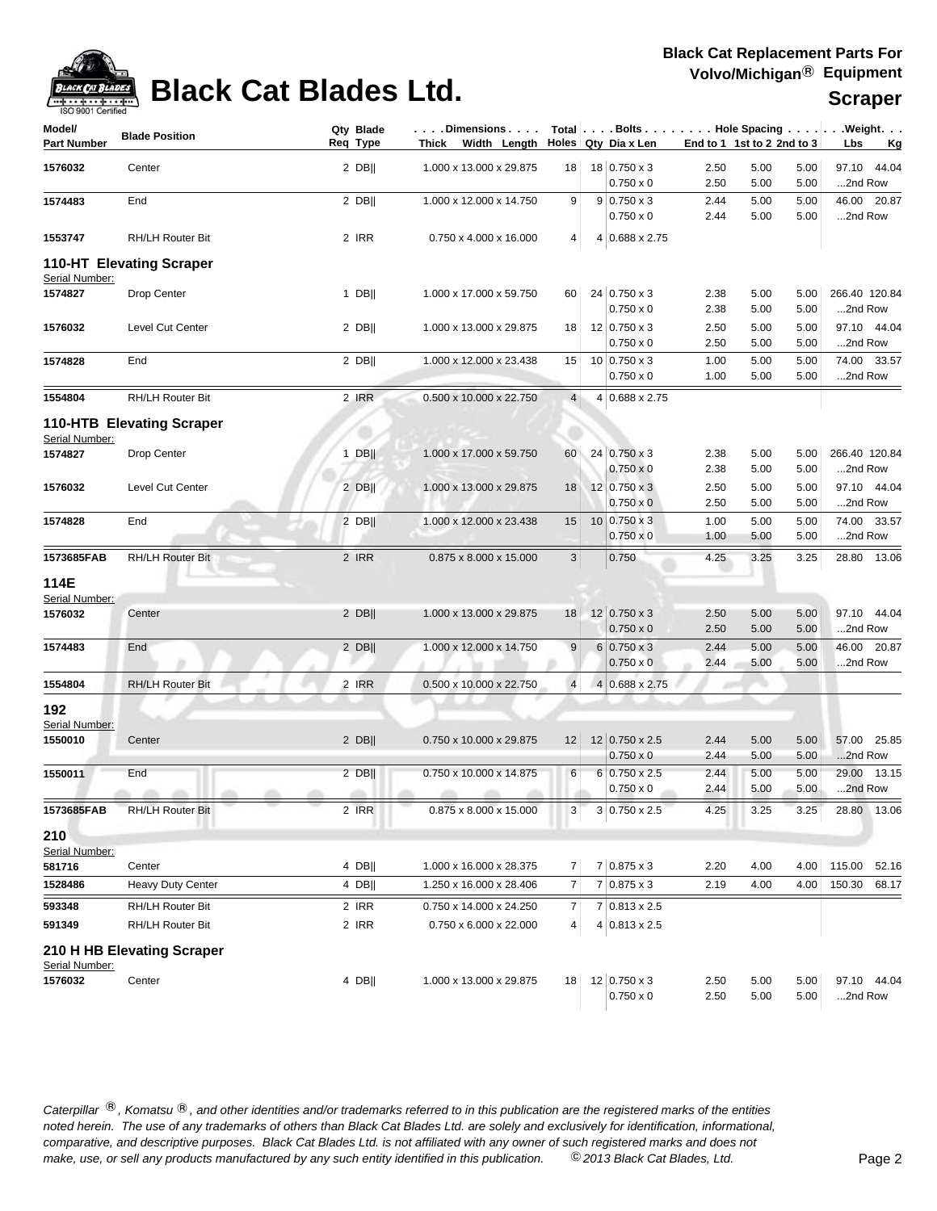# Black Cat Blades Ltd.

**Black Cat Replacement Parts For Volvo/Michigan® Equipment**

**Scraper**

| Model/ Part Number | Blade Position | Qty Req | Blade Type | Dimensions Thick x Width x Length | Total Holes | Bolts Qty | Bolts Dia x Len | Hole Spacing End to 1 | 1st to 2 | 2nd to 3 | Weight Lbs | Weight Kg |
|---|---|---|---|---|---|---|---|---|---|---|---|---|
| 1576032 | Center | 2 | DB‖ | 1.000 x 13.000 x 29.875 | 18 | 18 | 0.750 x 3 | 2.50 | 5.00 | 5.00 | 97.10 | 44.04 |
| | | | | | | | 0.750 x 0 | 2.50 | 5.00 | 5.00 | ...2nd Row | |
| 1574483 | End | 2 | DB‖ | 1.000 x 12.000 x 14.750 | 9 | 9 | 0.750 x 3 | 2.44 | 5.00 | 5.00 | 46.00 | 20.87 |
| | | | | | | | 0.750 x 0 | 2.44 | 5.00 | 5.00 | ...2nd Row | |
| 1553747 | RH/LH Router Bit | 2 | IRR | 0.750 x 4.000 x 16.000 | 4 | 4 | 0.688 x 2.75 | | | | | |
| **110-HT Elevating Scraper** | | | | | | | | | | | | |
| Serial Number: | | | | | | | | | | | | |
| 1574827 | Drop Center | 1 | DB‖ | 1.000 x 17.000 x 59.750 | 60 | 24 | 0.750 x 3 | 2.38 | 5.00 | 5.00 | 266.40 | 120.84 |
| | | | | | | | 0.750 x 0 | 2.38 | 5.00 | 5.00 | ...2nd Row | |
| 1576032 | Level Cut Center | 2 | DB‖ | 1.000 x 13.000 x 29.875 | 18 | 12 | 0.750 x 3 | 2.50 | 5.00 | 5.00 | 97.10 | 44.04 |
| | | | | | | | 0.750 x 0 | 2.50 | 5.00 | 5.00 | ...2nd Row | |
| 1574828 | End | 2 | DB‖ | 1.000 x 12.000 x 23.438 | 15 | 10 | 0.750 x 3 | 1.00 | 5.00 | 5.00 | 74.00 | 33.57 |
| | | | | | | | 0.750 x 0 | 1.00 | 5.00 | 5.00 | ...2nd Row | |
| 1554804 | RH/LH Router Bit | 2 | IRR | 0.500 x 10.000 x 22.750 | 4 | 4 | 0.688 x 2.75 | | | | | |
| **110-HTB Elevating Scraper** | | | | | | | | | | | | |
| Serial Number: | | | | | | | | | | | | |
| 1574827 | Drop Center | 1 | DB‖ | 1.000 x 17.000 x 59.750 | 60 | 24 | 0.750 x 3 | 2.38 | 5.00 | 5.00 | 266.40 | 120.84 |
| | | | | | | | 0.750 x 0 | 2.38 | 5.00 | 5.00 | ...2nd Row | |
| 1576032 | Level Cut Center | 2 | DB‖ | 1.000 x 13.000 x 29.875 | 18 | 12 | 0.750 x 3 | 2.50 | 5.00 | 5.00 | 97.10 | 44.04 |
| | | | | | | | 0.750 x 0 | 2.50 | 5.00 | 5.00 | ...2nd Row | |
| 1574828 | End | 2 | DB‖ | 1.000 x 12.000 x 23.438 | 15 | 10 | 0.750 x 3 | 1.00 | 5.00 | 5.00 | 74.00 | 33.57 |
| | | | | | | | 0.750 x 0 | 1.00 | 5.00 | 5.00 | ...2nd Row | |
| 1573685FAB | RH/LH Router Bit | 2 | IRR | 0.875 x 8.000 x 15.000 | 3 | | 0.750 | 4.25 | 3.25 | 3.25 | 28.80 | 13.06 |
| **114E** | | | | | | | | | | | | |
| Serial Number: | | | | | | | | | | | | |
| 1576032 | Center | 2 | DB‖ | 1.000 x 13.000 x 29.875 | 18 | 12 | 0.750 x 3 | 2.50 | 5.00 | 5.00 | 97.10 | 44.04 |
| | | | | | | | 0.750 x 0 | 2.50 | 5.00 | 5.00 | ...2nd Row | |
| 1574483 | End | 2 | DB‖ | 1.000 x 12.000 x 14.750 | 9 | 6 | 0.750 x 3 | 2.44 | 5.00 | 5.00 | 46.00 | 20.87 |
| | | | | | | | 0.750 x 0 | 2.44 | 5.00 | 5.00 | ...2nd Row | |
| 1554804 | RH/LH Router Bit | 2 | IRR | 0.500 x 10.000 x 22.750 | 4 | 4 | 0.688 x 2.75 | | | | | |
| **192** | | | | | | | | | | | | |
| Serial Number: | | | | | | | | | | | | |
| 1550010 | Center | 2 | DB‖ | 0.750 x 10.000 x 29.875 | 12 | 12 | 0.750 x 2.5 | 2.44 | 5.00 | 5.00 | 57.00 | 25.85 |
| | | | | | | | 0.750 x 0 | 2.44 | 5.00 | 5.00 | ...2nd Row | |
| 1550011 | End | 2 | DB‖ | 0.750 x 10.000 x 14.875 | 6 | 6 | 0.750 x 2.5 | 2.44 | 5.00 | 5.00 | 29.00 | 13.15 |
| | | | | | | | 0.750 x 0 | 2.44 | 5.00 | 5.00 | ...2nd Row | |
| 1573685FAB | RH/LH Router Bit | 2 | IRR | 0.875 x 8.000 x 15.000 | 3 | 3 | 0.750 x 2.5 | 4.25 | 3.25 | 3.25 | 28.80 | 13.06 |
| **210** | | | | | | | | | | | | |
| Serial Number: | | | | | | | | | | | | |
| 581716 | Center | 4 | DB‖ | 1.000 x 16.000 x 28.375 | 7 | 7 | 0.875 x 3 | 2.20 | 4.00 | 4.00 | 115.00 | 52.16 |
| 1528486 | Heavy Duty Center | 4 | DB‖ | 1.250 x 16.000 x 28.406 | 7 | 7 | 0.875 x 3 | 2.19 | 4.00 | 4.00 | 150.30 | 68.17 |
| 593348 | RH/LH Router Bit | 2 | IRR | 0.750 x 14.000 x 24.250 | 7 | 7 | 0.813 x 2.5 | | | | | |
| 591349 | RH/LH Router Bit | 2 | IRR | 0.750 x 6.000 x 22.000 | 4 | 4 | 0.813 x 2.5 | | | | | |
| **210 H HB Elevating Scraper** | | | | | | | | | | | | |
| Serial Number: | | | | | | | | | | | | |
| 1576032 | Center | 4 | DB‖ | 1.000 x 13.000 x 29.875 | 18 | 12 | 0.750 x 3 | 2.50 | 5.00 | 5.00 | 97.10 | 44.04 |
| | | | | | | | 0.750 x 0 | 2.50 | 5.00 | 5.00 | ...2nd Row | |

*Caterpillar ®, Komatsu ®, and other identities and/or trademarks referred to in this publication are the registered marks of the entities noted herein. The use of any trademarks of others than Black Cat Blades Ltd. are solely and exclusively for identification, informational, comparative, and descriptive purposes. Black Cat Blades Ltd. is not affiliated with any owner of such registered marks and does not make, use, or sell any products manufactured by any such entity identified in this publication. © 2013 Black Cat Blades, Ltd.*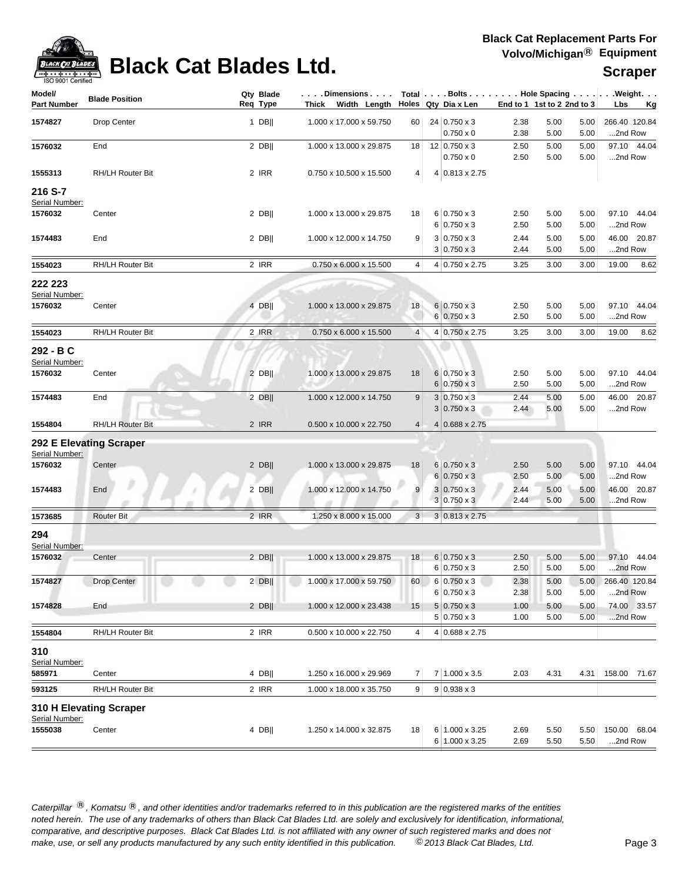# Black Cat Blades Ltd.

**Black Cat Replacement Parts For Volvo/Michigan® Equipment**

**Scraper**

| Model/ Part Number | Blade Position | Qty Req | Blade Type | Dimensions Thick x Width x Length | Total Holes | Bolts Qty | Dia x Len | Hole Spacing End to 1 | 1st to 2 | 2nd to 3 | Weight Lbs | Kg |
|---|---|---|---|---|---|---|---|---|---|---|---|---|
| 1574827 | Drop Center | 1 | DB\|\| | 1.000 x 17.000 x 59.750 | 60 | 24 | 0.750 x 3 | 2.38 | 5.00 | 5.00 | 266.40 | 120.84 |
| | | | | | | | 0.750 x 0 | 2.38 | 5.00 | 5.00 | ...2nd Row | |
| 1576032 | End | 2 | DB\|\| | 1.000 x 13.000 x 29.875 | 18 | 12 | 0.750 x 3 | 2.50 | 5.00 | 5.00 | 97.10 | 44.04 |
| | | | | | | | 0.750 x 0 | 2.50 | 5.00 | 5.00 | ...2nd Row | |
| 1555313 | RH/LH Router Bit | 2 | IRR | 0.750 x 10.500 x 15.500 | 4 | 4 | 0.813 x 2.75 | | | | | |
| **216 S-7** | | | | | | | | | | | | |
| Serial Number: | | | | | | | | | | | | |
| 1576032 | Center | 2 | DB\|\| | 1.000 x 13.000 x 29.875 | 18 | 6 | 0.750 x 3 | 2.50 | 5.00 | 5.00 | 97.10 | 44.04 |
| | | | | | | 6 | 0.750 x 3 | 2.50 | 5.00 | 5.00 | ...2nd Row | |
| 1574483 | End | 2 | DB\|\| | 1.000 x 12.000 x 14.750 | 9 | 3 | 0.750 x 3 | 2.44 | 5.00 | 5.00 | 46.00 | 20.87 |
| | | | | | | 3 | 0.750 x 3 | 2.44 | 5.00 | 5.00 | ...2nd Row | |
| 1554023 | RH/LH Router Bit | 2 | IRR | 0.750 x 6.000 x 15.500 | 4 | 4 | 0.750 x 2.75 | 3.25 | 3.00 | 3.00 | 19.00 | 8.62 |
| **222 223** | | | | | | | | | | | | |
| Serial Number: | | | | | | | | | | | | |
| 1576032 | Center | 4 | DB\|\| | 1.000 x 13.000 x 29.875 | 18 | 6 | 0.750 x 3 | 2.50 | 5.00 | 5.00 | 97.10 | 44.04 |
| | | | | | | 6 | 0.750 x 3 | 2.50 | 5.00 | 5.00 | ...2nd Row | |
| 1554023 | RH/LH Router Bit | 2 | IRR | 0.750 x 6.000 x 15.500 | 4 | 4 | 0.750 x 2.75 | 3.25 | 3.00 | 3.00 | 19.00 | 8.62 |
| **292 - B C** | | | | | | | | | | | | |
| Serial Number: | | | | | | | | | | | | |
| 1576032 | Center | 2 | DB\|\| | 1.000 x 13.000 x 29.875 | 18 | 6 | 0.750 x 3 | 2.50 | 5.00 | 5.00 | 97.10 | 44.04 |
| | | | | | | 6 | 0.750 x 3 | 2.50 | 5.00 | 5.00 | ...2nd Row | |
| 1574483 | End | 2 | DB\|\| | 1.000 x 12.000 x 14.750 | 9 | 3 | 0.750 x 3 | 2.44 | 5.00 | 5.00 | 46.00 | 20.87 |
| | | | | | | 3 | 0.750 x 3 | 2.44 | 5.00 | 5.00 | ...2nd Row | |
| 1554804 | RH/LH Router Bit | 2 | IRR | 0.500 x 10.000 x 22.750 | 4 | 4 | 0.688 x 2.75 | | | | | |
| **292 E Elevating Scraper** | | | | | | | | | | | | |
| Serial Number: | | | | | | | | | | | | |
| 1576032 | Center | 2 | DB\|\| | 1.000 x 13.000 x 29.875 | 18 | 6 | 0.750 x 3 | 2.50 | 5.00 | 5.00 | 97.10 | 44.04 |
| | | | | | | 6 | 0.750 x 3 | 2.50 | 5.00 | 5.00 | ...2nd Row | |
| 1574483 | End | 2 | DB\|\| | 1.000 x 12.000 x 14.750 | 9 | 3 | 0.750 x 3 | 2.44 | 5.00 | 5.00 | 46.00 | 20.87 |
| | | | | | | 3 | 0.750 x 3 | 2.44 | 5.00 | 5.00 | ...2nd Row | |
| 1573685 | Router Bit | 2 | IRR | 1.250 x 8.000 x 15.000 | 3 | 3 | 0.813 x 2.75 | | | | | |
| **294** | | | | | | | | | | | | |
| Serial Number: | | | | | | | | | | | | |
| 1576032 | Center | 2 | DB\|\| | 1.000 x 13.000 x 29.875 | 18 | 6 | 0.750 x 3 | 2.50 | 5.00 | 5.00 | 97.10 | 44.04 |
| | | | | | | 6 | 0.750 x 3 | 2.50 | 5.00 | 5.00 | ...2nd Row | |
| 1574827 | Drop Center | 2 | DB\|\| | 1.000 x 17.000 x 59.750 | 60 | 6 | 0.750 x 3 | 2.38 | 5.00 | 5.00 | 266.40 | 120.84 |
| | | | | | | 6 | 0.750 x 3 | 2.38 | 5.00 | 5.00 | ...2nd Row | |
| 1574828 | End | 2 | DB\|\| | 1.000 x 12.000 x 23.438 | 15 | 5 | 0.750 x 3 | 1.00 | 5.00 | 5.00 | 74.00 | 33.57 |
| | | | | | | 5 | 0.750 x 3 | 1.00 | 5.00 | 5.00 | ...2nd Row | |
| 1554804 | RH/LH Router Bit | 2 | IRR | 0.500 x 10.000 x 22.750 | 4 | 4 | 0.688 x 2.75 | | | | | |
| **310** | | | | | | | | | | | | |
| Serial Number: | | | | | | | | | | | | |
| 585971 | Center | 4 | DB\|\| | 1.250 x 16.000 x 29.969 | 7 | 7 | 1.000 x 3.5 | 2.03 | 4.31 | 4.31 | 158.00 | 71.67 |
| 593125 | RH/LH Router Bit | 2 | IRR | 1.000 x 18.000 x 35.750 | 9 | 9 | 0.938 x 3 | | | | | |
| **310 H Elevating Scraper** | | | | | | | | | | | | |
| Serial Number: | | | | | | | | | | | | |
| 1555038 | Center | 4 | DB\|\| | 1.250 x 14.000 x 32.875 | 18 | 6 | 1.000 x 3.25 | 2.69 | 5.50 | 5.50 | 150.00 | 68.04 |
| | | | | | | 6 | 1.000 x 3.25 | 2.69 | 5.50 | 5.50 | ...2nd Row | |

*Caterpillar ®, Komatsu ®, and other identities and/or trademarks referred to in this publication are the registered marks of the entities noted herein. The use of any trademarks of others than Black Cat Blades Ltd. are solely and exclusively for identification, informational, comparative, and descriptive purposes. Black Cat Blades Ltd. is not affiliated with any owner of such registered marks and does not make, use, or sell any products manufactured by any such entity identified in this publication. © 2013 Black Cat Blades, Ltd.*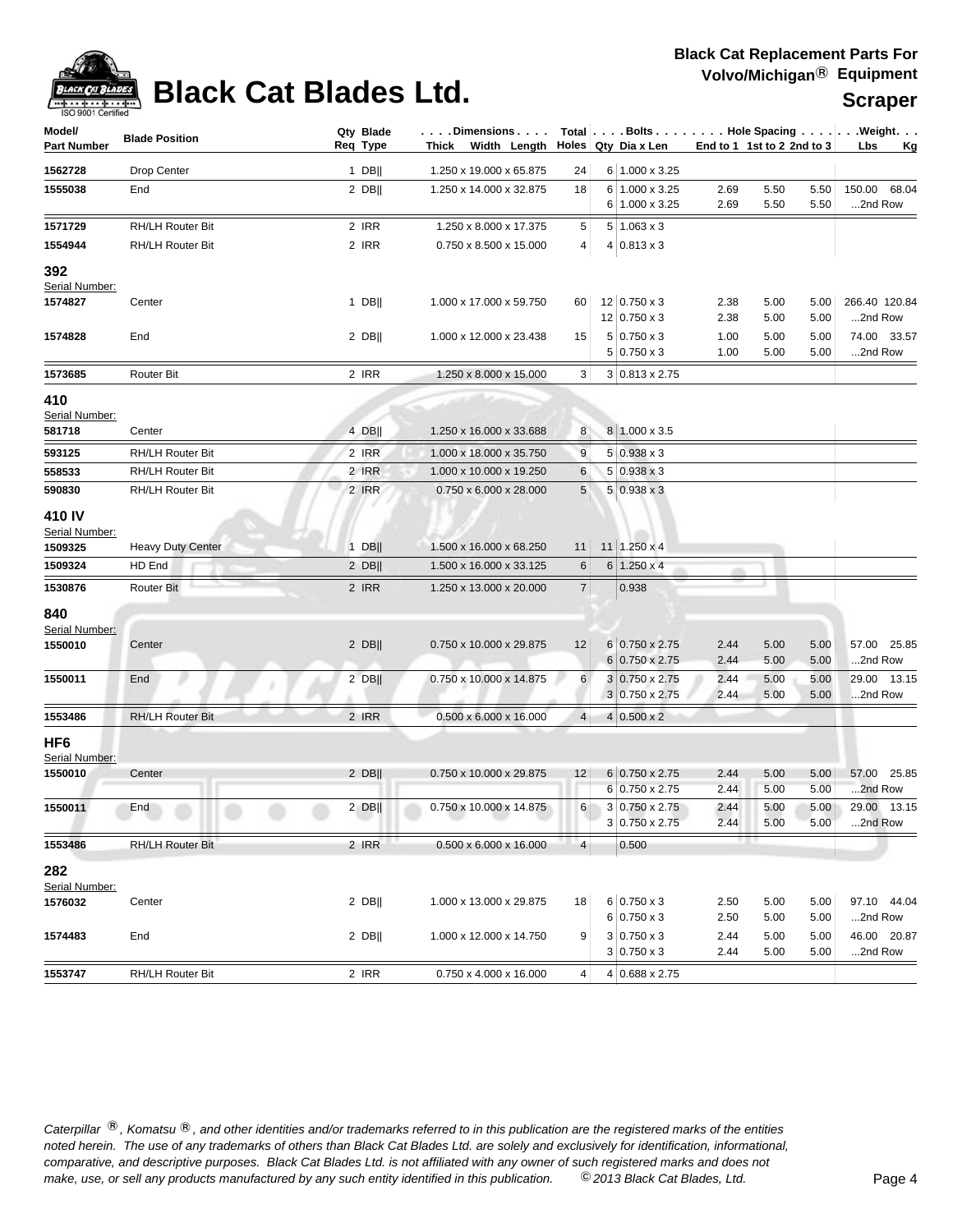# Black Cat Blades Ltd.

**Black Cat Replacement Parts For Volvo/Michigan® Equipment**

**Scraper**

| Model/ Part Number | Blade Position | Qty Req | Blade Type | Dimensions Thick x Width x Length | Total Holes | Bolts Qty | Bolts Dia x Len | End to 1 | 1st to 2 | 2nd to 3 | Weight Lbs | Weight Kg |
|---|---|---|---|---|---|---|---|---|---|---|---|---|
| 1562728 | Drop Center | 1 | DB‖ | 1.250 x 19.000 x 65.875 | 24 | 6 | 1.000 x 3.25 | | | | | |
| 1555038 | End | 2 | DB‖ | 1.250 x 14.000 x 32.875 | 18 | 6 | 1.000 x 3.25 | 2.69 | 5.50 | 5.50 | 150.00 | 68.04 |
| | | | | | | 6 | 1.000 x 3.25 | 2.69 | 5.50 | 5.50 | ...2nd Row | |
| 1571729 | RH/LH Router Bit | 2 | IRR | 1.250 x 8.000 x 17.375 | 5 | 5 | 1.063 x 3 | | | | | |
| 1554944 | RH/LH Router Bit | 2 | IRR | 0.750 x 8.500 x 15.000 | 4 | 4 | 0.813 x 3 | | | | | |
| **392** Serial Number: | | | | | | | | | | | | |
| 1574827 | Center | 1 | DB‖ | 1.000 x 17.000 x 59.750 | 60 | 12 | 0.750 x 3 | 2.38 | 5.00 | 5.00 | 266.40 | 120.84 |
| | | | | | | 12 | 0.750 x 3 | 2.38 | 5.00 | 5.00 | ...2nd Row | |
| 1574828 | End | 2 | DB‖ | 1.000 x 12.000 x 23.438 | 15 | 5 | 0.750 x 3 | 1.00 | 5.00 | 5.00 | 74.00 | 33.57 |
| | | | | | | 5 | 0.750 x 3 | 1.00 | 5.00 | 5.00 | ...2nd Row | |
| 1573685 | Router Bit | 2 | IRR | 1.250 x 8.000 x 15.000 | 3 | 3 | 0.813 x 2.75 | | | | | |
| **410** Serial Number: | | | | | | | | | | | | |
| 581718 | Center | 4 | DB‖ | 1.250 x 16.000 x 33.688 | 8 | 8 | 1.000 x 3.5 | | | | | |
| 593125 | RH/LH Router Bit | 2 | IRR | 1.000 x 18.000 x 35.750 | 9 | 5 | 0.938 x 3 | | | | | |
| 558533 | RH/LH Router Bit | 2 | IRR | 1.000 x 10.000 x 19.250 | 6 | 5 | 0.938 x 3 | | | | | |
| 590830 | RH/LH Router Bit | 2 | IRR | 0.750 x 6.000 x 28.000 | 5 | 5 | 0.938 x 3 | | | | | |
| **410 IV** Serial Number: | | | | | | | | | | | | |
| 1509325 | Heavy Duty Center | 1 | DB‖ | 1.500 x 16.000 x 68.250 | 11 | 11 | 1.250 x 4 | | | | | |
| 1509324 | HD End | 2 | DB‖ | 1.500 x 16.000 x 33.125 | 6 | 6 | 1.250 x 4 | | | | | |
| 1530876 | Router Bit | 2 | IRR | 1.250 x 13.000 x 20.000 | 7 | | 0.938 | | | | | |
| **840** Serial Number: | | | | | | | | | | | | |
| 1550010 | Center | 2 | DB‖ | 0.750 x 10.000 x 29.875 | 12 | 6 | 0.750 x 2.75 | 2.44 | 5.00 | 5.00 | 57.00 | 25.85 |
| | | | | | | 6 | 0.750 x 2.75 | 2.44 | 5.00 | 5.00 | ...2nd Row | |
| 1550011 | End | 2 | DB‖ | 0.750 x 10.000 x 14.875 | 6 | 3 | 0.750 x 2.75 | 2.44 | 5.00 | 5.00 | 29.00 | 13.15 |
| | | | | | | 3 | 0.750 x 2.75 | 2.44 | 5.00 | 5.00 | ...2nd Row | |
| 1553486 | RH/LH Router Bit | 2 | IRR | 0.500 x 6.000 x 16.000 | 4 | 4 | 0.500 x 2 | | | | | |
| **HF6** Serial Number: | | | | | | | | | | | | |
| 1550010 | Center | 2 | DB‖ | 0.750 x 10.000 x 29.875 | 12 | 6 | 0.750 x 2.75 | 2.44 | 5.00 | 5.00 | 57.00 | 25.85 |
| | | | | | | 6 | 0.750 x 2.75 | 2.44 | 5.00 | 5.00 | ...2nd Row | |
| 1550011 | End | 2 | DB‖ | 0.750 x 10.000 x 14.875 | 6 | 3 | 0.750 x 2.75 | 2.44 | 5.00 | 5.00 | 29.00 | 13.15 |
| | | | | | | 3 | 0.750 x 2.75 | 2.44 | 5.00 | 5.00 | ...2nd Row | |
| 1553486 | RH/LH Router Bit | 2 | IRR | 0.500 x 6.000 x 16.000 | 4 | | 0.500 | | | | | |
| **282** Serial Number: | | | | | | | | | | | | |
| 1576032 | Center | 2 | DB‖ | 1.000 x 13.000 x 29.875 | 18 | 6 | 0.750 x 3 | 2.50 | 5.00 | 5.00 | 97.10 | 44.04 |
| | | | | | | 6 | 0.750 x 3 | 2.50 | 5.00 | 5.00 | ...2nd Row | |
| 1574483 | End | 2 | DB‖ | 1.000 x 12.000 x 14.750 | 9 | 3 | 0.750 x 3 | 2.44 | 5.00 | 5.00 | 46.00 | 20.87 |
| | | | | | | 3 | 0.750 x 3 | 2.44 | 5.00 | 5.00 | ...2nd Row | |
| 1553747 | RH/LH Router Bit | 2 | IRR | 0.750 x 4.000 x 16.000 | 4 | 4 | 0.688 x 2.75 | | | | | |

*Caterpillar ®, Komatsu ®, and other identities and/or trademarks referred to in this publication are the registered marks of the entities noted herein. The use of any trademarks of others than Black Cat Blades Ltd. are solely and exclusively for identification, informational, comparative, and descriptive purposes. Black Cat Blades Ltd. is not affiliated with any owner of such registered marks and does not make, use, or sell any products manufactured by any such entity identified in this publication. © 2013 Black Cat Blades, Ltd.*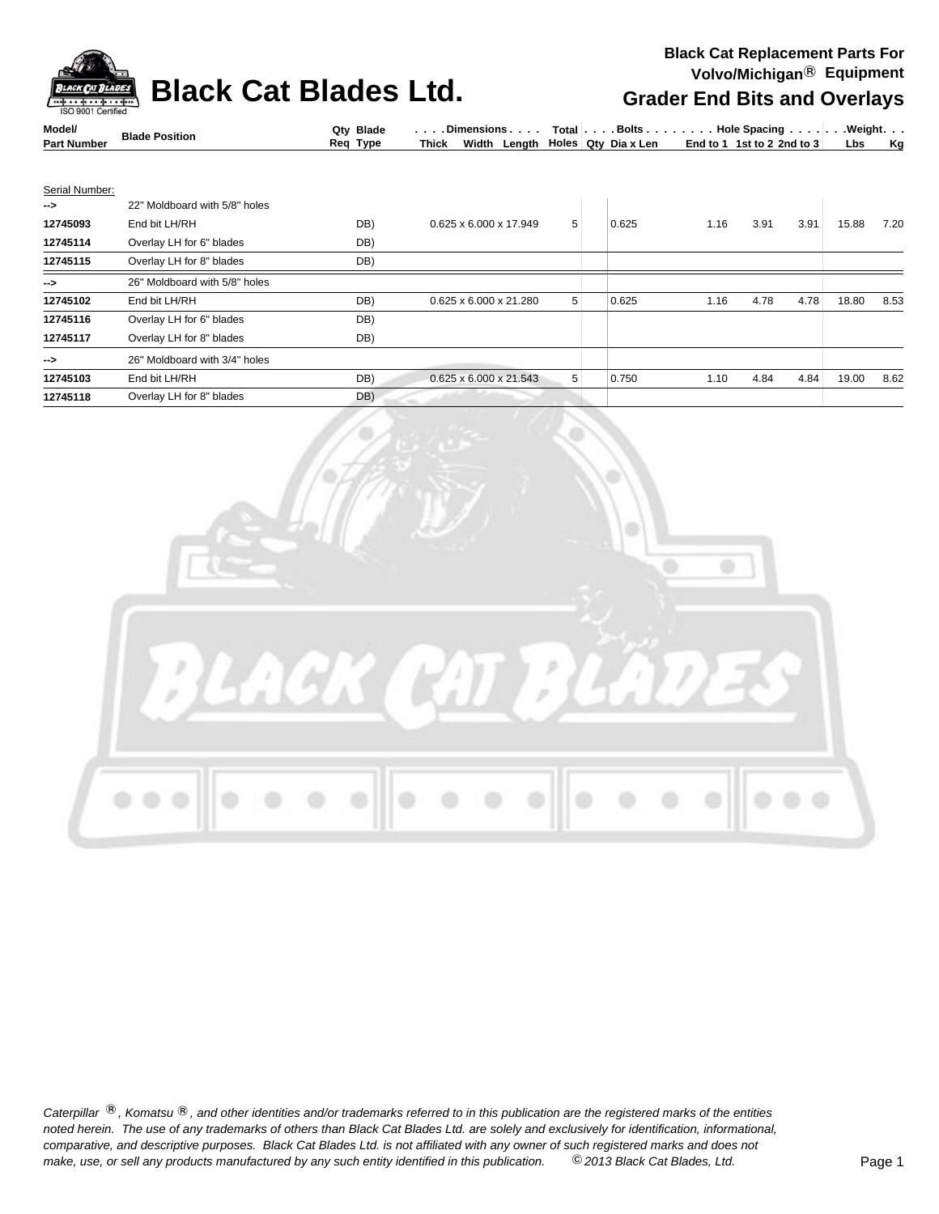Black Cat Replacement Parts For
Volvo/Michigan® Equipment

# Black Cat Blades Ltd.

## Grader End Bits and Overlays

| Model/ Part Number | Blade Position | Qty Req | Blade Type | Dimensions Thick Width Length | Total Holes | Bolts Qty | Dia x Len | Hole Spacing End to 1 | 1st to 2 | 2nd to 3 | Weight Lbs | Kg |
|---|---|---|---|---|---|---|---|---|---|---|---|---|
| Serial Number: | | | | | | | | | | | | |
| --> | 22" Moldboard with 5/8" holes | | | | | | | | | | | |
| 12745093 | End bit LH/RH | | DB) | 0.625 x 6.000 x 17.949 | 5 | | 0.625 | 1.16 | 3.91 | 3.91 | 15.88 | 7.20 |
| 12745114 | Overlay LH for 6" blades | | DB) | | | | | | | | | |
| 12745115 | Overlay LH for 8" blades | | DB) | | | | | | | | | |
| --> | 26" Moldboard with 5/8" holes | | | | | | | | | | | |
| 12745102 | End bit LH/RH | | DB) | 0.625 x 6.000 x 21.280 | 5 | | 0.625 | 1.16 | 4.78 | 4.78 | 18.80 | 8.53 |
| 12745116 | Overlay LH for 6" blades | | DB) | | | | | | | | | |
| 12745117 | Overlay LH for 8" blades | | DB) | | | | | | | | | |
| --> | 26" Moldboard with 3/4" holes | | | | | | | | | | | |
| 12745103 | End bit LH/RH | | DB) | 0.625 x 6.000 x 21.543 | 5 | | 0.750 | 1.10 | 4.84 | 4.84 | 19.00 | 8.62 |
| 12745118 | Overlay LH for 8" blades | | DB) | | | | | | | | | |

*Caterpillar ®, Komatsu ®, and other identities and/or trademarks referred to in this publication are the registered marks of the entities noted herein. The use of any trademarks of others than Black Cat Blades Ltd. are solely and exclusively for identification, informational, comparative, and descriptive purposes. Black Cat Blades Ltd. is not affiliated with any owner of such registered marks and does not make, use, or sell any products manufactured by any such entity identified in this publication. © 2013 Black Cat Blades, Ltd.*